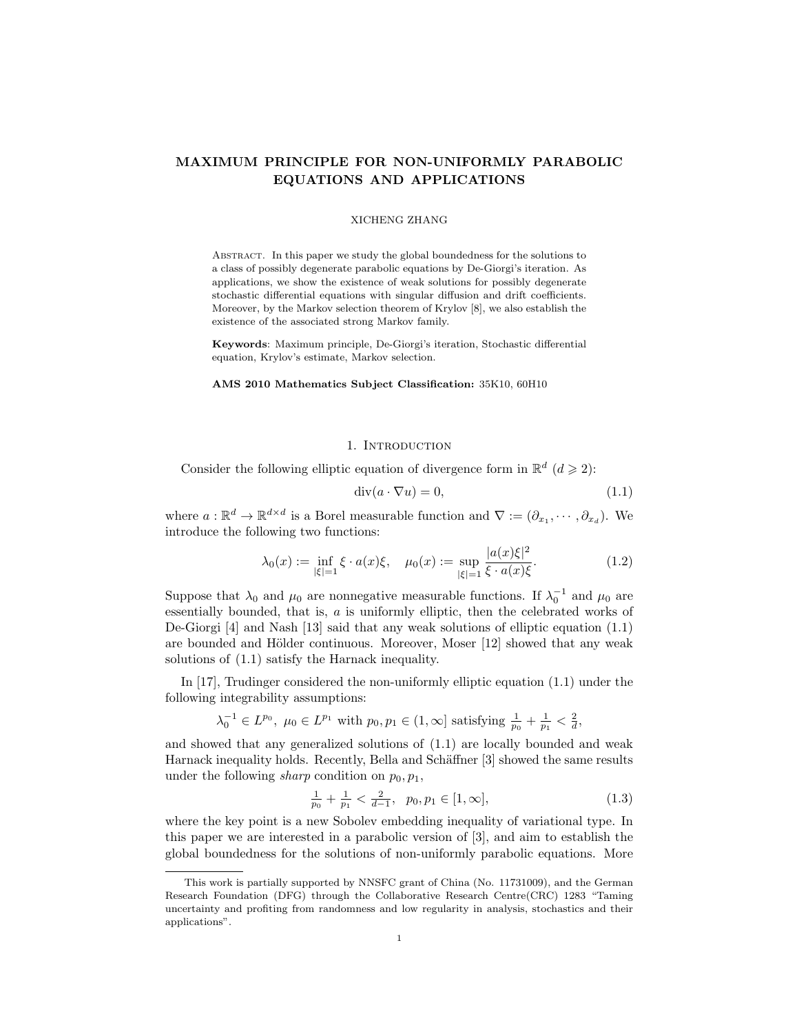# MAXIMUM PRINCIPLE FOR NON-UNIFORMLY PARABOLIC EQUATIONS AND APPLICATIONS

XICHENG ZHANG

Abstract. In this paper we study the global boundedness for the solutions to a class of possibly degenerate parabolic equations by De-Giorgi's iteration. As applications, we show the existence of weak solutions for possibly degenerate stochastic differential equations with singular diffusion and drift coefficients. Moreover, by the Markov selection theorem of Krylov [8], we also establish the existence of the associated strong Markov family.

**Keywords**: Maximum principle, De-Giorgi's iteration, Stochastic differential equation, Krylov's estimate, Markov selection.

**AMS 2010 Mathematics Subject Classification:** 35K10, 60H10

## 1. Introduction

Consider the following elliptic equation of divergence form in $\mathbb{R}^d$ ($d \geqslant 2$):

$$\mathrm{div}(a \cdot \nabla u) = 0, \tag{1.1}$$

where $a : \mathbb{R}^d \to \mathbb{R}^{d\times d}$ is a Borel measurable function and $\nabla := (\partial_{x_1}, \cdots, \partial_{x_d})$. We introduce the following two functions:

$$\lambda_0(x) := \inf_{|\xi|=1} \xi \cdot a(x)\xi, \quad \mu_0(x) := \sup_{|\xi|=1} \frac{|a(x)\xi|^2}{\xi \cdot a(x)\xi}. \tag{1.2}$$

Suppose that $\lambda_0$ and $\mu_0$ are nonnegative measurable functions. If $\lambda_0^{-1}$ and $\mu_0$ are essentially bounded, that is, $a$ is uniformly elliptic, then the celebrated works of De-Giorgi [4] and Nash [13] said that any weak solutions of elliptic equation (1.1) are bounded and Hölder continuous. Moreover, Moser [12] showed that any weak solutions of (1.1) satisfy the Harnack inequality.

In [17], Trudinger considered the non-uniformly elliptic equation (1.1) under the following integrability assumptions:

$$\lambda_0^{-1} \in L^{p_0},\ \mu_0 \in L^{p_1} \text{ with } p_0, p_1 \in (1, \infty] \text{ satisfying } \tfrac{1}{p_0} + \tfrac{1}{p_1} < \tfrac{2}{d},$$

and showed that any generalized solutions of (1.1) are locally bounded and weak Harnack inequality holds. Recently, Bella and Schäffner [3] showed the same results under the following *sharp* condition on $p_0, p_1$,

$$\tfrac{1}{p_0} + \tfrac{1}{p_1} < \tfrac{2}{d-1}, \quad p_0, p_1 \in [1, \infty], \tag{1.3}$$

where the key point is a new Sobolev embedding inequality of variational type. In this paper we are interested in a parabolic version of [3], and aim to establish the global boundedness for the solutions of non-uniformly parabolic equations. More

This work is partially supported by NNSFC grant of China (No. 11731009), and the German Research Foundation (DFG) through the Collaborative Research Centre(CRC) 1283 "Taming uncertainty and profiting from randomness and low regularity in analysis, stochastics and their applications".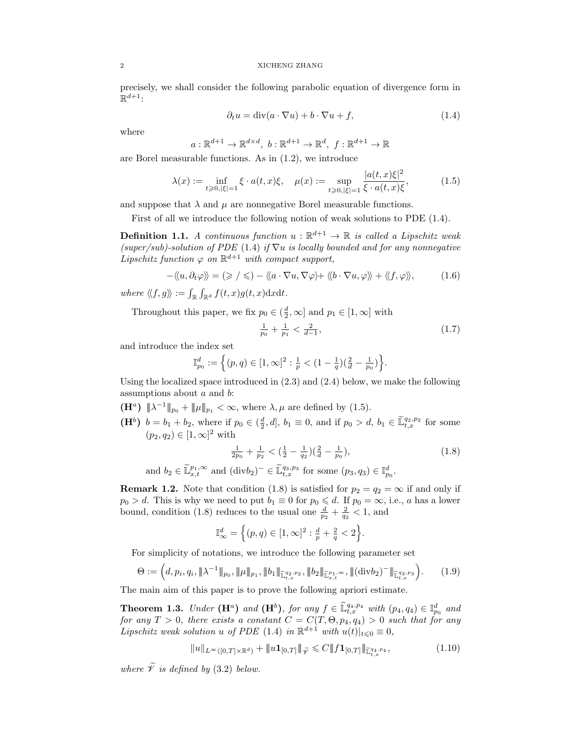precisely, we shall consider the following parabolic equation of divergence form in $\mathbb{R}^{d+1}$:

$$\partial_t u = \mathrm{div}(a \cdot \nabla u) + b \cdot \nabla u + f, \tag{1.4}$$

where

$$a : \mathbb{R}^{d+1} \to \mathbb{R}^{d\times d},\ b : \mathbb{R}^{d+1} \to \mathbb{R}^d,\ f : \mathbb{R}^{d+1} \to \mathbb{R}$$

are Borel measurable functions. As in (1.2), we introduce

$$\lambda(x) := \inf_{t\geqslant 0, |\xi|=1} \xi \cdot a(t,x)\xi, \quad \mu(x) := \sup_{t\geqslant 0,|\xi|=1} \frac{|a(t,x)\xi|^2}{\xi \cdot a(t,x)\xi}, \tag{1.5}$$

and suppose that $\lambda$ and $\mu$ are nonnegative Borel measurable functions.

First of all we introduce the following notion of weak solutions to PDE (1.4).

**Definition 1.1.** *A continuous function $u : \mathbb{R}^{d+1} \to \mathbb{R}$ is called a Lipschitz weak (super/sub)-solution of PDE (1.4) if $\nabla u$ is locally bounded and for any nonnegative Lipschitz function $\varphi$ on $\mathbb{R}^{d+1}$ with compact support,*

$$-\langle\!\langle u, \partial_t \varphi\rangle\!\rangle = (\geqslant / \leqslant) - \langle\!\langle a \cdot \nabla u, \nabla\varphi\rangle\!\rangle + \langle\!\langle b \cdot \nabla u, \varphi\rangle\!\rangle + \langle\!\langle f, \varphi\rangle\!\rangle, \tag{1.6}$$

*where $\langle\!\langle f, g\rangle\!\rangle := \int_{\mathbb{R}}\int_{\mathbb{R}^d} f(t,x)g(t,x)\mathrm{d}x\mathrm{d}t$.*

Throughout this paper, we fix $p_0 \in (\frac{d}{2}, \infty]$ and $p_1 \in [1, \infty]$ with

$$\tfrac{1}{p_0} + \tfrac{1}{p_1} < \tfrac{2}{d-1}, \tag{1.7}$$

and introduce the index set

$$\mathbb{I}^d_{p_0} := \Big\{(p, q) \in [1, \infty]^2 : \tfrac{1}{p} < (1 - \tfrac{1}{q})(\tfrac{2}{d} - \tfrac{1}{p_0})\Big\}.$$

Using the localized space introduced in (2.3) and (2.4) below, we make the following assumptions about $a$ and $b$:

**(H$^a$)** $|\!|\!|\lambda^{-1}|\!|\!|_{p_0} + |\!|\!|\mu|\!|\!|_{p_1} < \infty$, where $\lambda, \mu$ are defined by (1.5).

**(H$^b$)** $b = b_1 + b_2$, where if $p_0 \in (\frac{d}{2}, d]$, $b_1 \equiv 0$, and if $p_0 > d$, $b_1 \in \widetilde{\mathbb{L}}^{q_2,p_2}_{t,x}$ for some $(p_2, q_2) \in [1, \infty]^2$ with

$$\tfrac{1}{2p_0} + \tfrac{1}{p_2} < (\tfrac{1}{2} - \tfrac{1}{q_2})(\tfrac{2}{d} - \tfrac{1}{p_0}), \tag{1.8}$$

and $b_2 \in \widetilde{\mathbb{L}}^{p_1,\infty}_{x,t}$ and $(\mathrm{div} b_2)^- \in \widetilde{\mathbb{L}}^{q_3,p_3}_{t,x}$ for some $(p_3, q_3) \in \mathbb{I}^d_{p_0}$.

**Remark 1.2.** Note that condition (1.8) is satisfied for $p_2 = q_2 = \infty$ if and only if $p_0 > d$. This is why we need to put $b_1 \equiv 0$ for $p_0 \leqslant d$. If $p_0 = \infty$, i.e., $a$ has a lower bound, condition (1.8) reduces to the usual one $\frac{d}{p_2} + \frac{2}{q_2} < 1$, and

$$\mathbb{I}^d_\infty = \Big\{(p, q) \in [1, \infty]^2 : \tfrac{d}{p} + \tfrac{2}{q} < 2\Big\}.$$

For simplicity of notations, we introduce the following parameter set

$$\Theta := \Big(d, p_i, q_i, |\!|\!|\lambda^{-1}|\!|\!|_{p_0}, |\!|\!|\mu|\!|\!|_{p_1}, |\!|\!|b_1|\!|\!|_{\widetilde{\mathbb{L}}^{q_2,p_2}_{t,x}}, |\!|\!|b_2|\!|\!|_{\widetilde{\mathbb{L}}^{p_1,\infty}_{x,t}}, |\!|\!|(\mathrm{div} b_2)^-|\!|\!|_{\widetilde{\mathbb{L}}^{q_3,p_3}_{t,x}}\Big). \tag{1.9}$$

The main aim of this paper is to prove the following apriori estimate.

**Theorem 1.3.** *Under* **(H$^a$)** *and* **(H$^b$)**, *for any $f \in \widetilde{\mathbb{L}}^{q_4,p_4}_{t,x}$ with $(p_4, q_4) \in \mathbb{I}^d_{p_0}$ and for any $T > 0$, there exists a constant $C = C(T, \Theta, p_4, q_4) > 0$ such that for any Lipschitz weak solution $u$ of PDE (1.4) in $\mathbb{R}^{d+1}$ with $u(t)|_{t\leqslant 0} \equiv 0$,*

$$\|u\|_{L^\infty([0,T]\times\mathbb{R}^d)} + |\!|\!|u\mathbf{1}_{[0,T]}|\!|\!|_{\widetilde{\mathscr{V}}} \leqslant C|\!|\!|f\mathbf{1}_{[0,T]}|\!|\!|_{\widetilde{\mathbb{L}}^{q_4,p_4}_{t,x}}, \tag{1.10}$$

*where $\widetilde{\mathscr{V}}$ is defined by (3.2) below.*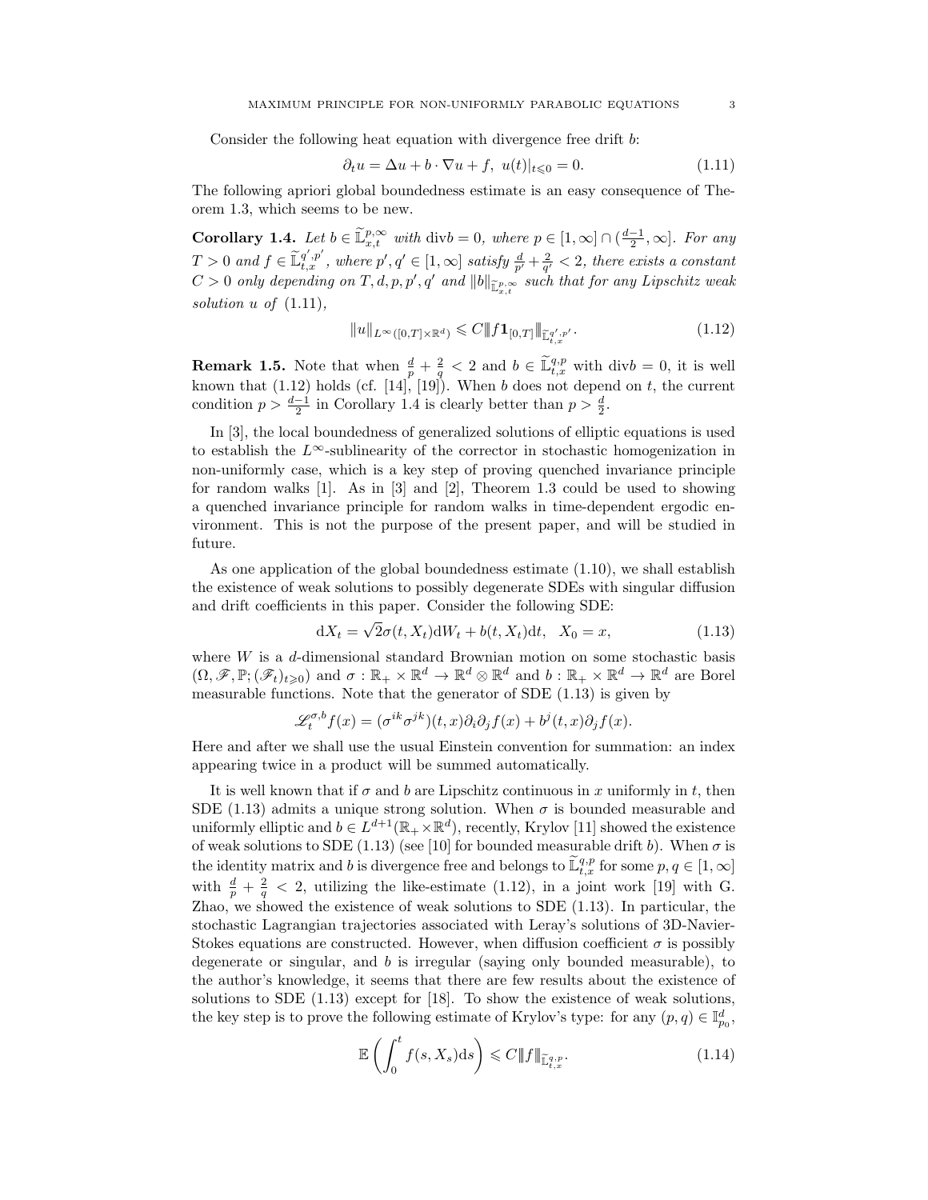Consider the following heat equation with divergence free drift $b$:

$$\partial_t u = \Delta u + b \cdot \nabla u + f, \ u(t)|_{t\leqslant 0} = 0. \tag{1.11}$$

The following apriori global boundedness estimate is an easy consequence of Theorem 1.3, which seems to be new.

**Corollary 1.4.** *Let $b \in \widetilde{\mathbb{L}}^{p,\infty}_{x,t}$ with $\mathrm{div} b = 0$, where $p \in [1,\infty] \cap (\frac{d-1}{2}, \infty]$. For any $T > 0$ and $f \in \widetilde{\mathbb{L}}^{q',p'}_{t,x}$, where $p', q' \in [1, \infty]$ satisfy $\frac{d}{p'} + \frac{2}{q'} < 2$, there exists a constant $C > 0$ only depending on $T, d, p, p', q'$ and $\|b\|_{\widetilde{\mathbb{L}}^{p,\infty}_{x,t}}$ such that for any Lipschitz weak solution $u$ of (1.11),*

$$\|u\|_{L^\infty([0,T]\times\mathbb{R}^d)} \leqslant C |\!|\!| f \mathbf{1}_{[0,T]} |\!|\!|_{\widetilde{\mathbb{L}}^{q',p'}_{t,x}}. \tag{1.12}$$

**Remark 1.5.** Note that when $\frac{d}{p} + \frac{2}{q} < 2$ and $b \in \widetilde{\mathbb{L}}^{q,p}_{t,x}$ with $\mathrm{div} b = 0$, it is well known that (1.12) holds (cf. [14], [19]). When $b$ does not depend on $t$, the current condition $p > \frac{d-1}{2}$ in Corollary 1.4 is clearly better than $p > \frac{d}{2}$.

In [3], the local boundedness of generalized solutions of elliptic equations is used to establish the $L^\infty$-sublinearity of the corrector in stochastic homogenization in non-uniformly case, which is a key step of proving quenched invariance principle for random walks [1]. As in [3] and [2], Theorem 1.3 could be used to showing a quenched invariance principle for random walks in time-dependent ergodic environment. This is not the purpose of the present paper, and will be studied in future.

As one application of the global boundedness estimate (1.10), we shall establish the existence of weak solutions to possibly degenerate SDEs with singular diffusion and drift coefficients in this paper. Consider the following SDE:

$$\mathrm{d}X_t = \sqrt{2}\sigma(t, X_t)\mathrm{d}W_t + b(t, X_t)\mathrm{d}t, \quad X_0 = x, \tag{1.13}$$

where $W$ is a $d$-dimensional standard Brownian motion on some stochastic basis $(\Omega, \mathscr{F}, \mathbb{P}; (\mathscr{F}_t)_{t\geqslant 0})$ and $\sigma : \mathbb{R}_+ \times \mathbb{R}^d \to \mathbb{R}^d \otimes \mathbb{R}^d$ and $b : \mathbb{R}_+ \times \mathbb{R}^d \to \mathbb{R}^d$ are Borel measurable functions. Note that the generator of SDE (1.13) is given by

$$\mathscr{L}^{\sigma,b}_t f(x) = (\sigma^{ik}\sigma^{jk})(t, x)\partial_i\partial_j f(x) + b^j(t, x)\partial_j f(x).$$

Here and after we shall use the usual Einstein convention for summation: an index appearing twice in a product will be summed automatically.

It is well known that if $\sigma$ and $b$ are Lipschitz continuous in $x$ uniformly in $t$, then SDE (1.13) admits a unique strong solution. When $\sigma$ is bounded measurable and uniformly elliptic and $b \in L^{d+1}(\mathbb{R}_+ \times \mathbb{R}^d)$, recently, Krylov [11] showed the existence of weak solutions to SDE (1.13) (see [10] for bounded measurable drift $b$). When $\sigma$ is the identity matrix and $b$ is divergence free and belongs to $\widetilde{\mathbb{L}}^{q,p}_{t,x}$ for some $p, q \in [1, \infty]$ with $\frac{d}{p} + \frac{2}{q} < 2$, utilizing the like-estimate (1.12), in a joint work [19] with G. Zhao, we showed the existence of weak solutions to SDE (1.13). In particular, the stochastic Lagrangian trajectories associated with Leray's solutions of 3D-Navier-Stokes equations are constructed. However, when diffusion coefficient $\sigma$ is possibly degenerate or singular, and $b$ is irregular (saying only bounded measurable), to the author's knowledge, it seems that there are few results about the existence of solutions to SDE (1.13) except for [18]. To show the existence of weak solutions, the key step is to prove the following estimate of Krylov's type: for any $(p, q) \in \mathbb{I}^d_{p_0}$,

$$\mathbb{E}\left(\int_0^t f(s, X_s)\mathrm{d}s\right) \leqslant C |\!|\!| f |\!|\!|_{\widetilde{\mathbb{L}}^{q,p}_{t,x}}. \tag{1.14}$$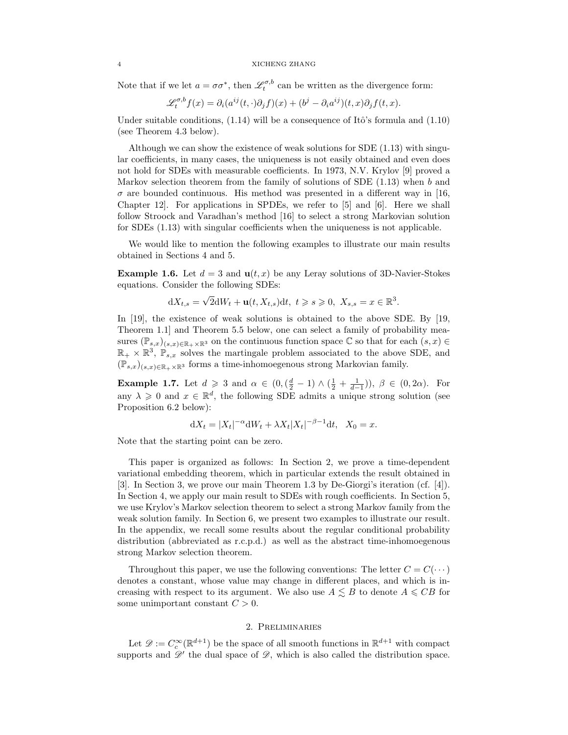Note that if we let $a = \sigma\sigma^*$, then $\mathscr{L}^{\sigma,b}_t$ can be written as the divergence form:

$$\mathscr{L}^{\sigma,b}_t f(x) = \partial_i(a^{ij}(t,\cdot)\partial_j f)(x) + (b^j - \partial_i a^{ij})(t,x)\partial_j f(t,x).$$

Under suitable conditions, (1.14) will be a consequence of Itô's formula and (1.10) (see Theorem 4.3 below).

Although we can show the existence of weak solutions for SDE (1.13) with singular coefficients, in many cases, the uniqueness is not easily obtained and even does not hold for SDEs with measurable coefficients. In 1973, N.V. Krylov [9] proved a Markov selection theorem from the family of solutions of SDE (1.13) when $b$ and $\sigma$ are bounded continuous. His method was presented in a different way in [16, Chapter 12]. For applications in SPDEs, we refer to [5] and [6]. Here we shall follow Stroock and Varadhan's method [16] to select a strong Markovian solution for SDEs (1.13) with singular coefficients when the uniqueness is not applicable.

We would like to mention the following examples to illustrate our main results obtained in Sections 4 and 5.

**Example 1.6.** Let $d = 3$ and $\mathbf{u}(t,x)$ be any Leray solutions of 3D-Navier-Stokes equations. Consider the following SDEs:

$$\mathrm{d}X_{t,s} = \sqrt{2}\mathrm{d}W_t + \mathbf{u}(t, X_{t,s})\mathrm{d}t,\ t \geqslant s \geqslant 0,\ X_{s,s} = x \in \mathbb{R}^3.$$

In [19], the existence of weak solutions is obtained to the above SDE. By [19, Theorem 1.1] and Theorem 5.5 below, one can select a family of probability measures $(\mathbb{P}_{s,x})_{(s,x)\in\mathbb{R}_+\times\mathbb{R}^3}$ on the continuous function space $\mathbb{C}$ so that for each $(s,x) \in \mathbb{R}_+ \times \mathbb{R}^3$, $\mathbb{P}_{s,x}$ solves the martingale problem associated to the above SDE, and $(\mathbb{P}_{s,x})_{(s,x)\in\mathbb{R}_+\times\mathbb{R}^3}$ forms a time-inhomoegenous strong Markovian family.

**Example 1.7.** Let $d \geqslant 3$ and $\alpha \in (0, (\frac{d}{2} - 1) \wedge (\frac{1}{2} + \frac{1}{d-1}))$, $\beta \in (0, 2\alpha)$. For any $\lambda \geqslant 0$ and $x \in \mathbb{R}^d$, the following SDE admits a unique strong solution (see Proposition 6.2 below):

$$\mathrm{d}X_t = |X_t|^{-\alpha}\mathrm{d}W_t + \lambda X_t|X_t|^{-\beta-1}\mathrm{d}t,\quad X_0 = x.$$

Note that the starting point can be zero.

This paper is organized as follows: In Section 2, we prove a time-dependent variational embedding theorem, which in particular extends the result obtained in [3]. In Section 3, we prove our main Theorem 1.3 by De-Giorgi's iteration (cf. [4]). In Section 4, we apply our main result to SDEs with rough coefficients. In Section 5, we use Krylov's Markov selection theorem to select a strong Markov family from the weak solution family. In Section 6, we present two examples to illustrate our result. In the appendix, we recall some results about the regular conditional probability distribution (abbreviated as r.c.p.d.) as well as the abstract time-inhomoegenous strong Markov selection theorem.

Throughout this paper, we use the following conventions: The letter $C = C(\cdots)$ denotes a constant, whose value may change in different places, and which is increasing with respect to its argument. We also use $A \lesssim B$ to denote $A \leqslant CB$ for some unimportant constant $C > 0$.

## 2. Preliminaries

Let $\mathscr{D} := C^\infty_c(\mathbb{R}^{d+1})$ be the space of all smooth functions in $\mathbb{R}^{d+1}$ with compact supports and $\mathscr{D}'$ the dual space of $\mathscr{D}$, which is also called the distribution space.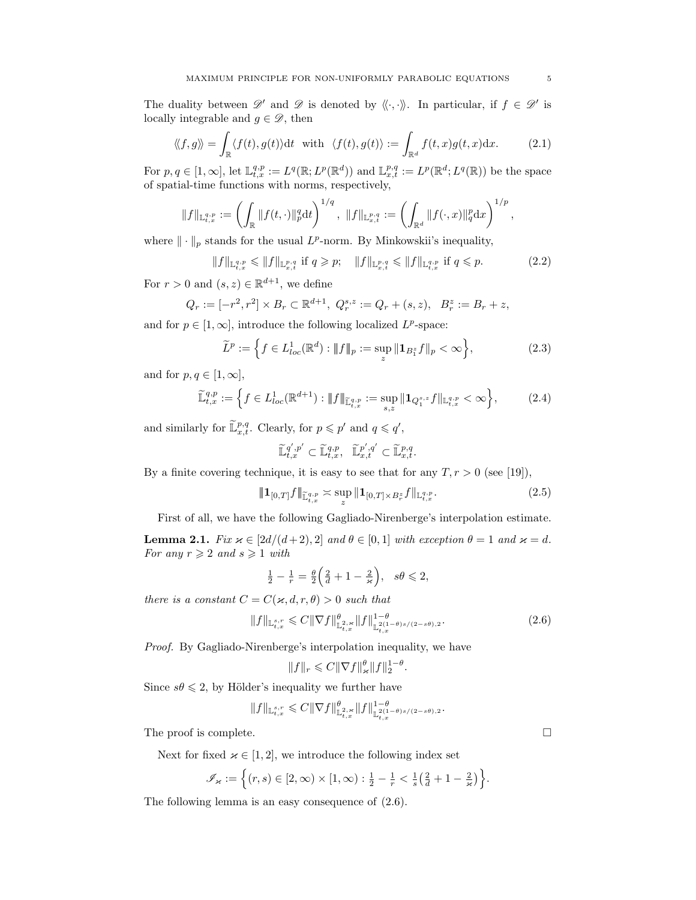The duality between $\mathscr{D}'$ and $\mathscr{D}$ is denoted by $\langle\!\langle \cdot, \cdot \rangle\!\rangle$. In particular, if $f \in \mathscr{D}'$ is locally integrable and $g \in \mathscr{D}$, then

$$\langle\!\langle f, g \rangle\!\rangle = \int_{\mathbb{R}} \langle f(t), g(t) \rangle \mathrm{d}t \quad \text{with} \quad \langle f(t), g(t) \rangle := \int_{\mathbb{R}^d} f(t,x) g(t,x) \mathrm{d}x. \tag{2.1}$$

For $p, q \in [1, \infty]$, let $\mathbb{L}^{q,p}_{t,x} := L^q(\mathbb{R}; L^p(\mathbb{R}^d))$ and $\mathbb{L}^{p,q}_{x,t} := L^p(\mathbb{R}^d; L^q(\mathbb{R}))$ be the space of spatial-time functions with norms, respectively,

$$\|f\|_{\mathbb{L}^{q,p}_{t,x}} := \left( \int_{\mathbb{R}} \|f(t, \cdot)\|_p^q \mathrm{d}t \right)^{1/q}, \ \|f\|_{\mathbb{L}^{p,q}_{x,t}} := \left( \int_{\mathbb{R}^d} \|f(\cdot, x)\|_q^p \mathrm{d}x \right)^{1/p},$$

where $\|\cdot\|_p$ stands for the usual $L^p$-norm. By Minkowskii's inequality,

$$\|f\|_{\mathbb{L}^{q,p}_{t,x}} \leqslant \|f\|_{\mathbb{L}^{p,q}_{x,t}} \text{ if } q \geqslant p; \quad \|f\|_{\mathbb{L}^{p,q}_{x,t}} \leqslant \|f\|_{\mathbb{L}^{q,p}_{t,x}} \text{ if } q \leqslant p. \tag{2.2}$$

For $r > 0$ and $(s, z) \in \mathbb{R}^{d+1}$, we define

$$Q_r := [-r^2, r^2] \times B_r \subset \mathbb{R}^{d+1}, \ Q^{s,z}_r := Q_r + (s, z), \quad B^z_r := B_r + z,$$

and for $p \in [1, \infty]$, introduce the following localized $L^p$-space:

$$\widetilde{L}^p := \Big\{ f \in L^1_{loc}(\mathbb{R}^d) : |\!|\!| f |\!|\!|_p := \sup_z \|\mathbf{1}_{B^z_1} f\|_p < \infty \Big\}, \tag{2.3}$$

and for $p, q \in [1, \infty]$,

$$\widetilde{\mathbb{L}}^{q,p}_{t,x} := \Big\{ f \in L^1_{loc}(\mathbb{R}^{d+1}) : |\!|\!| f |\!|\!|_{\widetilde{\mathbb{L}}^{q,p}_{t,x}} := \sup_{s,z} \|\mathbf{1}_{Q^{s,z}_1} f\|_{\mathbb{L}^{q,p}_{t,x}} < \infty \Big\}, \tag{2.4}$$

and similarly for $\widetilde{\mathbb{L}}^{p,q}_{x,t}$. Clearly, for $p \leqslant p'$ and $q \leqslant q'$,

$$\widetilde{\mathbb{L}}^{q',p'}_{t,x} \subset \widetilde{\mathbb{L}}^{q,p}_{t,x}, \quad \widetilde{\mathbb{L}}^{p',q'}_{x,t} \subset \widetilde{\mathbb{L}}^{p,q}_{x,t}.$$

By a finite covering technique, it is easy to see that for any $T, r > 0$ (see [19]),

$$|\!|\!| \mathbf{1}_{[0,T]} f |\!|\!|_{\widetilde{\mathbb{L}}^{q,p}_{t,x}} \asymp \sup_z \|\mathbf{1}_{[0,T] \times B^z_r} f\|_{\mathbb{L}^{q,p}_{t,x}}. \tag{2.5}$$

First of all, we have the following Gagliado-Nirenberge's interpolation estimate.

**Lemma 2.1.** *Fix $\varkappa \in [2d/(d+2), 2]$ and $\theta \in [0, 1]$ with exception $\theta = 1$ and $\varkappa = d$. For any $r \geqslant 2$ and $s \geqslant 1$ with*

$$\tfrac{1}{2} - \tfrac{1}{r} = \tfrac{\theta}{2} \Big( \tfrac{2}{d} + 1 - \tfrac{2}{\varkappa} \Big), \quad s\theta \leqslant 2,$$

*there is a constant $C = C(\varkappa, d, r, \theta) > 0$ such that*

$$\|f\|_{\mathbb{L}^{s,r}_{t,x}} \leqslant C \|\nabla f\|^{\theta}_{\mathbb{L}^{2,\varkappa}_{t,x}} \|f\|^{1-\theta}_{\mathbb{L}^{2(1-\theta)s/(2-s\theta),2}_{t,x}}. \tag{2.6}$$

*Proof.* By Gagliado-Nirenberge's interpolation inequality, we have

$$\|f\|_r \leqslant C \|\nabla f\|^{\theta}_{\varkappa} \|f\|^{1-\theta}_2.$$

Since $s\theta \leqslant 2$, by Hölder's inequality we further have

$$\|f\|_{\mathbb{L}^{s,r}_{t,x}} \leqslant C \|\nabla f\|^{\theta}_{\mathbb{L}^{2,\varkappa}_{t,x}} \|f\|^{1-\theta}_{\mathbb{L}^{2(1-\theta)s/(2-s\theta),2}_{t,x}}.$$

The proof is complete. $\square$

Next for fixed $\varkappa \in [1, 2]$, we introduce the following index set

$$\mathscr{I}_{\varkappa} := \Big\{ (r, s) \in [2, \infty) \times [1, \infty) : \tfrac{1}{2} - \tfrac{1}{r} < \tfrac{1}{s} \big( \tfrac{2}{d} + 1 - \tfrac{2}{\varkappa} \big) \Big\}.$$

The following lemma is an easy consequence of (2.6).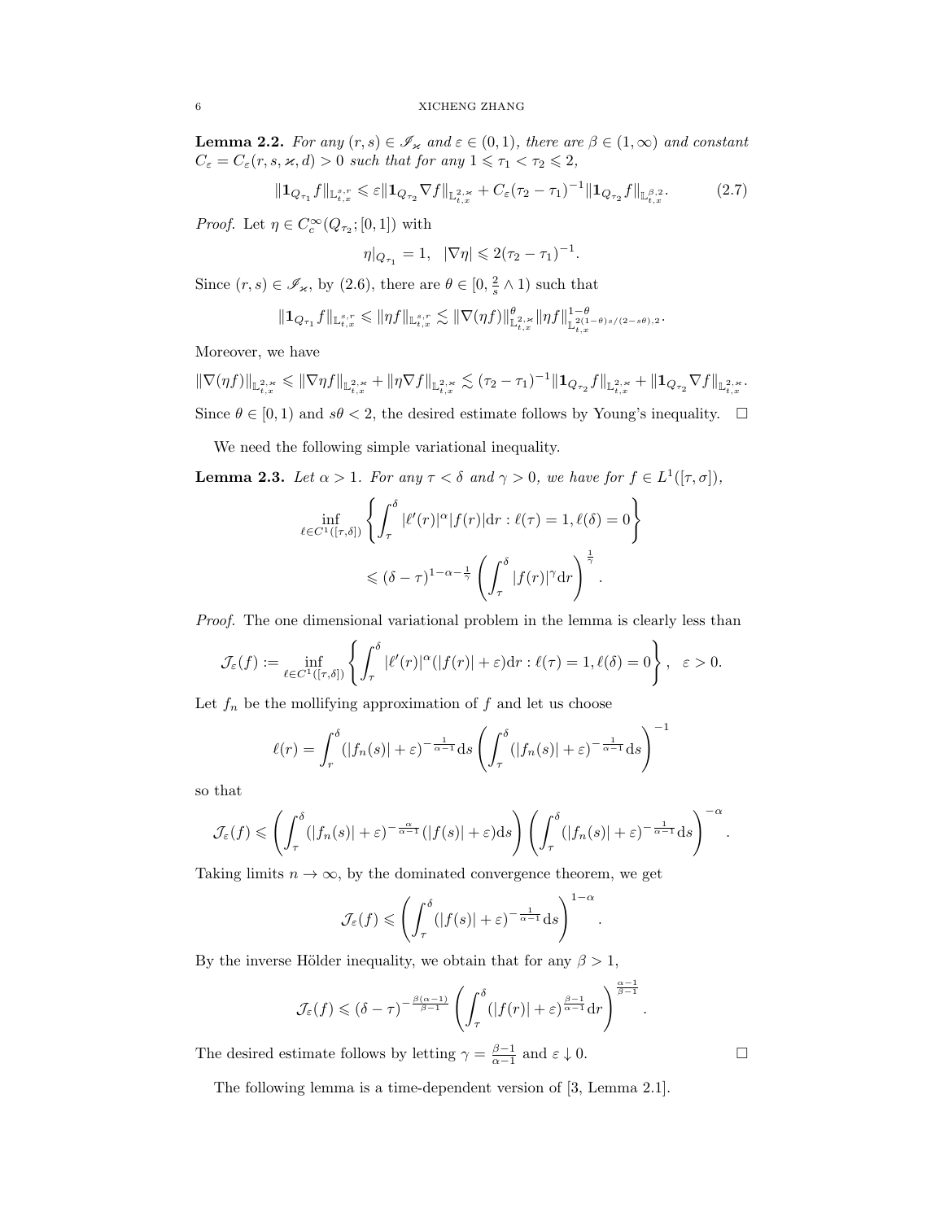**Lemma 2.2.** *For any $(r,s) \in \mathscr{I}_\varkappa$ and $\varepsilon \in (0,1)$, there are $\beta \in (1,\infty)$ and constant $C_\varepsilon = C_\varepsilon(r,s,\varkappa,d) > 0$ such that for any $1 \leqslant \tau_1 < \tau_2 \leqslant 2$,*

$$\|\mathbf{1}_{Q_{\tau_1}} f\|_{\mathbb{L}^{s,r}_{t,x}} \leqslant \varepsilon \|\mathbf{1}_{Q_{\tau_2}} \nabla f\|_{\mathbb{L}^{2,\varkappa}_{t,x}} + C_\varepsilon (\tau_2 - \tau_1)^{-1} \|\mathbf{1}_{Q_{\tau_2}} f\|_{\mathbb{L}^{\beta,2}_{t,x}}. \tag{2.7}$$

*Proof.* Let $\eta \in C_c^\infty(Q_{\tau_2}; [0,1])$ with

$$\eta|_{Q_{\tau_1}} = 1, \quad |\nabla \eta| \leqslant 2(\tau_2 - \tau_1)^{-1}.$$

Since $(r,s) \in \mathscr{I}_\varkappa$, by (2.6), there are $\theta \in [0, \frac{2}{s} \wedge 1)$ such that

$$\|\mathbf{1}_{Q_{\tau_1}} f\|_{\mathbb{L}^{s,r}_{t,x}} \leqslant \|\eta f\|_{\mathbb{L}^{s,r}_{t,x}} \lesssim \|\nabla(\eta f)\|^\theta_{\mathbb{L}^{2,\varkappa}_{t,x}} \|\eta f\|^{1-\theta}_{\mathbb{L}^{2(1-\theta)s/(2-s\theta),2}_{t,x}}.$$

Moreover, we have

$$\|\nabla(\eta f)\|_{\mathbb{L}^{2,\varkappa}_{t,x}} \leqslant \|\nabla \eta f\|_{\mathbb{L}^{2,\varkappa}_{t,x}} + \|\eta \nabla f\|_{\mathbb{L}^{2,\varkappa}_{t,x}} \lesssim (\tau_2 - \tau_1)^{-1} \|\mathbf{1}_{Q_{\tau_2}} f\|_{\mathbb{L}^{2,\varkappa}_{t,x}} + \|\mathbf{1}_{Q_{\tau_2}} \nabla f\|_{\mathbb{L}^{2,\varkappa}_{t,x}}.$$

Since $\theta \in [0,1)$ and $s\theta < 2$, the desired estimate follows by Young's inequality. $\square$

We need the following simple variational inequality.

**Lemma 2.3.** *Let $\alpha > 1$. For any $\tau < \delta$ and $\gamma > 0$, we have for $f \in L^1([\tau, \sigma])$,*

$$\inf_{\ell \in C^1([\tau,\delta])} \left\{ \int_\tau^\delta |\ell'(r)|^\alpha |f(r)| \mathrm{d}r : \ell(\tau) = 1, \ell(\delta) = 0 \right\}$$
$$\leqslant (\delta - \tau)^{1-\alpha-\frac{1}{\gamma}} \left( \int_\tau^\delta |f(r)|^\gamma \mathrm{d}r \right)^{\frac{1}{\gamma}}.$$

*Proof.* The one dimensional variational problem in the lemma is clearly less than

$$\mathcal{J}_\varepsilon(f) := \inf_{\ell \in C^1([\tau,\delta])} \left\{ \int_\tau^\delta |\ell'(r)|^\alpha (|f(r)| + \varepsilon) \mathrm{d}r : \ell(\tau) = 1, \ell(\delta) = 0 \right\}, \quad \varepsilon > 0.$$

Let $f_n$ be the mollifying approximation of $f$ and let us choose

$$\ell(r) = \int_r^\delta (|f_n(s)| + \varepsilon)^{-\frac{1}{\alpha-1}} \mathrm{d}s \left( \int_\tau^\delta (|f_n(s)| + \varepsilon)^{-\frac{1}{\alpha-1}} \mathrm{d}s \right)^{-1}$$

so that

$$\mathcal{J}_\varepsilon(f) \leqslant \left( \int_\tau^\delta (|f_n(s)| + \varepsilon)^{-\frac{\alpha}{\alpha-1}} (|f(s)| + \varepsilon) \mathrm{d}s \right) \left( \int_\tau^\delta (|f_n(s)| + \varepsilon)^{-\frac{1}{\alpha-1}} \mathrm{d}s \right)^{-\alpha}.$$

Taking limits $n \to \infty$, by the dominated convergence theorem, we get

$$\mathcal{J}_\varepsilon(f) \leqslant \left( \int_\tau^\delta (|f(s)| + \varepsilon)^{-\frac{1}{\alpha-1}} \mathrm{d}s \right)^{1-\alpha}.$$

By the inverse Hölder inequality, we obtain that for any $\beta > 1$,

$$\mathcal{J}_\varepsilon(f) \leqslant (\delta - \tau)^{-\frac{\beta(\alpha-1)}{\beta-1}} \left( \int_\tau^\delta (|f(r)| + \varepsilon)^{\frac{\beta-1}{\alpha-1}} \mathrm{d}r \right)^{\frac{\alpha-1}{\beta-1}}.$$

The desired estimate follows by letting $\gamma = \frac{\beta-1}{\alpha-1}$ and $\varepsilon \downarrow 0$. $\square$

The following lemma is a time-dependent version of [3, Lemma 2.1].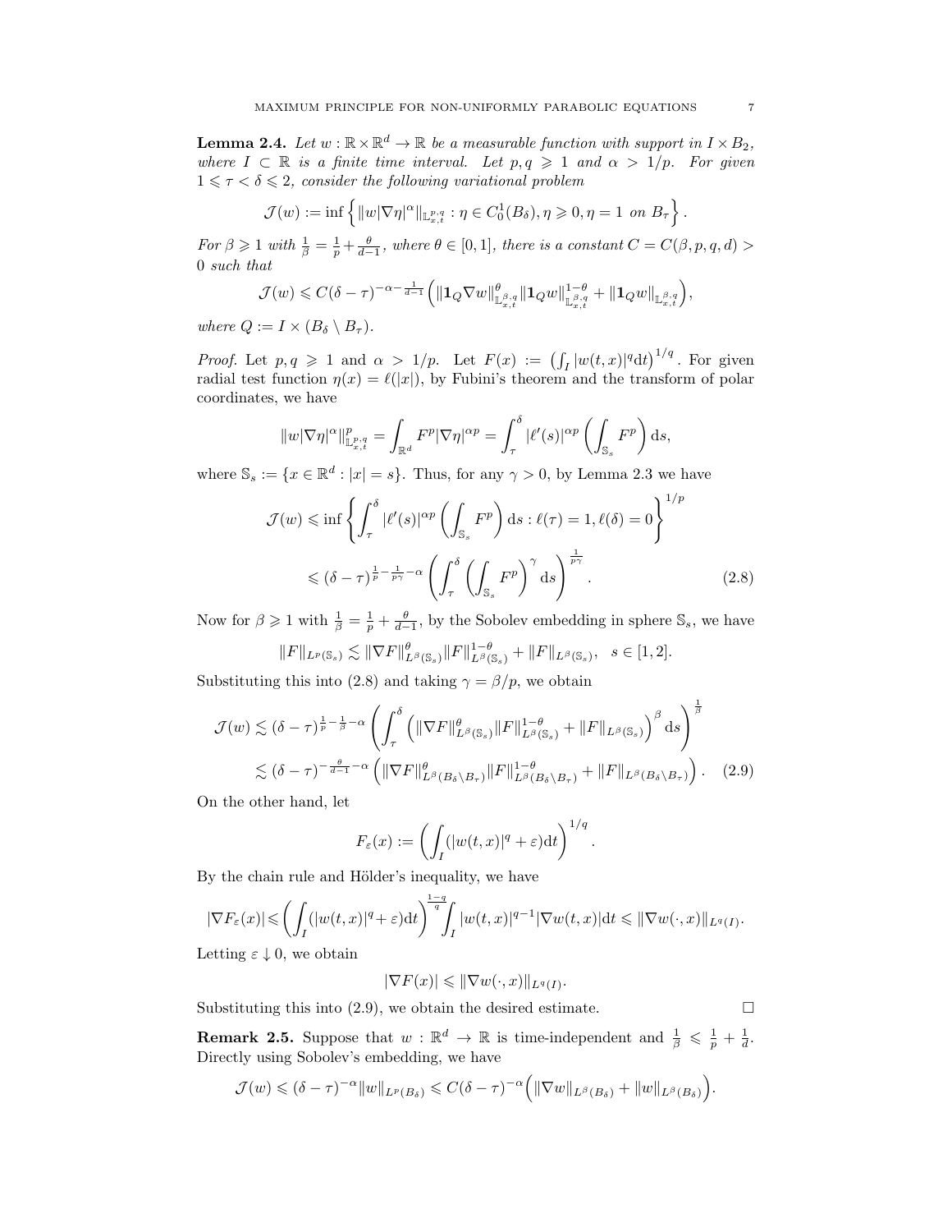**Lemma 2.4.** *Let $w : \mathbb{R} \times \mathbb{R}^d \to \mathbb{R}$ be a measurable function with support in $I \times B_2$, where $I \subset \mathbb{R}$ is a finite time interval. Let $p, q \geqslant 1$ and $\alpha > 1/p$. For given $1 \leqslant \tau < \delta \leqslant 2$, consider the following variational problem*

$$\mathcal{J}(w) := \inf \left\{ \|w|\nabla \eta|^\alpha\|_{\mathbb{L}^{p,q}_{x,t}} : \eta \in C^1_0(B_\delta), \eta \geqslant 0, \eta = 1 \text{ on } B_\tau \right\}.$$

*For $\beta \geqslant 1$ with $\frac{1}{\beta} = \frac{1}{p} + \frac{\theta}{d-1}$, where $\theta \in [0,1]$, there is a constant $C = C(\beta, p, q, d) > 0$ such that*

$$\mathcal{J}(w) \leqslant C(\delta - \tau)^{-\alpha - \frac{1}{d-1}} \left( \|\mathbf{1}_Q \nabla w\|^\theta_{\mathbb{L}^{\beta,q}_{x,t}} \|\mathbf{1}_Q w\|^{1-\theta}_{\mathbb{L}^{\beta,q}_{x,t}} + \|\mathbf{1}_Q w\|_{\mathbb{L}^{\beta,q}_{x,t}} \right),$$

*where $Q := I \times (B_\delta \setminus B_\tau)$.*

*Proof.* Let $p, q \geqslant 1$ and $\alpha > 1/p$. Let $F(x) := \left( \int_I |w(t,x)|^q \mathrm{d}t \right)^{1/q}$. For given radial test function $\eta(x) = \ell(|x|)$, by Fubini's theorem and the transform of polar coordinates, we have

$$\|w|\nabla \eta|^\alpha\|^p_{\mathbb{L}^{p,q}_{x,t}} = \int_{\mathbb{R}^d} F^p |\nabla \eta|^{\alpha p} = \int_\tau^\delta |\ell'(s)|^{\alpha p} \left( \int_{\mathbb{S}_s} F^p \right) \mathrm{d}s,$$

where $\mathbb{S}_s := \{x \in \mathbb{R}^d : |x| = s\}$. Thus, for any $\gamma > 0$, by Lemma 2.3 we have

$$\begin{aligned}
\mathcal{J}(w) &\leqslant \inf \left\{ \int_\tau^\delta |\ell'(s)|^{\alpha p} \left( \int_{\mathbb{S}_s} F^p \right) \mathrm{d}s : \ell(\tau) = 1, \ell(\delta) = 0 \right\}^{1/p} \\
&\leqslant (\delta - \tau)^{\frac{1}{p} - \frac{1}{p\gamma} - \alpha} \left( \int_\tau^\delta \left( \int_{\mathbb{S}_s} F^p \right)^\gamma \mathrm{d}s \right)^{\frac{1}{p\gamma}}. \qquad (2.8)
\end{aligned}$$

Now for $\beta \geqslant 1$ with $\frac{1}{\beta} = \frac{1}{p} + \frac{\theta}{d-1}$, by the Sobolev embedding in sphere $\mathbb{S}_s$, we have

$$\|F\|_{L^p(\mathbb{S}_s)} \lesssim \|\nabla F\|^\theta_{L^\beta(\mathbb{S}_s)} \|F\|^{1-\theta}_{L^\beta(\mathbb{S}_s)} + \|F\|_{L^\beta(\mathbb{S}_s)}, \quad s \in [1,2].$$

Substituting this into (2.8) and taking $\gamma = \beta/p$, we obtain

$$\begin{aligned}
\mathcal{J}(w) &\lesssim (\delta - \tau)^{\frac{1}{p} - \frac{1}{\beta} - \alpha} \left( \int_\tau^\delta \left( \|\nabla F\|^\theta_{L^\beta(\mathbb{S}_s)} \|F\|^{1-\theta}_{L^\beta(\mathbb{S}_s)} + \|F\|_{L^\beta(\mathbb{S}_s)} \right)^\beta \mathrm{d}s \right)^{\frac{1}{\beta}} \\
&\lesssim (\delta - \tau)^{-\frac{\theta}{d-1} - \alpha} \left( \|\nabla F\|^\theta_{L^\beta(B_\delta \setminus B_\tau)} \|F\|^{1-\theta}_{L^\beta(B_\delta \setminus B_\tau)} + \|F\|_{L^\beta(B_\delta \setminus B_\tau)} \right). \qquad (2.9)
\end{aligned}$$

On the other hand, let

$$F_\varepsilon(x) := \left( \int_I (|w(t,x)|^q + \varepsilon) \mathrm{d}t \right)^{1/q}.$$

By the chain rule and Hölder's inequality, we have

$$|\nabla F_\varepsilon(x)| \leqslant \left( \int_I (|w(t,x)|^q + \varepsilon) \mathrm{d}t \right)^{\frac{1-q}{q}} \int_I |w(t,x)|^{q-1} |\nabla w(t,x)| \mathrm{d}t \leqslant \|\nabla w(\cdot, x)\|_{L^q(I)}.$$

Letting $\varepsilon \downarrow 0$, we obtain

$$|\nabla F(x)| \leqslant \|\nabla w(\cdot, x)\|_{L^q(I)}.$$

Substituting this into (2.9), we obtain the desired estimate. $\square$

**Remark 2.5.** Suppose that $w : \mathbb{R}^d \to \mathbb{R}$ is time-independent and $\frac{1}{\beta} \leqslant \frac{1}{p} + \frac{1}{d}$. Directly using Sobolev's embedding, we have

$$\mathcal{J}(w) \leqslant (\delta - \tau)^{-\alpha} \|w\|_{L^p(B_\delta)} \leqslant C(\delta - \tau)^{-\alpha} \Big( \|\nabla w\|_{L^\beta(B_\delta)} + \|w\|_{L^\beta(B_\delta)} \Big).$$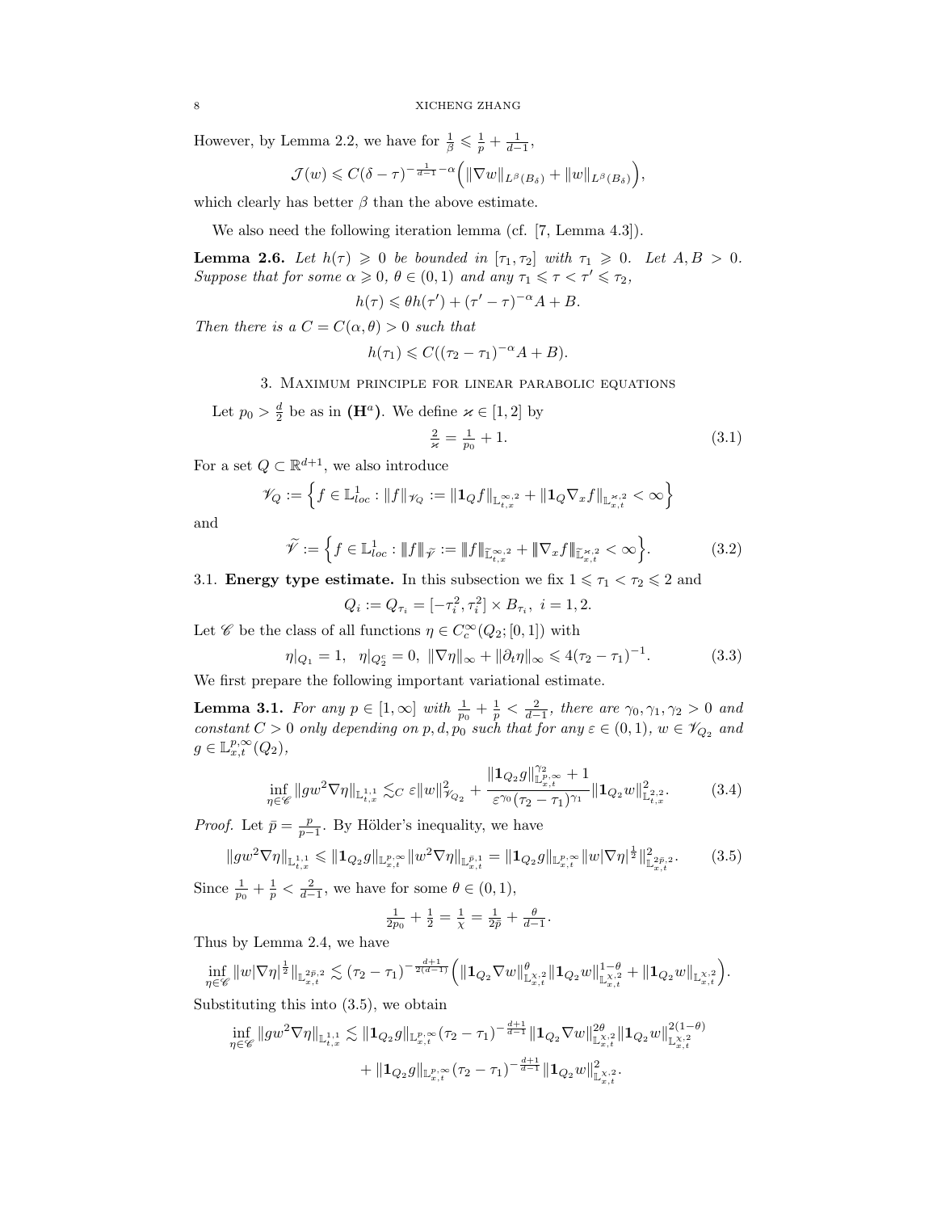However, by Lemma 2.2, we have for $\frac{1}{\beta} \leqslant \frac{1}{p} + \frac{1}{d-1}$,

$$\mathcal{J}(w) \leqslant C(\delta-\tau)^{-\frac{1}{d-1}-\alpha}\Big(\|\nabla w\|_{L^\beta(B_\delta)} + \|w\|_{L^\beta(B_\delta)}\Big),$$

which clearly has better $\beta$ than the above estimate.

We also need the following iteration lemma (cf. [7, Lemma 4.3]).

**Lemma 2.6.** *Let $h(\tau) \geqslant 0$ be bounded in $[\tau_1, \tau_2]$ with $\tau_1 \geqslant 0$. Let $A, B > 0$. Suppose that for some $\alpha \geqslant 0$, $\theta \in (0,1)$ and any $\tau_1 \leqslant \tau < \tau' \leqslant \tau_2$,*

$$h(\tau) \leqslant \theta h(\tau') + (\tau'-\tau)^{-\alpha} A + B.$$

*Then there is a $C = C(\alpha, \theta) > 0$ such that*

$$h(\tau_1) \leqslant C((\tau_2-\tau_1)^{-\alpha}A + B).$$

## 3. Maximum principle for linear parabolic equations

Let $p_0 > \frac{d}{2}$ be as in $(\mathbf{H}^a)$. We define $\varkappa \in [1,2]$ by

$$\tfrac{2}{\varkappa} = \tfrac{1}{p_0} + 1. \tag{3.1}$$

For a set $Q \subset \mathbb{R}^{d+1}$, we also introduce

$$\mathscr{V}_Q := \Big\{ f \in \mathbb{L}^1_{loc} : \|f\|_{\mathscr{V}_Q} := \|\mathbf{1}_Q f\|_{\mathbb{L}^{\infty,2}_{t,x}} + \|\mathbf{1}_Q \nabla_x f\|_{\mathbb{L}^{\varkappa,2}_{x,t}} < \infty \Big\}$$

and

$$\widetilde{\mathscr{V}} := \Big\{ f \in \mathbb{L}^1_{loc} : |\!|\!| f |\!|\!|_{\widetilde{\mathscr{V}}} := |\!|\!| f |\!|\!|_{\widetilde{\mathbb{L}}^{\infty,2}_{t,x}} + |\!|\!| \nabla_x f |\!|\!|_{\widetilde{\mathbb{L}}^{\varkappa,2}_{x,t}} < \infty \Big\}. \tag{3.2}$$

### 3.1. Energy type estimate.

In this subsection we fix $1 \leqslant \tau_1 < \tau_2 \leqslant 2$ and

$$Q_i := Q_{\tau_i} = [-\tau_i^2, \tau_i^2] \times B_{\tau_i}, \ i = 1, 2.$$

Let $\mathscr{C}$ be the class of all functions $\eta \in C^\infty_c(Q_2; [0,1])$ with

$$\eta|_{Q_1} = 1, \ \ \eta|_{Q_2^c} = 0, \ \|\nabla \eta\|_\infty + \|\partial_t \eta\|_\infty \leqslant 4(\tau_2-\tau_1)^{-1}. \tag{3.3}$$

We first prepare the following important variational estimate.

**Lemma 3.1.** *For any $p \in [1,\infty]$ with $\frac{1}{p_0} + \frac{1}{p} < \frac{2}{d-1}$, there are $\gamma_0, \gamma_1, \gamma_2 > 0$ and constant $C > 0$ only depending on $p, d, p_0$ such that for any $\varepsilon \in (0,1)$, $w \in \mathscr{V}_{Q_2}$ and $g \in \mathbb{L}^{p,\infty}_{x,t}(Q_2)$,*

$$\inf_{\eta \in \mathscr{C}} \|g w^2 \nabla \eta\|_{\mathbb{L}^{1,1}_{t,x}} \lesssim_C \varepsilon \|w\|^2_{\mathscr{V}_{Q_2}} + \frac{\|\mathbf{1}_{Q_2} g\|^{\gamma_2}_{\mathbb{L}^{p,\infty}_{x,t}} + 1}{\varepsilon^{\gamma_0}(\tau_2-\tau_1)^{\gamma_1}} \|\mathbf{1}_{Q_2} w\|^2_{\mathbb{L}^{2,2}_{t,x}}. \tag{3.4}$$

*Proof.* Let $\bar{p} = \frac{p}{p-1}$. By Hölder's inequality, we have

$$\|g w^2 \nabla \eta\|_{\mathbb{L}^{1,1}_{t,x}} \leqslant \|\mathbf{1}_{Q_2} g\|_{\mathbb{L}^{p,\infty}_{x,t}} \|w^2 \nabla \eta\|_{\mathbb{L}^{\bar{p},1}_{x,t}} = \|\mathbf{1}_{Q_2} g\|_{\mathbb{L}^{p,\infty}_{x,t}} \|w |\nabla \eta|^{\frac{1}{2}}\|^2_{\mathbb{L}^{2\bar{p},2}_{x,t}}. \tag{3.5}$$

Since $\frac{1}{p_0} + \frac{1}{p} < \frac{2}{d-1}$, we have for some $\theta \in (0,1)$,

$$\tfrac{1}{2p_0} + \tfrac{1}{2} = \tfrac{1}{\chi} = \tfrac{1}{2\bar{p}} + \tfrac{\theta}{d-1}.$$

Thus by Lemma 2.4, we have

$$\inf_{\eta \in \mathscr{C}} \|w |\nabla \eta|^{\frac{1}{2}}\|_{\mathbb{L}^{2\bar{p},2}_{x,t}} \lesssim (\tau_2-\tau_1)^{-\frac{d+1}{2(d-1)}} \Big( \|\mathbf{1}_{Q_2} \nabla w\|^\theta_{\mathbb{L}^{\chi,2}_{x,t}} \|\mathbf{1}_{Q_2} w\|^{1-\theta}_{\mathbb{L}^{\chi,2}_{x,t}} + \|\mathbf{1}_{Q_2} w\|_{\mathbb{L}^{\chi,2}_{x,t}} \Big).$$

Substituting this into (3.5), we obtain

$$\begin{aligned}
\inf_{\eta \in \mathscr{C}} \|g w^2 \nabla \eta\|_{\mathbb{L}^{1,1}_{t,x}} \lesssim\ & \|\mathbf{1}_{Q_2} g\|_{\mathbb{L}^{p,\infty}_{x,t}} (\tau_2-\tau_1)^{-\frac{d+1}{d-1}} \|\mathbf{1}_{Q_2} \nabla w\|^{2\theta}_{\mathbb{L}^{\chi,2}_{x,t}} \|\mathbf{1}_{Q_2} w\|^{2(1-\theta)}_{\mathbb{L}^{\chi,2}_{x,t}} \\
& + \|\mathbf{1}_{Q_2} g\|_{\mathbb{L}^{p,\infty}_{x,t}} (\tau_2-\tau_1)^{-\frac{d+1}{d-1}} \|\mathbf{1}_{Q_2} w\|^2_{\mathbb{L}^{\chi,2}_{x,t}}.
\end{aligned}$$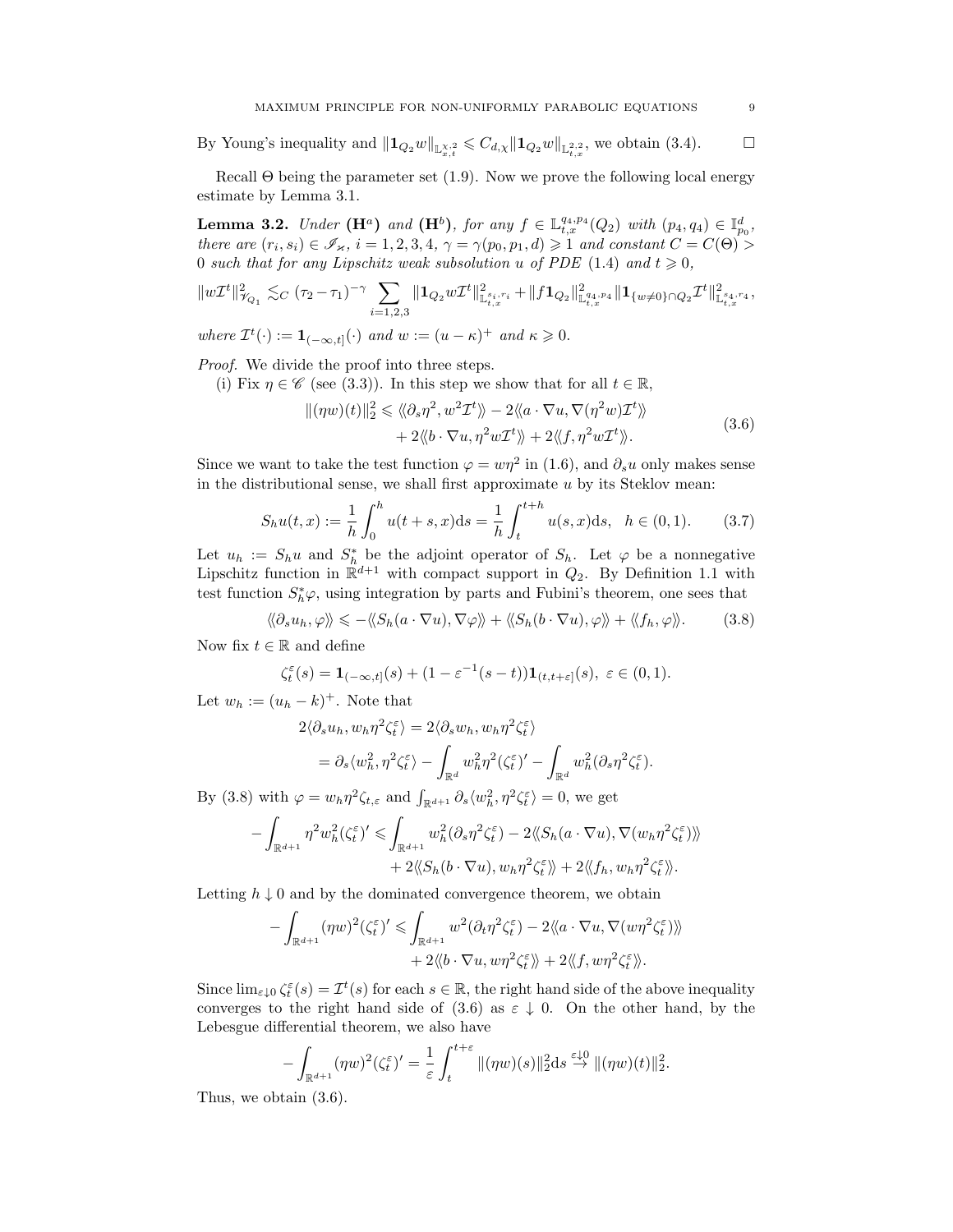By Young's inequality and $\|\mathbf{1}_{Q_2} w\|_{\mathbb{L}^{\chi,2}_{x,t}} \leqslant C_{d,\chi} \|\mathbf{1}_{Q_2} w\|_{\mathbb{L}^{2,2}_{t,x}}$, we obtain (3.4). $\square$

Recall $\Theta$ being the parameter set (1.9). Now we prove the following local energy estimate by Lemma 3.1.

**Lemma 3.2.** *Under* $(\mathbf{H}^a)$ *and* $(\mathbf{H}^b)$*, for any* $f \in \mathbb{L}^{q_4,p_4}_{t,x}(Q_2)$ *with* $(p_4, q_4) \in \mathbb{I}^d_{p_0}$*, there are* $(r_i, s_i) \in \mathscr{I}_{\varkappa}$*,* $i = 1, 2, 3, 4$*,* $\gamma = \gamma(p_0, p_1, d) \geqslant 1$ *and constant* $C = C(\Theta) > 0$ *such that for any Lipschitz weak subsolution* $u$ *of PDE* (1.4) *and* $t \geqslant 0$*,*

$$\|w\mathcal{I}^t\|^2_{\mathcal{V}_{Q_1}} \lesssim_C (\tau_2 - \tau_1)^{-\gamma} \sum_{i=1,2,3} \|\mathbf{1}_{Q_2} w \mathcal{I}^t\|^2_{\mathbb{L}^{s_i,r_i}_{t,x}} + \|f\mathbf{1}_{Q_2}\|^2_{\mathbb{L}^{q_4,p_4}_{t,x}} \|\mathbf{1}_{\{w\neq 0\}\cap Q_2} \mathcal{I}^t\|^2_{\mathbb{L}^{s_4,r_4}_{t,x}},$$

*where* $\mathcal{I}^t(\cdot) := \mathbf{1}_{(-\infty,t]}(\cdot)$ *and* $w := (u - \kappa)^+$ *and* $\kappa \geqslant 0$*.*

*Proof.* We divide the proof into three steps.

(i) Fix $\eta \in \mathscr{C}$ (see (3.3)). In this step we show that for all $t \in \mathbb{R}$,

$$\begin{aligned} \|(\eta w)(t)\|_2^2 \leqslant \langle\!\langle \partial_s \eta^2, w^2 \mathcal{I}^t \rangle\!\rangle - 2\langle\!\langle a \cdot \nabla u, \nabla(\eta^2 w)\mathcal{I}^t \rangle\!\rangle \\ + 2\langle\!\langle b \cdot \nabla u, \eta^2 w \mathcal{I}^t \rangle\!\rangle + 2\langle\!\langle f, \eta^2 w \mathcal{I}^t \rangle\!\rangle. \end{aligned} \tag{3.6}$$

Since we want to take the test function $\varphi = w\eta^2$ in (1.6), and $\partial_s u$ only makes sense in the distributional sense, we shall first approximate $u$ by its Steklov mean:

$$S_h u(t, x) := \frac{1}{h} \int_0^h u(t + s, x) \mathrm{d}s = \frac{1}{h} \int_t^{t+h} u(s, x) \mathrm{d}s, \quad h \in (0, 1). \tag{3.7}$$

Let $u_h := S_h u$ and $S_h^*$ be the adjoint operator of $S_h$. Let $\varphi$ be a nonnegative Lipschitz function in $\mathbb{R}^{d+1}$ with compact support in $Q_2$. By Definition 1.1 with test function $S_h^* \varphi$, using integration by parts and Fubini's theorem, one sees that

$$\langle\!\langle \partial_s u_h, \varphi \rangle\!\rangle \leqslant -\langle\!\langle S_h(a \cdot \nabla u), \nabla \varphi \rangle\!\rangle + \langle\!\langle S_h(b \cdot \nabla u), \varphi \rangle\!\rangle + \langle\!\langle f_h, \varphi \rangle\!\rangle. \tag{3.8}$$

Now fix $t \in \mathbb{R}$ and define

$$\zeta_t^\varepsilon(s) = \mathbf{1}_{(-\infty,t]}(s) + (1 - \varepsilon^{-1}(s - t))\mathbf{1}_{(t,t+\varepsilon]}(s), \ \varepsilon \in (0, 1).$$

Let $w_h := (u_h - k)^+$. Note that

$$\begin{aligned} 2\langle \partial_s u_h, w_h \eta^2 \zeta_t^\varepsilon \rangle &= 2\langle \partial_s w_h, w_h \eta^2 \zeta_t^\varepsilon \rangle \\ &= \partial_s \langle w_h^2, \eta^2 \zeta_t^\varepsilon \rangle - \int_{\mathbb{R}^d} w_h^2 \eta^2 (\zeta_t^\varepsilon)' - \int_{\mathbb{R}^d} w_h^2 (\partial_s \eta^2 \zeta_t^\varepsilon). \end{aligned}$$

By (3.8) with $\varphi = w_h \eta^2 \zeta_{t,\varepsilon}$ and $\int_{\mathbb{R}^{d+1}} \partial_s \langle w_h^2, \eta^2 \zeta_t^\varepsilon \rangle = 0$, we get

$$\begin{aligned} -\int_{\mathbb{R}^{d+1}} \eta^2 w_h^2 (\zeta_t^\varepsilon)' \leqslant \int_{\mathbb{R}^{d+1}} w_h^2 (\partial_s \eta^2 \zeta_t^\varepsilon) - 2\langle\!\langle S_h(a \cdot \nabla u), \nabla(w_h \eta^2 \zeta_t^\varepsilon) \rangle\!\rangle \\ + 2\langle\!\langle S_h(b \cdot \nabla u), w_h \eta^2 \zeta_t^\varepsilon \rangle\!\rangle + 2\langle\!\langle f_h, w_h \eta^2 \zeta_t^\varepsilon \rangle\!\rangle. \end{aligned}$$

Letting $h \downarrow 0$ and by the dominated convergence theorem, we obtain

$$\begin{aligned} -\int_{\mathbb{R}^{d+1}} (\eta w)^2 (\zeta_t^\varepsilon)' \leqslant \int_{\mathbb{R}^{d+1}} w^2 (\partial_t \eta^2 \zeta_t^\varepsilon) - 2\langle\!\langle a \cdot \nabla u, \nabla(w \eta^2 \zeta_t^\varepsilon) \rangle\!\rangle \\ + 2\langle\!\langle b \cdot \nabla u, w \eta^2 \zeta_t^\varepsilon \rangle\!\rangle + 2\langle\!\langle f, w \eta^2 \zeta_t^\varepsilon \rangle\!\rangle. \end{aligned}$$

Since $\lim_{\varepsilon \downarrow 0} \zeta_t^\varepsilon(s) = \mathcal{I}^t(s)$ for each $s \in \mathbb{R}$, the right hand side of the above inequality converges to the right hand side of (3.6) as $\varepsilon \downarrow 0$. On the other hand, by the Lebesgue differential theorem, we also have

$$-\int_{\mathbb{R}^{d+1}} (\eta w)^2 (\zeta_t^\varepsilon)' = \frac{1}{\varepsilon} \int_t^{t+\varepsilon} \|(\eta w)(s)\|_2^2 \mathrm{d}s \overset{\varepsilon \downarrow 0}{\to} \|(\eta w)(t)\|_2^2.$$

Thus, we obtain (3.6).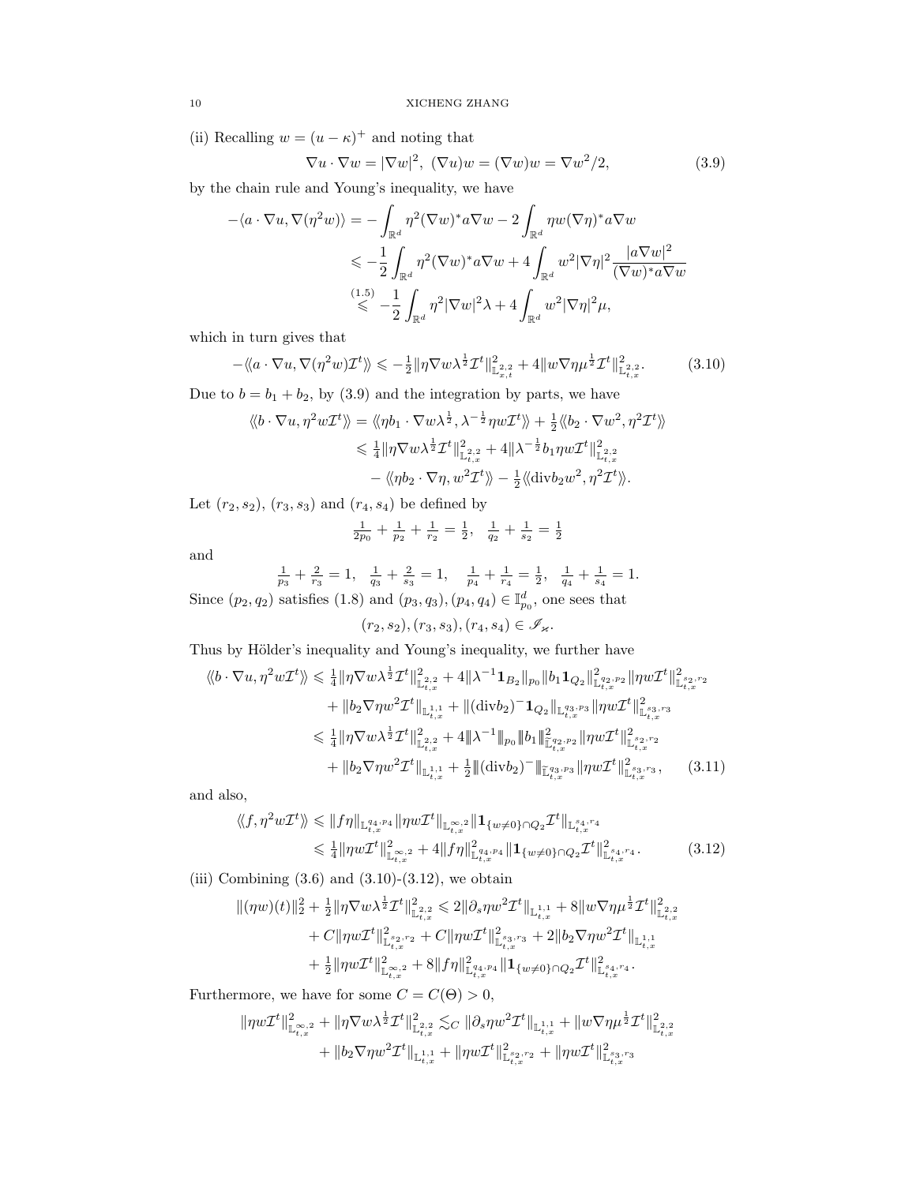(ii) Recalling $w = (u - \kappa)^+$ and noting that

$$\nabla u \cdot \nabla w = |\nabla w|^2, \ (\nabla u) w = (\nabla w) w = \nabla w^2/2, \tag{3.9}$$

by the chain rule and Young's inequality, we have

$$\begin{aligned}
-\langle a \cdot \nabla u, \nabla(\eta^2 w)\rangle &= -\int_{\mathbb{R}^d} \eta^2 (\nabla w)^* a \nabla w - 2\int_{\mathbb{R}^d} \eta w (\nabla \eta)^* a \nabla w \\
&\leqslant -\frac{1}{2}\int_{\mathbb{R}^d} \eta^2 (\nabla w)^* a \nabla w + 4\int_{\mathbb{R}^d} w^2 |\nabla \eta|^2 \frac{|a\nabla w|^2}{(\nabla w)^* a \nabla w} \\
&\overset{(1.5)}{\leqslant} -\frac{1}{2}\int_{\mathbb{R}^d} \eta^2 |\nabla w|^2 \lambda + 4\int_{\mathbb{R}^d} w^2 |\nabla \eta|^2 \mu,
\end{aligned}$$

which in turn gives that

$$-\langle\!\langle a \cdot \nabla u, \nabla(\eta^2 w)\mathcal{I}^t\rangle\!\rangle \leqslant -\tfrac{1}{2}\|\eta \nabla w \lambda^{\frac{1}{2}} \mathcal{I}^t\|^2_{\mathbb{L}^{2,2}_{x,t}} + 4\|w \nabla \eta \mu^{\frac{1}{2}} \mathcal{I}^t\|^2_{\mathbb{L}^{2,2}_{t,x}}. \tag{3.10}$$

Due to $b = b_1 + b_2$, by (3.9) and the integration by parts, we have

$$\begin{aligned}
\langle\!\langle b \cdot \nabla u, \eta^2 w \mathcal{I}^t\rangle\!\rangle &= \langle\!\langle \eta b_1 \cdot \nabla w \lambda^{\frac{1}{2}}, \lambda^{-\frac{1}{2}} \eta w \mathcal{I}^t\rangle\!\rangle + \tfrac{1}{2}\langle\!\langle b_2 \cdot \nabla w^2, \eta^2 \mathcal{I}^t\rangle\!\rangle \\
&\leqslant \tfrac{1}{4}\|\eta \nabla w \lambda^{\frac{1}{2}} \mathcal{I}^t\|^2_{\mathbb{L}^{2,2}_{t,x}} + 4\|\lambda^{-\frac{1}{2}} b_1 \eta w \mathcal{I}^t\|^2_{\mathbb{L}^{2,2}_{t,x}} \\
&\quad - \langle\!\langle \eta b_2 \cdot \nabla \eta, w^2 \mathcal{I}^t\rangle\!\rangle - \tfrac{1}{2}\langle\!\langle \mathrm{div} b_2 w^2, \eta^2 \mathcal{I}^t\rangle\!\rangle.
\end{aligned}$$

Let $(r_2, s_2)$, $(r_3, s_3)$ and $(r_4, s_4)$ be defined by

$$\tfrac{1}{2p_0} + \tfrac{1}{p_2} + \tfrac{1}{r_2} = \tfrac{1}{2}, \quad \tfrac{1}{q_2} + \tfrac{1}{s_2} = \tfrac{1}{2}$$

and

$$\tfrac{1}{p_3} + \tfrac{2}{r_3} = 1, \quad \tfrac{1}{q_3} + \tfrac{2}{s_3} = 1, \quad \tfrac{1}{p_4} + \tfrac{1}{r_4} = \tfrac{1}{2}, \quad \tfrac{1}{q_4} + \tfrac{1}{s_4} = 1.$$

Since $(p_2, q_2)$ satisfies (1.8) and $(p_3, q_3), (p_4, q_4) \in \mathbb{I}^d_{p_0}$, one sees that

$$(r_2, s_2), (r_3, s_3), (r_4, s_4) \in \mathscr{I}_\varkappa.$$

Thus by Hölder's inequality and Young's inequality, we further have

$$\begin{aligned}
\langle\!\langle b \cdot \nabla u, \eta^2 w \mathcal{I}^t\rangle\!\rangle &\leqslant \tfrac{1}{4}\|\eta \nabla w \lambda^{\frac{1}{2}} \mathcal{I}^t\|^2_{\mathbb{L}^{2,2}_{t,x}} + 4\|\lambda^{-1}\mathbf{1}_{B_2}\|_{p_0} \|b_1 \mathbf{1}_{Q_2}\|^2_{\mathbb{L}^{q_2,p_2}_{t,x}} \|\eta w \mathcal{I}^t\|^2_{\mathbb{L}^{s_2,r_2}_{t,x}} \\
&\quad + \|b_2 \nabla \eta w^2 \mathcal{I}^t\|_{\mathbb{L}^{1,1}_{t,x}} + \|(\mathrm{div} b_2)^- \mathbf{1}_{Q_2}\|_{\mathbb{L}^{q_3,p_3}_{t,x}} \|\eta w \mathcal{I}^t\|^2_{\mathbb{L}^{s_3,r_3}_{t,x}} \\
&\leqslant \tfrac{1}{4}\|\eta \nabla w \lambda^{\frac{1}{2}} \mathcal{I}^t\|^2_{\mathbb{L}^{2,2}_{t,x}} + 4\|\lambda^{-1}\|_{p_0} |\!|\!| b_1 |\!|\!|^2_{\widetilde{\mathbb{L}}^{q_2,p_2}_{t,x}} \|\eta w \mathcal{I}^t\|^2_{\mathbb{L}^{s_2,r_2}_{t,x}} \\
&\quad + \|b_2 \nabla \eta w^2 \mathcal{I}^t\|_{\mathbb{L}^{1,1}_{t,x}} + \tfrac{1}{2}|\!|\!|(\mathrm{div} b_2)^-|\!|\!|_{\widetilde{\mathbb{L}}^{q_3,p_3}_{t,x}} \|\eta w \mathcal{I}^t\|^2_{\mathbb{L}^{s_3,r_3}_{t,x}},
\end{aligned} \tag{3.11}$$

and also,

$$\begin{aligned}
\langle\!\langle f, \eta^2 w \mathcal{I}^t\rangle\!\rangle &\leqslant \|f\eta\|_{\mathbb{L}^{q_4,p_4}_{t,x}} \|\eta w \mathcal{I}^t\|_{\mathbb{L}^{\infty,2}_{t,x}} \|\mathbf{1}_{\{w \neq 0\} \cap Q_2} \mathcal{I}^t\|_{\mathbb{L}^{s_4,r_4}_{t,x}} \\
&\leqslant \tfrac{1}{4}\|\eta w \mathcal{I}^t\|^2_{\mathbb{L}^{\infty,2}_{t,x}} + 4\|f\eta\|^2_{\mathbb{L}^{q_4,p_4}_{t,x}} \|\mathbf{1}_{\{w \neq 0\} \cap Q_2} \mathcal{I}^t\|^2_{\mathbb{L}^{s_4,r_4}_{t,x}}.
\end{aligned} \tag{3.12}$$

(iii) Combining (3.6) and (3.10)-(3.12), we obtain

$$\begin{aligned}
\|(\eta w)(t)\|_2^2 + \tfrac{1}{2}\|\eta \nabla w \lambda^{\frac{1}{2}} \mathcal{I}^t\|^2_{\mathbb{L}^{2,2}_{t,x}} &\leqslant 2\|\partial_s \eta w^2 \mathcal{I}^t\|_{\mathbb{L}^{1,1}_{t,x}} + 8\|w \nabla \eta \mu^{\frac{1}{2}} \mathcal{I}^t\|^2_{\mathbb{L}^{2,2}_{t,x}} \\
&\quad + C\|\eta w \mathcal{I}^t\|^2_{\mathbb{L}^{s_2,r_2}_{t,x}} + C\|\eta w \mathcal{I}^t\|^2_{\mathbb{L}^{s_3,r_3}_{t,x}} + 2\|b_2 \nabla \eta w^2 \mathcal{I}^t\|_{\mathbb{L}^{1,1}_{t,x}} \\
&\quad + \tfrac{1}{2}\|\eta w \mathcal{I}^t\|^2_{\mathbb{L}^{\infty,2}_{t,x}} + 8\|f\eta\|^2_{\mathbb{L}^{q_4,p_4}_{t,x}} \|\mathbf{1}_{\{w \neq 0\} \cap Q_2} \mathcal{I}^t\|^2_{\mathbb{L}^{s_4,r_4}_{t,x}}.
\end{aligned}$$

Furthermore, we have for some $C = C(\Theta) > 0$,

$$\begin{aligned}
\|\eta w \mathcal{I}^t\|^2_{\mathbb{L}^{\infty,2}_{t,x}} + \|\eta \nabla w \lambda^{\frac{1}{2}} \mathcal{I}^t\|^2_{\mathbb{L}^{2,2}_{t,x}} &\lesssim_C \|\partial_s \eta w^2 \mathcal{I}^t\|_{\mathbb{L}^{1,1}_{t,x}} + \|w \nabla \eta \mu^{\frac{1}{2}} \mathcal{I}^t\|^2_{\mathbb{L}^{2,2}_{t,x}} \\
&\quad + \|b_2 \nabla \eta w^2 \mathcal{I}^t\|_{\mathbb{L}^{1,1}_{t,x}} + \|\eta w \mathcal{I}^t\|^2_{\mathbb{L}^{s_2,r_2}_{t,x}} + \|\eta w \mathcal{I}^t\|^2_{\mathbb{L}^{s_3,r_3}_{t,x}}
\end{aligned}$$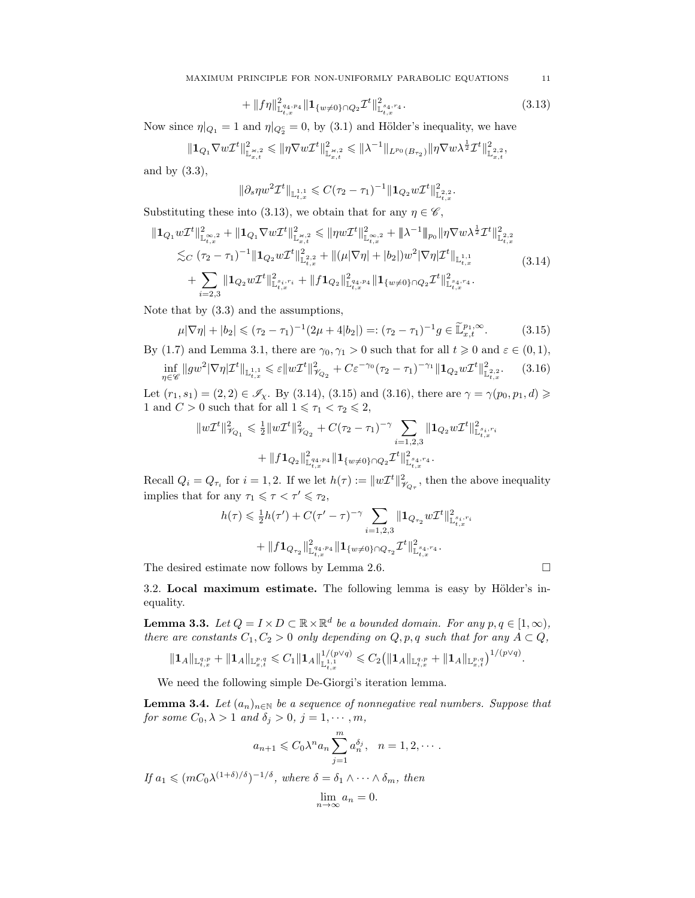$$+\|f\eta\|^2_{\mathbb{L}^{q_4,p_4}_{t,x}}\|\mathbf{1}_{\{w\neq 0\}\cap Q_2}\mathcal{I}^t\|^2_{\mathbb{L}^{s_4,r_4}_{t,x}}. \tag{3.13}$$

Now since $\eta|_{Q_1}=1$ and $\eta|_{Q_2^c}=0$, by (3.1) and Hölder's inequality, we have

$$\|\mathbf{1}_{Q_1}\nabla w\mathcal{I}^t\|^2_{\mathbb{L}^{\varkappa,2}_{x,t}}\leqslant\|\eta\nabla w\mathcal{I}^t\|^2_{\mathbb{L}^{\varkappa,2}_{x,t}}\leqslant\|\lambda^{-1}\|_{L^{p_0}(B_{\tau_2})}\|\eta\nabla w\lambda^{\frac12}\mathcal{I}^t\|^2_{\mathbb{L}^{2,2}_{x,t}},$$

and by (3.3),

$$\|\partial_s\eta w^2\mathcal{I}^t\|_{\mathbb{L}^{1,1}_{t,x}}\leqslant C(\tau_2-\tau_1)^{-1}\|\mathbf{1}_{Q_2}w\mathcal{I}^t\|^2_{\mathbb{L}^{2,2}_{t,x}}.$$

Substituting these into (3.13), we obtain that for any $\eta\in\mathscr{C}$,

$$\begin{aligned}
\|\mathbf{1}_{Q_1}w\mathcal{I}^t\|^2_{\mathbb{L}^{\infty,2}_{t,x}}+\|\mathbf{1}_{Q_1}\nabla w\mathcal{I}^t\|^2_{\mathbb{L}^{\varkappa,2}_{x,t}}&\leqslant\|\eta w\mathcal{I}^t\|^2_{\mathbb{L}^{\infty,2}_{t,x}}+|\!|\!|\lambda^{-1}|\!|\!|_{p_0}\|\eta\nabla w\lambda^{\frac12}\mathcal{I}^t\|^2_{\mathbb{L}^{2,2}_{t,x}}\\
&\lesssim_C(\tau_2-\tau_1)^{-1}\|\mathbf{1}_{Q_2}w\mathcal{I}^t\|^2_{\mathbb{L}^{2,2}_{t,x}}+\|(\mu|\nabla\eta|+|b_2|)w^2|\nabla\eta|\mathcal{I}^t\|_{\mathbb{L}^{1,1}_{t,x}}\\
&\quad+\sum_{i=2,3}\|\mathbf{1}_{Q_2}w\mathcal{I}^t\|^2_{\mathbb{L}^{s_i,r_i}_{t,x}}+\|f\mathbf{1}_{Q_2}\|^2_{\mathbb{L}^{q_4,p_4}_{t,x}}\|\mathbf{1}_{\{w\neq0\}\cap Q_2}\mathcal{I}^t\|^2_{\mathbb{L}^{s_4,r_4}_{t,x}}.
\end{aligned}\tag{3.14}$$

Note that by (3.3) and the assumptions,

$$\mu|\nabla\eta|+|b_2|\leqslant(\tau_2-\tau_1)^{-1}(2\mu+4|b_2|)=:(\tau_2-\tau_1)^{-1}g\in\widetilde{\mathbb{L}}^{p_1,\infty}_{x,t}. \tag{3.15}$$

By (1.7) and Lemma 3.1, there are $\gamma_0,\gamma_1>0$ such that for all $t\geqslant0$ and $\varepsilon\in(0,1)$,

$$\inf_{\eta\in\mathscr{C}}\|gw^2|\nabla\eta|\mathcal{I}^t\|_{\mathbb{L}^{1,1}_{t,x}}\leqslant\varepsilon\|w\mathcal{I}^t\|^2_{\mathscr{V}_{Q_2}}+C\varepsilon^{-\gamma_0}(\tau_2-\tau_1)^{-\gamma_1}\|\mathbf{1}_{Q_2}w\mathcal{I}^t\|^2_{\mathbb{L}^{2,2}_{t,x}}. \tag{3.16}$$

Let $(r_1,s_1)=(2,2)\in\mathscr{I}_\chi$. By (3.14), (3.15) and (3.16), there are $\gamma=\gamma(p_0,p_1,d)\geqslant1$ and $C>0$ such that for all $1\leqslant\tau_1<\tau_2\leqslant2$,

$$\begin{aligned}
\|w\mathcal{I}^t\|^2_{\mathscr{V}_{Q_1}}\leqslant\tfrac12\|w\mathcal{I}^t\|^2_{\mathscr{V}_{Q_2}}&+C(\tau_2-\tau_1)^{-\gamma}\sum_{i=1,2,3}\|\mathbf{1}_{Q_2}w\mathcal{I}^t\|^2_{\mathbb{L}^{s_i,r_i}_{t,x}}\\
&+\|f\mathbf{1}_{Q_2}\|^2_{\mathbb{L}^{q_4,p_4}_{t,x}}\|\mathbf{1}_{\{w\neq0\}\cap Q_2}\mathcal{I}^t\|^2_{\mathbb{L}^{s_4,r_4}_{t,x}}.
\end{aligned}$$

Recall $Q_i=Q_{\tau_i}$ for $i=1,2$. If we let $h(\tau):=\|w\mathcal{I}^t\|^2_{\mathscr{V}_{Q_\tau}}$, then the above inequality implies that for any $\tau_1\leqslant\tau<\tau'\leqslant\tau_2$,

$$\begin{aligned}
h(\tau)\leqslant\tfrac12h(\tau')&+C(\tau'-\tau)^{-\gamma}\sum_{i=1,2,3}\|\mathbf{1}_{Q_{\tau_2}}w\mathcal{I}^t\|^2_{\mathbb{L}^{s_i,r_i}_{t,x}}\\
&+\|f\mathbf{1}_{Q_{\tau_2}}\|^2_{\mathbb{L}^{q_4,p_4}_{t,x}}\|\mathbf{1}_{\{w\neq0\}\cap Q_{\tau_2}}\mathcal{I}^t\|^2_{\mathbb{L}^{s_4,r_4}_{t,x}}.
\end{aligned}$$

The desired estimate now follows by Lemma 2.6. $\square$

### 3.2. Local maximum estimate.

The following lemma is easy by Hölder's inequality.

**Lemma 3.3.** *Let $Q=I\times D\subset\mathbb{R}\times\mathbb{R}^d$ be a bounded domain. For any $p,q\in[1,\infty)$, there are constants $C_1,C_2>0$ only depending on $Q,p,q$ such that for any $A\subset Q$,*

$$\|\mathbf{1}_A\|_{\mathbb{L}^{q,p}_{t,x}}+\|\mathbf{1}_A\|_{\mathbb{L}^{p,q}_{x,t}}\leqslant C_1\|\mathbf{1}_A\|^{1/(p\vee q)}_{\mathbb{L}^{1,1}_{t,x}}\leqslant C_2\big(\|\mathbf{1}_A\|_{\mathbb{L}^{q,p}_{t,x}}+\|\mathbf{1}_A\|_{\mathbb{L}^{p,q}_{x,t}}\big)^{1/(p\vee q)}.$$

We need the following simple De-Giorgi's iteration lemma.

**Lemma 3.4.** *Let $(a_n)_{n\in\mathbb{N}}$ be a sequence of nonnegative real numbers. Suppose that for some $C_0,\lambda>1$ and $\delta_j>0$, $j=1,\cdots,m$,*

$$a_{n+1}\leqslant C_0\lambda^na_n\sum_{j=1}^m a_n^{\delta_j},\quad n=1,2,\cdots.$$

*If $a_1\leqslant(mC_0\lambda^{(1+\delta)/\delta})^{-1/\delta}$, where $\delta=\delta_1\wedge\cdots\wedge\delta_m$, then*

$$\lim_{n\to\infty}a_n=0.$$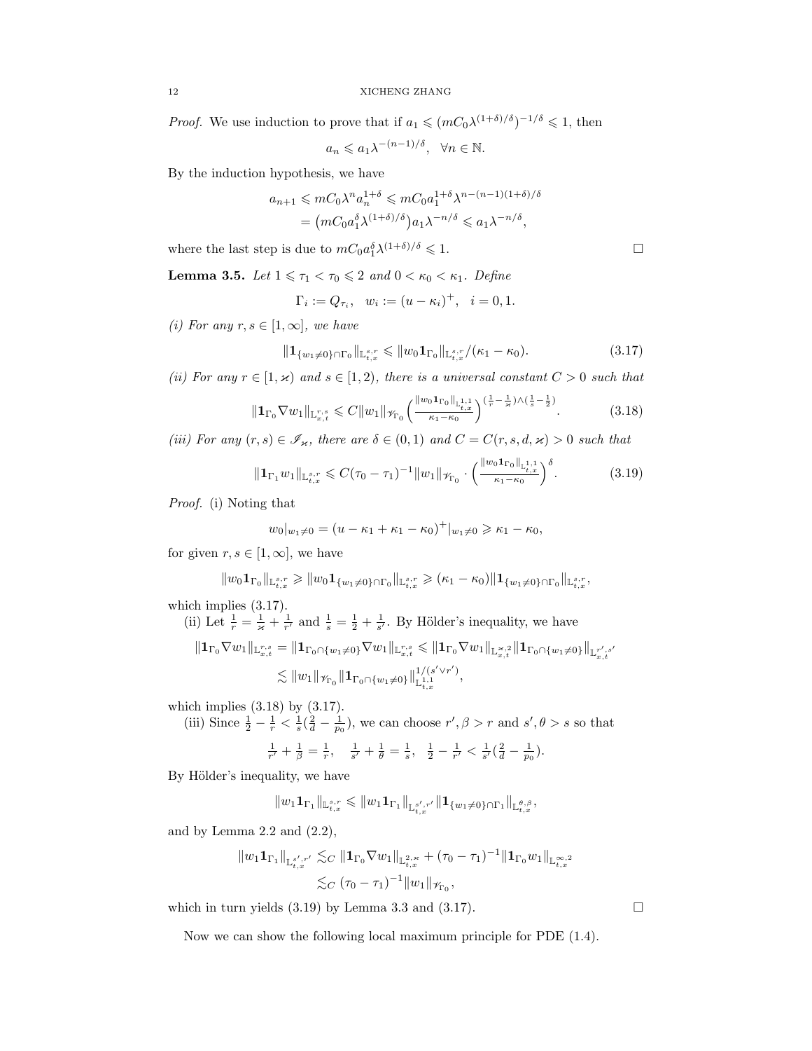*Proof.* We use induction to prove that if $a_1 \leqslant (mC_0\lambda^{(1+\delta)/\delta})^{-1/\delta} \leqslant 1$, then

$$a_n \leqslant a_1\lambda^{-(n-1)/\delta}, \quad \forall n \in \mathbb{N}.$$

By the induction hypothesis, we have

$$\begin{aligned} a_{n+1} &\leqslant mC_0\lambda^n a_n^{1+\delta} \leqslant mC_0 a_1^{1+\delta}\lambda^{n-(n-1)(1+\delta)/\delta} \\ &= \big(mC_0 a_1^{\delta}\lambda^{(1+\delta)/\delta}\big)a_1\lambda^{-n/\delta} \leqslant a_1\lambda^{-n/\delta}, \end{aligned}$$

where the last step is due to $mC_0a_1^\delta\lambda^{(1+\delta)/\delta} \leqslant 1$. $\square$

**Lemma 3.5.** *Let $1 \leqslant \tau_1 < \tau_0 \leqslant 2$ and $0 < \kappa_0 < \kappa_1$. Define*

$$\Gamma_i := Q_{\tau_i}, \quad w_i := (u - \kappa_i)^+, \quad i = 0, 1.$$

*(i) For any $r, s \in [1, \infty]$, we have*

$$\|\mathbf{1}_{\{w_1 \neq 0\} \cap \Gamma_0}\|_{\mathbb{L}^{s,r}_{t,x}} \leqslant \|w_0\mathbf{1}_{\Gamma_0}\|_{\mathbb{L}^{s,r}_{t,x}}/(\kappa_1 - \kappa_0). \tag{3.17}$$

*(ii) For any $r \in [1, \varkappa)$ and $s \in [1, 2)$, there is a universal constant $C > 0$ such that*

$$\|\mathbf{1}_{\Gamma_0}\nabla w_1\|_{\mathbb{L}^{r,s}_{x,t}} \leqslant C\|w_1\|_{\mathscr{V}_{\Gamma_0}}\Big(\tfrac{\|w_0\mathbf{1}_{\Gamma_0}\|_{\mathbb{L}^{1,1}_{t,x}}}{\kappa_1 - \kappa_0}\Big)^{(\frac{1}{r} - \frac{1}{\varkappa}) \wedge (\frac{1}{s} - \frac{1}{2})}. \tag{3.18}$$

*(iii) For any $(r, s) \in \mathscr{I}_\varkappa$, there are $\delta \in (0, 1)$ and $C = C(r, s, d, \varkappa) > 0$ such that*

$$\|\mathbf{1}_{\Gamma_1}w_1\|_{\mathbb{L}^{s,r}_{t,x}} \leqslant C(\tau_0 - \tau_1)^{-1}\|w_1\|_{\mathscr{V}_{\Gamma_0}} \cdot \Big(\tfrac{\|w_0\mathbf{1}_{\Gamma_0}\|_{\mathbb{L}^{1,1}_{t,x}}}{\kappa_1 - \kappa_0}\Big)^{\delta}. \tag{3.19}$$

*Proof.* (i) Noting that

$$w_0|_{w_1 \neq 0} = (u - \kappa_1 + \kappa_1 - \kappa_0)^+|_{w_1 \neq 0} \geqslant \kappa_1 - \kappa_0,$$

for given $r, s \in [1, \infty]$, we have

$$\|w_0\mathbf{1}_{\Gamma_0}\|_{\mathbb{L}^{s,r}_{t,x}} \geqslant \|w_0\mathbf{1}_{\{w_1 \neq 0\} \cap \Gamma_0}\|_{\mathbb{L}^{s,r}_{t,x}} \geqslant (\kappa_1 - \kappa_0)\|\mathbf{1}_{\{w_1 \neq 0\} \cap \Gamma_0}\|_{\mathbb{L}^{s,r}_{t,x}},$$

which implies (3.17).

(ii) Let $\frac{1}{r} = \frac{1}{\varkappa} + \frac{1}{r'}$ and $\frac{1}{s} = \frac{1}{2} + \frac{1}{s'}$. By Hölder's inequality, we have

$$\begin{aligned} \|\mathbf{1}_{\Gamma_0}\nabla w_1\|_{\mathbb{L}^{r,s}_{x,t}} &= \|\mathbf{1}_{\Gamma_0 \cap \{w_1 \neq 0\}}\nabla w_1\|_{\mathbb{L}^{r,s}_{x,t}} \leqslant \|\mathbf{1}_{\Gamma_0}\nabla w_1\|_{\mathbb{L}^{\varkappa,2}_{x,t}}\|\mathbf{1}_{\Gamma_0 \cap \{w_1 \neq 0\}}\|_{\mathbb{L}^{r',s'}_{x,t}} \\ &\lesssim \|w_1\|_{\mathscr{V}_{\Gamma_0}}\|\mathbf{1}_{\Gamma_0 \cap \{w_1 \neq 0\}}\|^{1/(s' \vee r')}_{\mathbb{L}^{1,1}_{t,x}}, \end{aligned}$$

which implies (3.18) by (3.17).

(iii) Since $\frac{1}{2} - \frac{1}{r} < \frac{1}{s}(\frac{2}{d} - \frac{1}{p_0})$, we can choose $r', \beta > r$ and $s', \theta > s$ so that

$$\tfrac{1}{r'} + \tfrac{1}{\beta} = \tfrac{1}{r}, \quad \tfrac{1}{s'} + \tfrac{1}{\theta} = \tfrac{1}{s}, \quad \tfrac{1}{2} - \tfrac{1}{r'} < \tfrac{1}{s'}(\tfrac{2}{d} - \tfrac{1}{p_0}).$$

By Hölder's inequality, we have

$$\|w_1\mathbf{1}_{\Gamma_1}\|_{\mathbb{L}^{s,r}_{t,x}} \leqslant \|w_1\mathbf{1}_{\Gamma_1}\|_{\mathbb{L}^{s',r'}_{t,x}}\|\mathbf{1}_{\{w_1 \neq 0\} \cap \Gamma_1}\|_{\mathbb{L}^{\theta,\beta}_{t,x}},$$

and by Lemma 2.2 and (2.2),

$$\begin{aligned} \|w_1\mathbf{1}_{\Gamma_1}\|_{\mathbb{L}^{s',r'}_{t,x}} &\lesssim_C \|\mathbf{1}_{\Gamma_0}\nabla w_1\|_{\mathbb{L}^{2,\varkappa}_{t,x}} + (\tau_0 - \tau_1)^{-1}\|\mathbf{1}_{\Gamma_0}w_1\|_{\mathbb{L}^{\infty,2}_{t,x}} \\ &\lesssim_C (\tau_0 - \tau_1)^{-1}\|w_1\|_{\mathscr{V}_{\Gamma_0}}, \end{aligned}$$

which in turn yields (3.19) by Lemma 3.3 and (3.17). $\square$

Now we can show the following local maximum principle for PDE (1.4).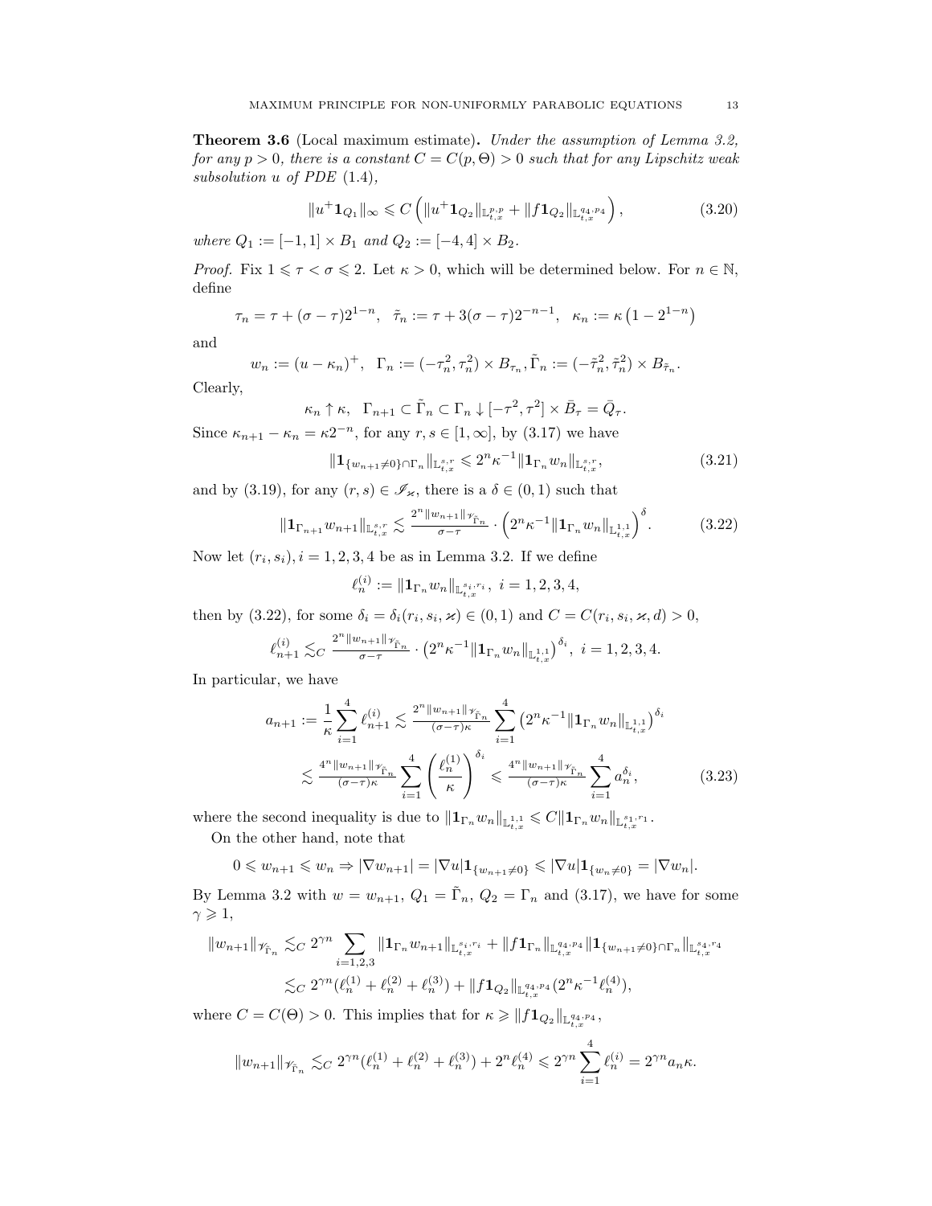**Theorem 3.6** (Local maximum estimate)**.** *Under the assumption of Lemma 3.2, for any $p > 0$, there is a constant $C = C(p, \Theta) > 0$ such that for any Lipschitz weak subsolution $u$ of PDE* (1.4),

$$\|u^+ \mathbf{1}_{Q_1}\|_\infty \leqslant C \left( \|u^+ \mathbf{1}_{Q_2}\|_{\mathbb{L}^{p,p}_{t,x}} + \|f \mathbf{1}_{Q_2}\|_{\mathbb{L}^{q_4,p_4}_{t,x}} \right), \tag{3.20}$$

*where $Q_1 := [-1,1] \times B_1$ and $Q_2 := [-4,4] \times B_2$.*

*Proof.* Fix $1 \leqslant \tau < \sigma \leqslant 2$. Let $\kappa > 0$, which will be determined below. For $n \in \mathbb{N}$, define

$$\tau_n = \tau + (\sigma - \tau)2^{1-n}, \quad \tilde{\tau}_n := \tau + 3(\sigma-\tau)2^{-n-1}, \quad \kappa_n := \kappa\left(1 - 2^{1-n}\right)$$

and

$$w_n := (u - \kappa_n)^+, \quad \Gamma_n := (-\tau_n^2, \tau_n^2) \times B_{\tau_n}, \tilde{\Gamma}_n := (-\tilde{\tau}_n^2, \tilde{\tau}_n^2) \times B_{\tilde{\tau}_n}.$$

Clearly,

$$\kappa_n \uparrow \kappa, \quad \Gamma_{n+1} \subset \tilde{\Gamma}_n \subset \Gamma_n \downarrow [-\tau^2, \tau^2] \times \bar{B}_\tau = \bar{Q}_\tau.$$

Since $\kappa_{n+1} - \kappa_n = \kappa 2^{-n}$, for any $r, s \in [1, \infty]$, by (3.17) we have

$$\|\mathbf{1}_{\{w_{n+1} \neq 0\} \cap \Gamma_n}\|_{\mathbb{L}^{s,r}_{t,x}} \leqslant 2^n \kappa^{-1} \|\mathbf{1}_{\Gamma_n} w_n\|_{\mathbb{L}^{s,r}_{t,x}}, \tag{3.21}$$

and by (3.19), for any $(r,s) \in \mathscr{I}_\varkappa$, there is a $\delta \in (0,1)$ such that

$$\|\mathbf{1}_{\Gamma_{n+1}} w_{n+1}\|_{\mathbb{L}^{s,r}_{t,x}} \lesssim \tfrac{2^n \|w_{n+1}\|_{\mathscr{V}_{\tilde{\Gamma}_n}}}{\sigma - \tau} \cdot \left(2^n \kappa^{-1} \|\mathbf{1}_{\Gamma_n} w_n\|_{\mathbb{L}^{1,1}_{t,x}}\right)^\delta. \tag{3.22}$$

Now let $(r_i, s_i), i = 1,2,3,4$ be as in Lemma 3.2. If we define

$$\ell_n^{(i)} := \|\mathbf{1}_{\Gamma_n} w_n\|_{\mathbb{L}^{s_i, r_i}_{t,x}}, \ \ i = 1,2,3,4,$$

then by (3.22), for some $\delta_i = \delta_i(r_i, s_i, \varkappa) \in (0,1)$ and $C = C(r_i, s_i, \varkappa, d) > 0$,

$$\ell_{n+1}^{(i)} \lesssim_C \tfrac{2^n \|w_{n+1}\|_{\mathscr{V}_{\tilde{\Gamma}_n}}}{\sigma - \tau} \cdot \left(2^n \kappa^{-1} \|\mathbf{1}_{\Gamma_n} w_n\|_{\mathbb{L}^{1,1}_{t,x}}\right)^{\delta_i}, \ \ i = 1,2,3,4.$$

In particular, we have

$$\begin{aligned}
a_{n+1} := \frac{1}{\kappa} \sum_{i=1}^4 \ell_{n+1}^{(i)} &\lesssim \tfrac{2^n \|w_{n+1}\|_{\mathscr{V}_{\tilde{\Gamma}_n}}}{(\sigma-\tau)\kappa} \sum_{i=1}^4 \left(2^n \kappa^{-1} \|\mathbf{1}_{\Gamma_n} w_n\|_{\mathbb{L}^{1,1}_{t,x}}\right)^{\delta_i} \\
&\lesssim \tfrac{4^n \|w_{n+1}\|_{\mathscr{V}_{\tilde{\Gamma}_n}}}{(\sigma-\tau)\kappa} \sum_{i=1}^4 \left(\frac{\ell_n^{(1)}}{\kappa}\right)^{\delta_i} \leqslant \tfrac{4^n \|w_{n+1}\|_{\mathscr{V}_{\tilde{\Gamma}_n}}}{(\sigma-\tau)\kappa} \sum_{i=1}^4 a_n^{\delta_i},
\end{aligned} \tag{3.23}$$

where the second inequality is due to $\|\mathbf{1}_{\Gamma_n} w_n\|_{\mathbb{L}^{1,1}_{t,x}} \leqslant C \|\mathbf{1}_{\Gamma_n} w_n\|_{\mathbb{L}^{s_1, r_1}_{t,x}}$.

On the other hand, note that

$$0 \leqslant w_{n+1} \leqslant w_n \Rightarrow |\nabla w_{n+1}| = |\nabla u| \mathbf{1}_{\{w_{n+1} \neq 0\}} \leqslant |\nabla u| \mathbf{1}_{\{w_n \neq 0\}} = |\nabla w_n|.$$

By Lemma 3.2 with $w = w_{n+1}$, $Q_1 = \tilde{\Gamma}_n$, $Q_2 = \Gamma_n$ and (3.17), we have for some $\gamma \geqslant 1$,

$$\begin{aligned}
\|w_{n+1}\|_{\mathscr{V}_{\tilde{\Gamma}_n}} &\lesssim_C 2^{\gamma n} \sum_{i=1,2,3} \|\mathbf{1}_{\Gamma_n} w_{n+1}\|_{\mathbb{L}^{s_i, r_i}_{t,x}} + \|f \mathbf{1}_{\Gamma_n}\|_{\mathbb{L}^{q_4, p_4}_{t,x}} \|\mathbf{1}_{\{w_{n+1} \neq 0\} \cap \Gamma_n}\|_{\mathbb{L}^{s_4, r_4}_{t,x}} \\
&\lesssim_C 2^{\gamma n}(\ell_n^{(1)} + \ell_n^{(2)} + \ell_n^{(3)}) + \|f \mathbf{1}_{Q_2}\|_{\mathbb{L}^{q_4, p_4}_{t,x}} (2^n \kappa^{-1} \ell_n^{(4)}),
\end{aligned}$$

where $C = C(\Theta) > 0$. This implies that for $\kappa \geqslant \|f \mathbf{1}_{Q_2}\|_{\mathbb{L}^{q_4, p_4}_{t,x}}$,

$$\|w_{n+1}\|_{\mathscr{V}_{\tilde{\Gamma}_n}} \lesssim_C 2^{\gamma n}(\ell_n^{(1)} + \ell_n^{(2)} + \ell_n^{(3)}) + 2^n \ell_n^{(4)} \leqslant 2^{\gamma n} \sum_{i=1}^4 \ell_n^{(i)} = 2^{\gamma n} a_n \kappa.$$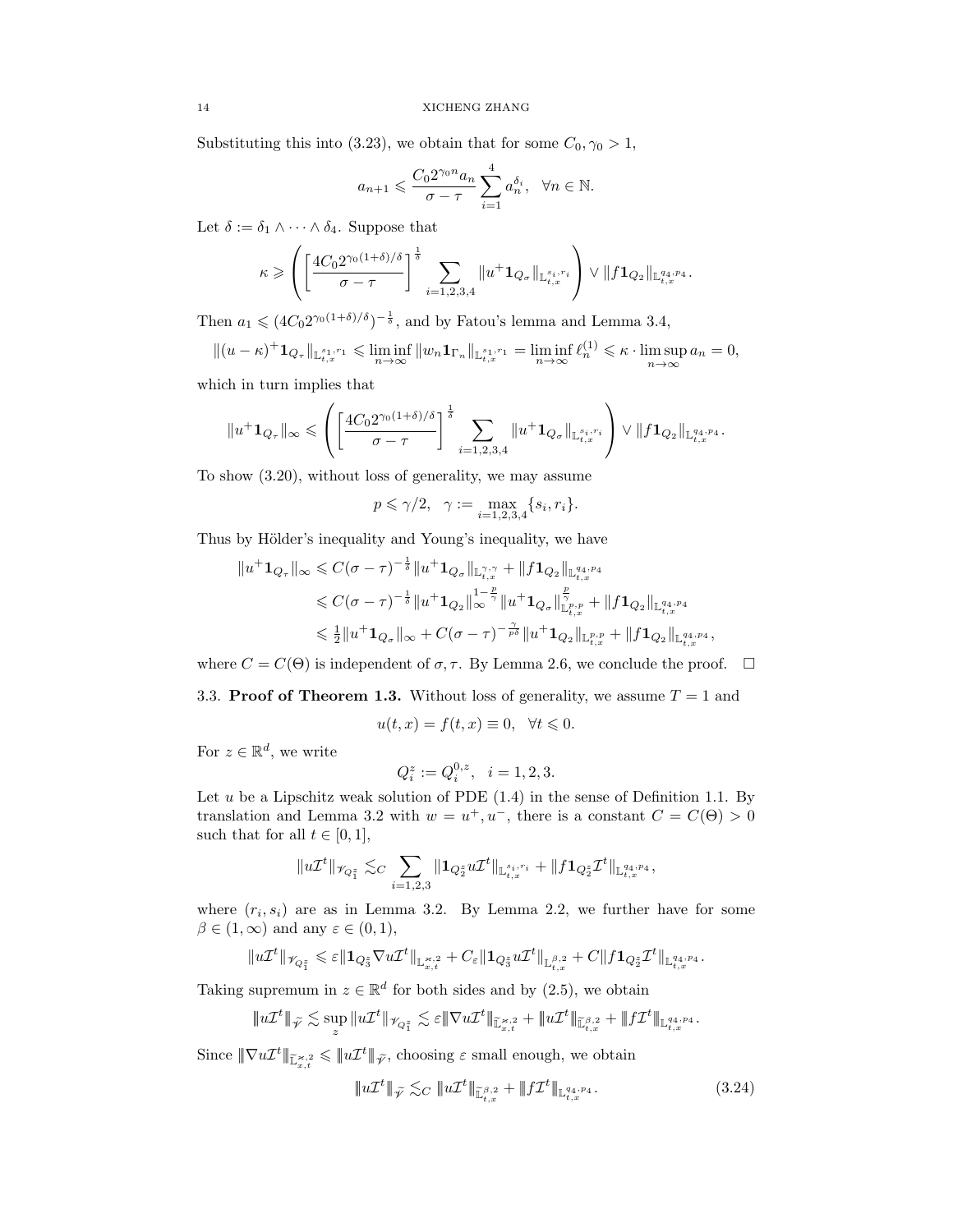Substituting this into (3.23), we obtain that for some $C_0, \gamma_0 > 1$,

$$a_{n+1} \leqslant \frac{C_0 2^{\gamma_0 n} a_n}{\sigma - \tau} \sum_{i=1}^{4} a_n^{\delta_i}, \quad \forall n \in \mathbb{N}.$$

Let $\delta := \delta_1 \wedge \cdots \wedge \delta_4$. Suppose that

$$\kappa \geqslant \left( \left[ \frac{4C_0 2^{\gamma_0(1+\delta)/\delta}}{\sigma - \tau} \right]^{\frac{1}{\delta}} \sum_{i=1,2,3,4} \|u^+ \mathbf{1}_{Q_\sigma}\|_{\mathbb{L}^{s_i, r_i}_{t,x}} \right) \vee \|f \mathbf{1}_{Q_2}\|_{\mathbb{L}^{q_4,p_4}_{t,x}}.$$

Then $a_1 \leqslant (4C_0 2^{\gamma_0(1+\delta)/\delta})^{-\frac{1}{\delta}}$, and by Fatou's lemma and Lemma 3.4,

$$\|(u-\kappa)^+ \mathbf{1}_{Q_\tau}\|_{\mathbb{L}^{s_1,r_1}_{t,x}} \leqslant \liminf_{n\to\infty} \|w_n \mathbf{1}_{\Gamma_n}\|_{\mathbb{L}^{s_1,r_1}_{t,x}} = \liminf_{n\to\infty} \ell^{(1)}_n \leqslant \kappa \cdot \limsup_{n\to\infty} a_n = 0,$$

which in turn implies that

$$\|u^+ \mathbf{1}_{Q_\tau}\|_\infty \leqslant \left( \left[ \frac{4C_0 2^{\gamma_0(1+\delta)/\delta}}{\sigma - \tau} \right]^{\frac{1}{\delta}} \sum_{i=1,2,3,4} \|u^+ \mathbf{1}_{Q_\sigma}\|_{\mathbb{L}^{s_i, r_i}_{t,x}} \right) \vee \|f \mathbf{1}_{Q_2}\|_{\mathbb{L}^{q_4,p_4}_{t,x}}.$$

To show (3.20), without loss of generality, we may assume

$$p \leqslant \gamma/2, \quad \gamma := \max_{i=1,2,3,4} \{s_i, r_i\}.$$

Thus by Hölder's inequality and Young's inequality, we have

$$\begin{aligned}
\|u^+ \mathbf{1}_{Q_\tau}\|_\infty &\leqslant C(\sigma-\tau)^{-\frac{1}{\delta}} \|u^+ \mathbf{1}_{Q_\sigma}\|_{\mathbb{L}^{\gamma,\gamma}_{t,x}} + \|f \mathbf{1}_{Q_2}\|_{\mathbb{L}^{q_4,p_4}_{t,x}} \\
&\leqslant C(\sigma-\tau)^{-\frac{1}{\delta}} \|u^+ \mathbf{1}_{Q_2}\|_\infty^{1-\frac{p}{\gamma}} \|u^+ \mathbf{1}_{Q_\sigma}\|_{\mathbb{L}^{p,p}_{t,x}}^{\frac{p}{\gamma}} + \|f \mathbf{1}_{Q_2}\|_{\mathbb{L}^{q_4,p_4}_{t,x}} \\
&\leqslant \tfrac{1}{2} \|u^+ \mathbf{1}_{Q_\sigma}\|_\infty + C(\sigma-\tau)^{-\frac{\gamma}{p\delta}} \|u^+ \mathbf{1}_{Q_2}\|_{\mathbb{L}^{p,p}_{t,x}} + \|f \mathbf{1}_{Q_2}\|_{\mathbb{L}^{q_4,p_4}_{t,x}},
\end{aligned}$$

where $C = C(\Theta)$ is independent of $\sigma, \tau$. By Lemma 2.6, we conclude the proof. $\square$

### 3.3. Proof of Theorem 1.3.

Without loss of generality, we assume $T = 1$ and

$$u(t,x) = f(t,x) \equiv 0, \quad \forall t \leqslant 0.$$

For $z \in \mathbb{R}^d$, we write

$$Q^z_i := Q^{0,z}_i, \quad i = 1,2,3.$$

Let $u$ be a Lipschitz weak solution of PDE (1.4) in the sense of Definition 1.1. By translation and Lemma 3.2 with $w = u^+, u^-$, there is a constant $C = C(\Theta) > 0$ such that for all $t \in [0,1]$,

$$\|u\mathcal{I}^t\|_{\mathcal{V}_{Q^z_1}} \lesssim_C \sum_{i=1,2,3} \|\mathbf{1}_{Q^z_2} u \mathcal{I}^t\|_{\mathbb{L}^{s_i,r_i}_{t,x}} + \|f \mathbf{1}_{Q^z_2} \mathcal{I}^t\|_{\mathbb{L}^{q_4,p_4}_{t,x}},$$

where $(r_i, s_i)$ are as in Lemma 3.2. By Lemma 2.2, we further have for some $\beta \in (1,\infty)$ and any $\varepsilon \in (0,1)$,

$$\|u\mathcal{I}^t\|_{\mathcal{V}_{Q^z_1}} \leqslant \varepsilon \|\mathbf{1}_{Q^z_3} \nabla u \mathcal{I}^t\|_{\mathbb{L}^{\varkappa,2}_{x,t}} + C_\varepsilon \|\mathbf{1}_{Q^z_3} u \mathcal{I}^t\|_{\mathbb{L}^{\beta,2}_{t,x}} + C\|f \mathbf{1}_{Q^z_2} \mathcal{I}^t\|_{\mathbb{L}^{q_4,p_4}_{t,x}}.$$

Taking supremum in $z \in \mathbb{R}^d$ for both sides and by (2.5), we obtain

$$|\!|\!| u\mathcal{I}^t |\!|\!|_{\widetilde{\mathcal{V}}} \lesssim \sup_z \|u\mathcal{I}^t\|_{\mathcal{V}_{Q^z_1}} \lesssim \varepsilon |\!|\!| \nabla u \mathcal{I}^t |\!|\!|_{\widetilde{\mathbb{L}}^{\varkappa,2}_{x,t}} + |\!|\!| u\mathcal{I}^t |\!|\!|_{\widetilde{\mathbb{L}}^{\beta,2}_{t,x}} + |\!|\!| f\mathcal{I}^t |\!|\!|_{\mathbb{L}^{q_4,p_4}_{t,x}}.$$

Since $|\!|\!| \nabla u \mathcal{I}^t |\!|\!|_{\widetilde{\mathbb{L}}^{\varkappa,2}_{x,t}} \leqslant |\!|\!| u\mathcal{I}^t |\!|\!|_{\widetilde{\mathcal{V}}}$, choosing $\varepsilon$ small enough, we obtain

$$|\!|\!| u\mathcal{I}^t |\!|\!|_{\widetilde{\mathcal{V}}} \lesssim_C |\!|\!| u\mathcal{I}^t |\!|\!|_{\widetilde{\mathbb{L}}^{\beta,2}_{t,x}} + |\!|\!| f\mathcal{I}^t |\!|\!|_{\mathbb{L}^{q_4,p_4}_{t,x}}. \tag{3.24}$$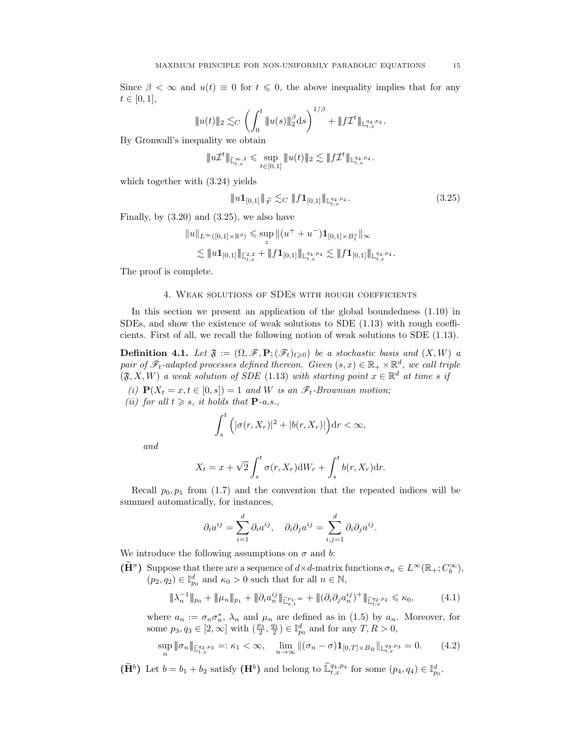Since $\beta < \infty$ and $u(t) \equiv 0$ for $t \leqslant 0$, the above inequality implies that for any $t \in [0,1]$,

$$\|u(t)\|_2 \lesssim_C \left( \int_0^t \|u(s)\|_2^\beta \mathrm{d}s \right)^{1/\beta} + \|f\mathcal{I}^t\|_{\mathbb{L}^{q_4,p_4}_{t,x}}.$$

By Gronwall's inequality we obtain

$$\|u\mathcal{I}^t\|_{\widetilde{\mathbb{L}}^{\infty,2}_{t,x}} \leqslant \sup_{t\in[0,1]} \|u(t)\|_2 \lesssim \|f\mathcal{I}^t\|_{\mathbb{L}^{q_4,p_4}_{t,x}}.$$

which together with (3.24) yields

$$\|u\mathbf{1}_{[0,1]}\|_{\widetilde{\mathscr{V}}} \lesssim_C \|f\mathbf{1}_{[0,1]}\|_{\mathbb{L}^{q_4,p_4}_{t,x}}. \tag{3.25}$$

Finally, by (3.20) and (3.25), we also have

$$\begin{aligned}
\|u\|_{L^\infty([0,1]\times\mathbb{R}^d)} &\leqslant \sup_z \|(u^+ + u^-)\mathbf{1}_{[0,1]\times B^z_1}\|_\infty \\
&\lesssim \|u\mathbf{1}_{[0,1]}\|_{\widetilde{\mathbb{L}}^{2,2}_{t,x}} + \|f\mathbf{1}_{[0,1]}\|_{\mathbb{L}^{q_4,p_4}_{t,x}} \lesssim \|f\mathbf{1}_{[0,1]}\|_{\mathbb{L}^{q_4,p_4}_{t,x}}.
\end{aligned}$$

The proof is complete.

## 4. Weak solutions of SDEs with rough coefficients

In this section we present an application of the global boundedness (1.10) in SDEs, and show the existence of weak solutions to SDE (1.13) with rough coefficients. First of all, we recall the following notion of weak solutions to SDE (1.13).

**Definition 4.1.** *Let $\mathfrak{F} := (\Omega, \mathscr{F}, \mathbf{P}; (\mathscr{F}_t)_{t\geqslant 0})$ be a stochastic basis and $(X, W)$ a pair of $\mathscr{F}_t$-adapted processes defined thereon. Given $(s,x) \in \mathbb{R}_+ \times \mathbb{R}^d$, we call triple $(\mathfrak{F}, X, W)$ a weak solution of SDE (1.13) with starting point $x \in \mathbb{R}^d$ at time $s$ if*

*(i) $\mathbf{P}(X_t = x, t \in [0,s]) = 1$ and $W$ is an $\mathscr{F}_t$-Brownian motion;*

*(ii) for all $t \geqslant s$, it holds that $\mathbf{P}$-a.s.,*

$$\int_s^t \Big( |\sigma(r, X_r)|^2 + |b(r, X_r)| \Big) \mathrm{d}r < \infty,$$

*and*

$$X_t = x + \sqrt{2} \int_s^t \sigma(r, X_r) \mathrm{d}W_r + \int_s^t b(r, X_r) \mathrm{d}r.$$

Recall $p_0, p_1$ from (1.7) and the convention that the repeated indices will be summed automatically, for instances,

$$\partial_i a^{ij} = \sum_{i=1}^d \partial_i a^{ij}, \quad \partial_i \partial_j a^{ij} = \sum_{i,j=1}^d \partial_i \partial_j a^{ij}.$$

We introduce the following assumptions on $\sigma$ and $b$:

**($\widetilde{\mathbf{H}}^\sigma$)** Suppose that there are a sequence of $d\times d$-matrix functions $\sigma_n \in L^\infty(\mathbb{R}_+; C_b^\infty)$, $(p_2, q_2) \in \mathbb{I}^d_{p_0}$ and $\kappa_0 > 0$ such that for all $n \in \mathbb{N}$,

$$\|\lambda_n^{-1}\|_{p_0} + \|\mu_n\|_{p_1} + \|\partial_i a_n^{ij}\|_{\widetilde{\mathbb{L}}^{p_1,\infty}_{x,t}} + \|(\partial_i \partial_j a_n^{ij})^+\|_{\widetilde{\mathbb{L}}^{q_2,p_2}_{t,x}} \leqslant \kappa_0, \tag{4.1}$$

where $a_n := \sigma_n \sigma_n^*$, $\lambda_n$ and $\mu_n$ are defined as in (1.5) by $a_n$. Moreover, for some $p_3, q_3 \in [2,\infty]$ with $(\frac{p_3}{2}, \frac{q_3}{2}) \in \mathbb{I}^d_{p_0}$ and for any $T, R > 0$,

$$\sup_n \|\sigma_n\|_{\widetilde{\mathbb{L}}^{q_3,p_3}_{t,x}} =: \kappa_1 < \infty, \quad \lim_{n\to\infty} \|(\sigma_n - \sigma)\mathbf{1}_{[0,T]\times B_R}\|_{\mathbb{L}^{q_3,p_3}_{t,x}} = 0. \tag{4.2}$$

**($\widetilde{\mathbf{H}}^b$)** Let $b = b_1 + b_2$ satisfy **($\mathbf{H}^b$)** and belong to $\widetilde{\mathbb{L}}^{q_4,p_4}_{t,x}$ for some $(p_4, q_4) \in \mathbb{I}^d_{p_0}$.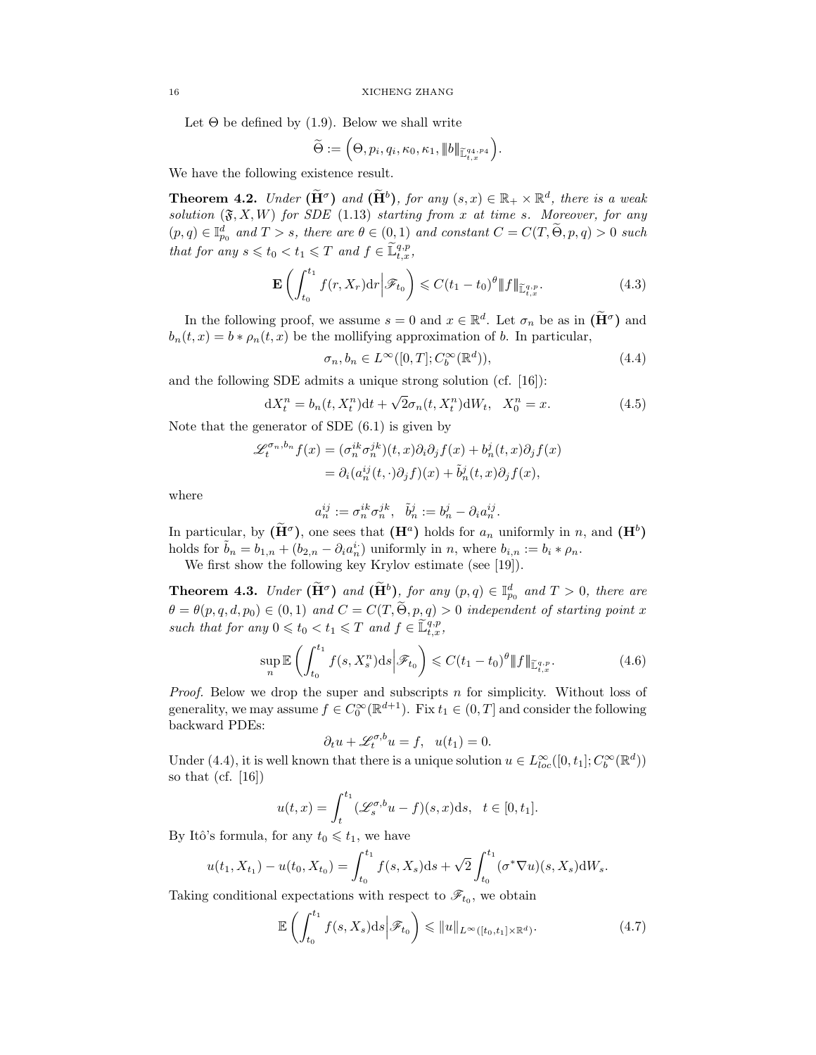Let $\Theta$ be defined by (1.9). Below we shall write

$$\widetilde{\Theta} := \Big(\Theta, p_i, q_i, \kappa_0, \kappa_1, \|b\|_{\widetilde{\mathbb{L}}^{q_4,p_4}_{t,x}}\Big).$$

We have the following existence result.

**Theorem 4.2.** *Under* $(\widetilde{\mathbf{H}}^\sigma)$ *and* $(\widetilde{\mathbf{H}}^b)$*, for any* $(s,x) \in \mathbb{R}_+ \times \mathbb{R}^d$*, there is a weak solution* $(\mathfrak{F}, X, W)$ *for SDE* (1.13) *starting from* $x$ *at time* $s$*. Moreover, for any* $(p,q) \in \mathbb{I}^d_{p_0}$ *and* $T > s$*, there are* $\theta \in (0,1)$ *and constant* $C = C(T, \widetilde{\Theta}, p, q) > 0$ *such that for any* $s \leqslant t_0 < t_1 \leqslant T$ *and* $f \in \widetilde{\mathbb{L}}^{q,p}_{t,x}$*,*

$$\mathbf{E}\left(\int_{t_0}^{t_1} f(r, X_r)\mathrm{d}r \Big| \mathscr{F}_{t_0}\right) \leqslant C(t_1 - t_0)^\theta \|f\|_{\widetilde{\mathbb{L}}^{q,p}_{t,x}}. \tag{4.3}$$

In the following proof, we assume $s = 0$ and $x \in \mathbb{R}^d$. Let $\sigma_n$ be as in $(\widetilde{\mathbf{H}}^\sigma)$ and $b_n(t,x) = b * \rho_n(t,x)$ be the mollifying approximation of $b$. In particular,

$$\sigma_n, b_n \in L^\infty([0,T]; C^\infty_b(\mathbb{R}^d)), \tag{4.4}$$

and the following SDE admits a unique strong solution (cf. [16]):

$$\mathrm{d}X^n_t = b_n(t, X^n_t)\mathrm{d}t + \sqrt{2}\sigma_n(t, X^n_t)\mathrm{d}W_t, \quad X^n_0 = x. \tag{4.5}$$

Note that the generator of SDE (6.1) is given by

$$\begin{aligned}
\mathscr{L}^{\sigma_n, b_n}_t f(x) &= (\sigma^{ik}_n \sigma^{jk}_n)(t,x)\partial_i\partial_j f(x) + b^j_n(t,x)\partial_j f(x) \\
&= \partial_i(a^{ij}_n(t,\cdot)\partial_j f)(x) + \tilde{b}^j_n(t,x)\partial_j f(x),
\end{aligned}$$

where

$$a^{ij}_n := \sigma^{ik}_n \sigma^{jk}_n, \quad \tilde{b}^j_n := b^j_n - \partial_i a^{ij}_n.$$

In particular, by $(\widetilde{\mathbf{H}}^\sigma)$, one sees that $(\mathbf{H}^a)$ holds for $a_n$ uniformly in $n$, and $(\mathbf{H}^b)$ holds for $\tilde{b}_n = b_{1,n} + (b_{2,n} - \partial_i a^{i\cdot}_n)$ uniformly in $n$, where $b_{i,n} := b_i * \rho_n$.

We first show the following key Krylov estimate (see [19]).

**Theorem 4.3.** *Under* $(\widetilde{\mathbf{H}}^\sigma)$ *and* $(\widetilde{\mathbf{H}}^b)$*, for any* $(p,q) \in \mathbb{I}^d_{p_0}$ *and* $T > 0$*, there are* $\theta = \theta(p,q,d,p_0) \in (0,1)$ *and* $C = C(T, \widetilde{\Theta}, p, q) > 0$ *independent of starting point* $x$ *such that for any* $0 \leqslant t_0 < t_1 \leqslant T$ *and* $f \in \widetilde{\mathbb{L}}^{q,p}_{t,x}$*,*

$$\sup_n \mathbb{E}\left(\int_{t_0}^{t_1} f(s, X^n_s)\mathrm{d}s \Big| \mathscr{F}_{t_0}\right) \leqslant C(t_1 - t_0)^\theta \|f\|_{\widetilde{\mathbb{L}}^{q,p}_{t,x}}. \tag{4.6}$$

*Proof.* Below we drop the super and subscripts $n$ for simplicity. Without loss of generality, we may assume $f \in C^\infty_0(\mathbb{R}^{d+1})$. Fix $t_1 \in (0,T]$ and consider the following backward PDEs:

$$\partial_t u + \mathscr{L}^{\sigma,b}_t u = f, \quad u(t_1) = 0.$$

Under (4.4), it is well known that there is a unique solution $u \in L^\infty_{loc}([0,t_1]; C^\infty_b(\mathbb{R}^d))$ so that (cf. [16])

$$u(t,x) = \int_t^{t_1} (\mathscr{L}^{\sigma,b}_s u - f)(s,x)\mathrm{d}s, \quad t \in [0,t_1].$$

By Itô's formula, for any $t_0 \leqslant t_1$, we have

$$u(t_1, X_{t_1}) - u(t_0, X_{t_0}) = \int_{t_0}^{t_1} f(s, X_s)\mathrm{d}s + \sqrt{2}\int_{t_0}^{t_1} (\sigma^* \nabla u)(s, X_s)\mathrm{d}W_s.$$

Taking conditional expectations with respect to $\mathscr{F}_{t_0}$, we obtain

$$\mathbb{E}\left(\int_{t_0}^{t_1} f(s, X_s)\mathrm{d}s \Big| \mathscr{F}_{t_0}\right) \leqslant \|u\|_{L^\infty([t_0,t_1]\times\mathbb{R}^d)}. \tag{4.7}$$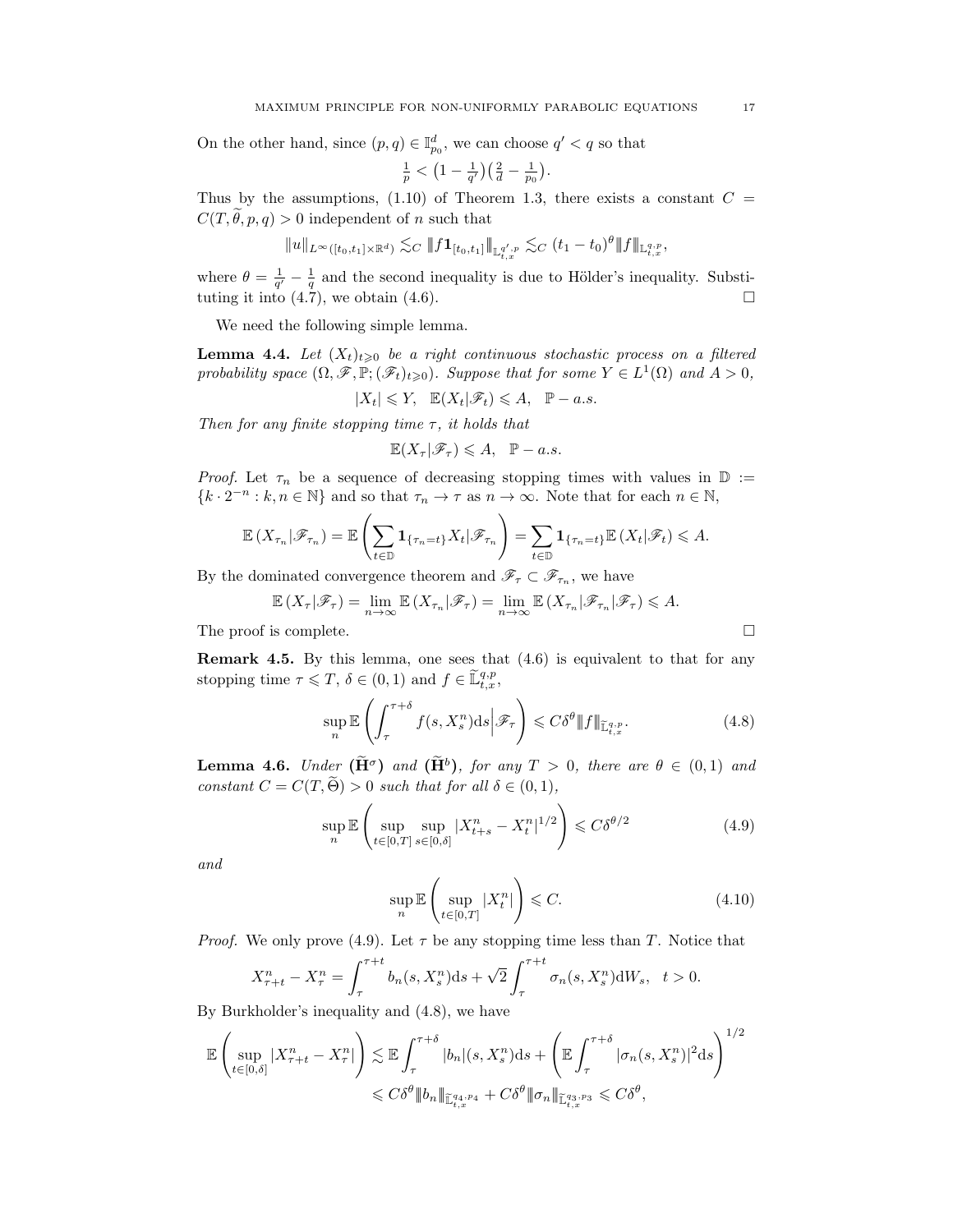On the other hand, since $(p,q) \in \mathbb{I}^d_{p_0}$, we can choose $q' < q$ so that

$$\tfrac{1}{p} < \left(1 - \tfrac{1}{q'}\right)\left(\tfrac{2}{d} - \tfrac{1}{p_0}\right).$$

Thus by the assumptions, (1.10) of Theorem 1.3, there exists a constant $C = C(T, \widetilde{\theta}, p, q) > 0$ independent of $n$ such that

$$\|u\|_{L^\infty([t_0,t_1]\times\mathbb{R}^d)} \lesssim_C |||f\mathbf{1}_{[t_0,t_1]}|||_{\mathbb{L}^{q',p}_{t,x}} \lesssim_C (t_1 - t_0)^\theta |||f|||_{\mathbb{L}^{q,p}_{t,x}},$$

where $\theta = \frac{1}{q'} - \frac{1}{q}$ and the second inequality is due to Hölder's inequality. Substituting it into (4.7), we obtain (4.6). $\square$

We need the following simple lemma.

**Lemma 4.4.** *Let $(X_t)_{t\geqslant 0}$ be a right continuous stochastic process on a filtered probability space $(\Omega, \mathscr{F}, \mathbb{P}; (\mathscr{F}_t)_{t\geqslant 0})$. Suppose that for some $Y \in L^1(\Omega)$ and $A > 0$,*

$$|X_t| \leqslant Y, \quad \mathbb{E}(X_t|\mathscr{F}_t) \leqslant A, \quad \mathbb{P} - a.s.$$

*Then for any finite stopping time $\tau$, it holds that*

$$\mathbb{E}(X_\tau|\mathscr{F}_\tau) \leqslant A, \quad \mathbb{P} - a.s.$$

*Proof.* Let $\tau_n$ be a sequence of decreasing stopping times with values in $\mathbb{D} := \{k \cdot 2^{-n} : k, n \in \mathbb{N}\}$ and so that $\tau_n \to \tau$ as $n \to \infty$. Note that for each $n \in \mathbb{N}$,

$$\mathbb{E}\left(X_{\tau_n}|\mathscr{F}_{\tau_n}\right) = \mathbb{E}\left(\sum_{t\in\mathbb{D}} \mathbf{1}_{\{\tau_n = t\}} X_t \Big| \mathscr{F}_{\tau_n}\right) = \sum_{t\in\mathbb{D}} \mathbf{1}_{\{\tau_n=t\}} \mathbb{E}\left(X_t|\mathscr{F}_t\right) \leqslant A.$$

By the dominated convergence theorem and $\mathscr{F}_\tau \subset \mathscr{F}_{\tau_n}$, we have

$$\mathbb{E}\left(X_\tau|\mathscr{F}_\tau\right) = \lim_{n\to\infty} \mathbb{E}\left(X_{\tau_n}|\mathscr{F}_\tau\right) = \lim_{n\to\infty} \mathbb{E}\left(X_{\tau_n}|\mathscr{F}_{\tau_n}|\mathscr{F}_\tau\right) \leqslant A.$$

The proof is complete. $\square$

**Remark 4.5.** By this lemma, one sees that (4.6) is equivalent to that for any stopping time $\tau \leqslant T$, $\delta \in (0,1)$ and $f \in \widetilde{\mathbb{L}}^{q,p}_{t,x}$,

$$\sup_n \mathbb{E}\left(\int_\tau^{\tau+\delta} f(s, X^n_s)\mathrm{d}s \Big| \mathscr{F}_\tau\right) \leqslant C\delta^\theta |||f|||_{\widetilde{\mathbb{L}}^{q,p}_{t,x}}. \tag{4.8}$$

**Lemma 4.6.** *Under $(\widetilde{\mathbf{H}}^\sigma)$ and $(\widetilde{\mathbf{H}}^b)$, for any $T > 0$, there are $\theta \in (0,1)$ and constant $C = C(T, \widetilde{\Theta}) > 0$ such that for all $\delta \in (0,1)$,*

$$\sup_n \mathbb{E}\left(\sup_{t\in[0,T]} \sup_{s\in[0,\delta]} |X^n_{t+s} - X^n_t|^{1/2}\right) \leqslant C\delta^{\theta/2} \tag{4.9}$$

*and*

$$\sup_n \mathbb{E}\left(\sup_{t\in[0,T]} |X^n_t|\right) \leqslant C. \tag{4.10}$$

*Proof.* We only prove (4.9). Let $\tau$ be any stopping time less than $T$. Notice that

$$X^n_{\tau+t} - X^n_\tau = \int_\tau^{\tau+t} b_n(s, X^n_s)\mathrm{d}s + \sqrt{2}\int_\tau^{\tau+t} \sigma_n(s, X^n_s)\mathrm{d}W_s, \quad t > 0.$$

By Burkholder's inequality and (4.8), we have

$$\begin{aligned}
\mathbb{E}\left(\sup_{t\in[0,\delta]} |X^n_{\tau+t} - X^n_\tau|\right) &\lesssim \mathbb{E}\int_\tau^{\tau+\delta} |b_n|(s, X^n_s)\mathrm{d}s + \left(\mathbb{E}\int_\tau^{\tau+\delta} |\sigma_n(s, X^n_s)|^2\mathrm{d}s\right)^{1/2} \\
&\leqslant C\delta^\theta |||b_n|||_{\widetilde{\mathbb{L}}^{q_4,p_4}_{t,x}} + C\delta^\theta |||\sigma_n|||_{\widetilde{\mathbb{L}}^{q_3,p_3}_{t,x}} \leqslant C\delta^\theta,
\end{aligned}$$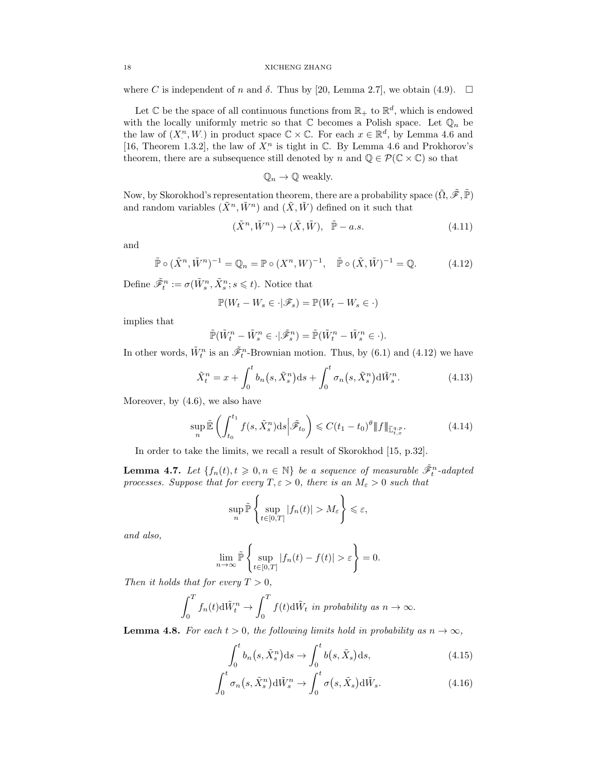where $C$ is independent of $n$ and $\delta$. Thus by [20, Lemma 2.7], we obtain (4.9). $\square$

Let $\mathbb{C}$ be the space of all continuous functions from $\mathbb{R}_+$ to $\mathbb{R}^d$, which is endowed with the locally uniformly metric so that $\mathbb{C}$ becomes a Polish space. Let $\mathbb{Q}_n$ be the law of $(X^n_\cdot, W_\cdot)$ in product space $\mathbb{C}\times\mathbb{C}$. For each $x\in\mathbb{R}^d$, by Lemma 4.6 and [16, Theorem 1.3.2], the law of $X^n_\cdot$ is tight in $\mathbb{C}$. By Lemma 4.6 and Prokhorov's theorem, there are a subsequence still denoted by $n$ and $\mathbb{Q}\in\mathcal{P}(\mathbb{C}\times\mathbb{C})$ so that

$$\mathbb{Q}_n\to\mathbb{Q} \text{ weakly.}$$

Now, by Skorokhod's representation theorem, there are a probability space $(\tilde\Omega,\tilde{\mathscr{F}},\tilde{\mathbb{P}})$ and random variables $(\tilde X^n,\tilde W^n)$ and $(\tilde X,\tilde W)$ defined on it such that

$$(\tilde X^n,\tilde W^n)\to(\tilde X,\tilde W),\quad \tilde{\mathbb{P}}-a.s. \tag{4.11}$$

and

$$\tilde{\mathbb{P}}\circ(\tilde X^n,\tilde W^n)^{-1}=\mathbb{Q}_n=\mathbb{P}\circ(X^n,W)^{-1},\quad \tilde{\mathbb{P}}\circ(\tilde X,\tilde W)^{-1}=\mathbb{Q}. \tag{4.12}$$

Define $\tilde{\mathscr{F}}^n_t:=\sigma(\tilde W^n_s,\tilde X^n_s;s\leqslant t)$. Notice that

$$\mathbb{P}(W_t-W_s\in\cdot|\mathscr{F}_s)=\mathbb{P}(W_t-W_s\in\cdot)$$

implies that

$$\tilde{\mathbb{P}}(\tilde W^n_t-\tilde W^n_s\in\cdot|\tilde{\mathscr{F}}^n_s)=\tilde{\mathbb{P}}(\tilde W^n_t-\tilde W^n_s\in\cdot).$$

In other words, $\tilde W^n_t$ is an $\tilde{\mathscr{F}}^n_t$-Brownian motion. Thus, by (6.1) and (4.12) we have

$$\tilde X^n_t=x+\int_0^t b_n\big(s,\tilde X^n_s\big)\mathrm{d}s+\int_0^t\sigma_n\big(s,\tilde X^n_s\big)\mathrm{d}\tilde W^n_s. \tag{4.13}$$

Moreover, by (4.6), we also have

$$\sup_n\tilde{\mathbb{E}}\left(\int_{t_0}^{t_1}f(s,\tilde X^n_s)\mathrm{d}s\Big|\tilde{\mathscr{F}}_{t_0}\right)\leqslant C(t_1-t_0)^\theta|||f|||_{\tilde{\mathbb{L}}^{q,p}_{t,x}}. \tag{4.14}$$

In order to take the limits, we recall a result of Skorokhod [15, p.32].

**Lemma 4.7.** *Let $\{f_n(t),t\geqslant 0,n\in\mathbb{N}\}$ be a sequence of measurable $\tilde{\mathscr{F}}^n_t$-adapted processes. Suppose that for every $T,\varepsilon>0$, there is an $M_\varepsilon>0$ such that*

$$\sup_n\tilde{\mathbb{P}}\left\{\sup_{t\in[0,T]}|f_n(t)|>M_\varepsilon\right\}\leqslant\varepsilon,$$

*and also,*

$$\lim_{n\to\infty}\tilde{\mathbb{P}}\left\{\sup_{t\in[0,T]}|f_n(t)-f(t)|>\varepsilon\right\}=0.$$

*Then it holds that for every $T>0$,*

$$\int_0^T f_n(t)\mathrm{d}\tilde W^n_t\to\int_0^T f(t)\mathrm{d}\tilde W_t \text{ in probability as } n\to\infty.$$

**Lemma 4.8.** *For each $t>0$, the following limits hold in probability as $n\to\infty$,*

$$\int_0^t b_n\big(s,\tilde X^n_s\big)\mathrm{d}s\to\int_0^t b\big(s,\tilde X_s\big)\mathrm{d}s, \tag{4.15}$$

$$\int_0^t\sigma_n\big(s,\tilde X^n_s\big)\mathrm{d}\tilde W^n_s\to\int_0^t\sigma\big(s,\tilde X_s\big)\mathrm{d}\tilde W_s. \tag{4.16}$$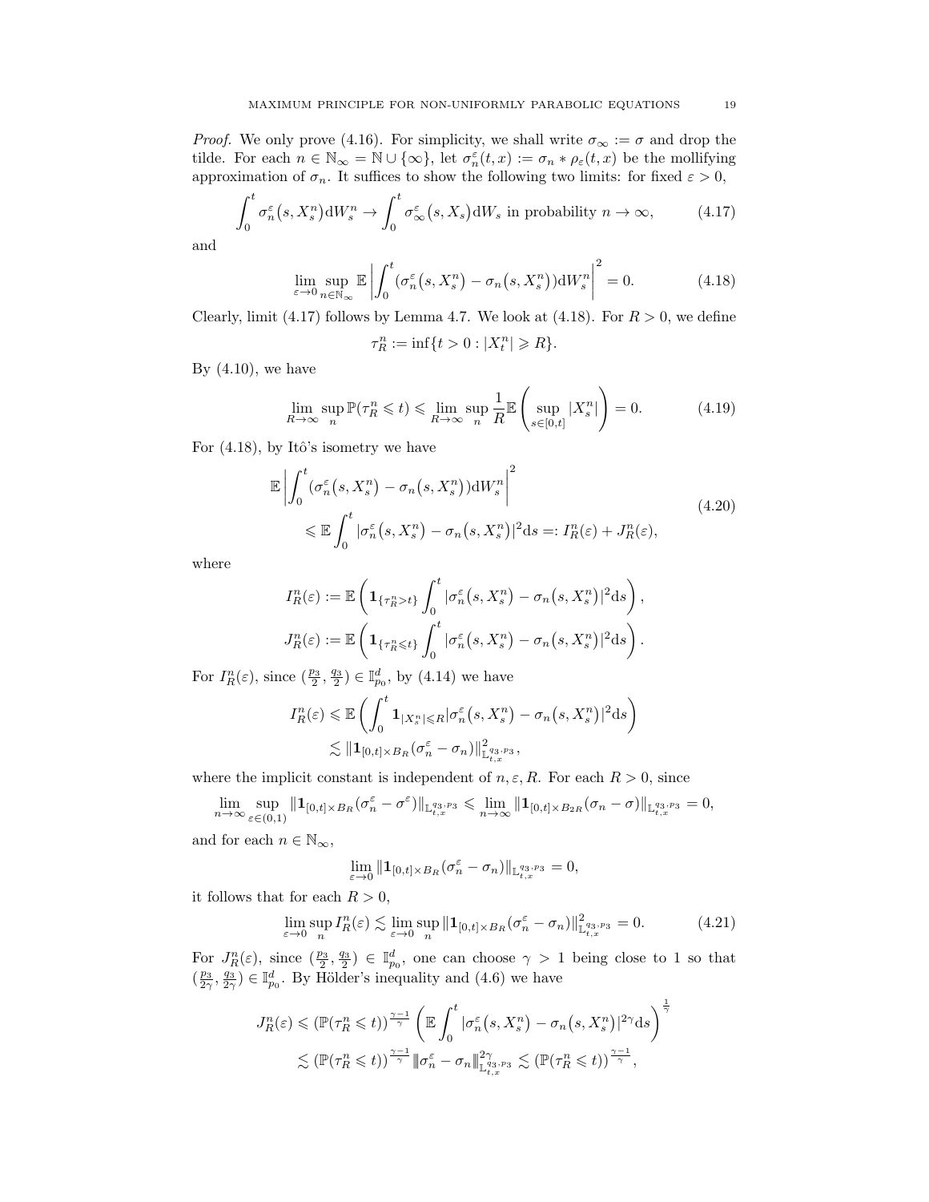*Proof.* We only prove (4.16). For simplicity, we shall write $\sigma_\infty := \sigma$ and drop the tilde. For each $n \in \mathbb{N}_\infty = \mathbb{N} \cup \{\infty\}$, let $\sigma_n^\varepsilon(t,x) := \sigma_n * \rho_\varepsilon(t,x)$ be the mollifying approximation of $\sigma_n$. It suffices to show the following two limits: for fixed $\varepsilon > 0$,

$$\int_0^t \sigma_n^\varepsilon(s, X_s^n) \mathrm{d}W_s^n \to \int_0^t \sigma_\infty^\varepsilon(s, X_s) \mathrm{d}W_s \text{ in probability } n \to \infty, \tag{4.17}$$

and

$$\lim_{\varepsilon \to 0} \sup_{n \in \mathbb{N}_\infty} \mathbb{E} \left| \int_0^t (\sigma_n^\varepsilon(s, X_s^n) - \sigma_n(s, X_s^n)) \mathrm{d}W_s^n \right|^2 = 0. \tag{4.18}$$

Clearly, limit (4.17) follows by Lemma 4.7. We look at (4.18). For $R > 0$, we define

$$\tau_R^n := \inf\{t > 0 : |X_t^n| \geqslant R\}.$$

By (4.10), we have

$$\lim_{R \to \infty} \sup_n \mathbb{P}(\tau_R^n \leqslant t) \leqslant \lim_{R \to \infty} \sup_n \frac{1}{R} \mathbb{E}\left( \sup_{s \in [0,t]} |X_s^n| \right) = 0. \tag{4.19}$$

For (4.18), by Itô's isometry we have

$$\begin{aligned} \mathbb{E} \left| \int_0^t (\sigma_n^\varepsilon(s, X_s^n) - \sigma_n(s, X_s^n)) \mathrm{d}W_s^n \right|^2 \\ \leqslant \mathbb{E} \int_0^t |\sigma_n^\varepsilon(s, X_s^n) - \sigma_n(s, X_s^n)|^2 \mathrm{d}s =: I_R^n(\varepsilon) + J_R^n(\varepsilon), \end{aligned} \tag{4.20}$$

where

$$I_R^n(\varepsilon) := \mathbb{E}\left( \mathbf{1}_{\{\tau_R^n > t\}} \int_0^t |\sigma_n^\varepsilon(s, X_s^n) - \sigma_n(s, X_s^n)|^2 \mathrm{d}s \right),$$

$$J_R^n(\varepsilon) := \mathbb{E}\left( \mathbf{1}_{\{\tau_R^n \leqslant t\}} \int_0^t |\sigma_n^\varepsilon(s, X_s^n) - \sigma_n(s, X_s^n)|^2 \mathrm{d}s \right).$$

For $I_R^n(\varepsilon)$, since $(\frac{p_3}{2}, \frac{q_3}{2}) \in \mathbb{I}_{p_0}^d$, by (4.14) we have

$$\begin{aligned} I_R^n(\varepsilon) &\leqslant \mathbb{E}\left( \int_0^t \mathbf{1}_{|X_s^n| \leqslant R} |\sigma_n^\varepsilon(s, X_s^n) - \sigma_n(s, X_s^n)|^2 \mathrm{d}s \right) \\ &\lesssim \|\mathbf{1}_{[0,t] \times B_R}(\sigma_n^\varepsilon - \sigma_n)\|^2_{\mathbb{L}_{t,x}^{q_3,p_3}}, \end{aligned}$$

where the implicit constant is independent of $n, \varepsilon, R$. For each $R > 0$, since

$$\lim_{n \to \infty} \sup_{\varepsilon \in (0,1)} \|\mathbf{1}_{[0,t] \times B_R}(\sigma_n^\varepsilon - \sigma^\varepsilon)\|_{\mathbb{L}_{t,x}^{q_3,p_3}} \leqslant \lim_{n \to \infty} \|\mathbf{1}_{[0,t] \times B_{2R}}(\sigma_n - \sigma)\|_{\mathbb{L}_{t,x}^{q_3,p_3}} = 0,$$

and for each $n \in \mathbb{N}_\infty$,

$$\lim_{\varepsilon \to 0} \|\mathbf{1}_{[0,t] \times B_R}(\sigma_n^\varepsilon - \sigma_n)\|_{\mathbb{L}_{t,x}^{q_3,p_3}} = 0,$$

it follows that for each $R > 0$,

$$\lim_{\varepsilon \to 0} \sup_n I_R^n(\varepsilon) \lesssim \lim_{\varepsilon \to 0} \sup_n \|\mathbf{1}_{[0,t] \times B_R}(\sigma_n^\varepsilon - \sigma_n)\|^2_{\mathbb{L}_{t,x}^{q_3,p_3}} = 0. \tag{4.21}$$

For $J_R^n(\varepsilon)$, since $(\frac{p_3}{2}, \frac{q_3}{2}) \in \mathbb{I}_{p_0}^d$, one can choose $\gamma > 1$ being close to 1 so that $(\frac{p_3}{2\gamma}, \frac{q_3}{2\gamma}) \in \mathbb{I}_{p_0}^d$. By Hölder's inequality and (4.6) we have

$$\begin{aligned} J_R^n(\varepsilon) &\leqslant (\mathbb{P}(\tau_R^n \leqslant t))^{\frac{\gamma-1}{\gamma}} \left( \mathbb{E} \int_0^t |\sigma_n^\varepsilon(s, X_s^n) - \sigma_n(s, X_s^n)|^{2\gamma} \mathrm{d}s \right)^{\frac{1}{\gamma}} \\ &\lesssim (\mathbb{P}(\tau_R^n \leqslant t))^{\frac{\gamma-1}{\gamma}} \|\sigma_n^\varepsilon - \sigma_n\|^{2\gamma}_{\mathbb{L}_{t,x}^{q_3,p_3}} \lesssim (\mathbb{P}(\tau_R^n \leqslant t))^{\frac{\gamma-1}{\gamma}}, \end{aligned}$$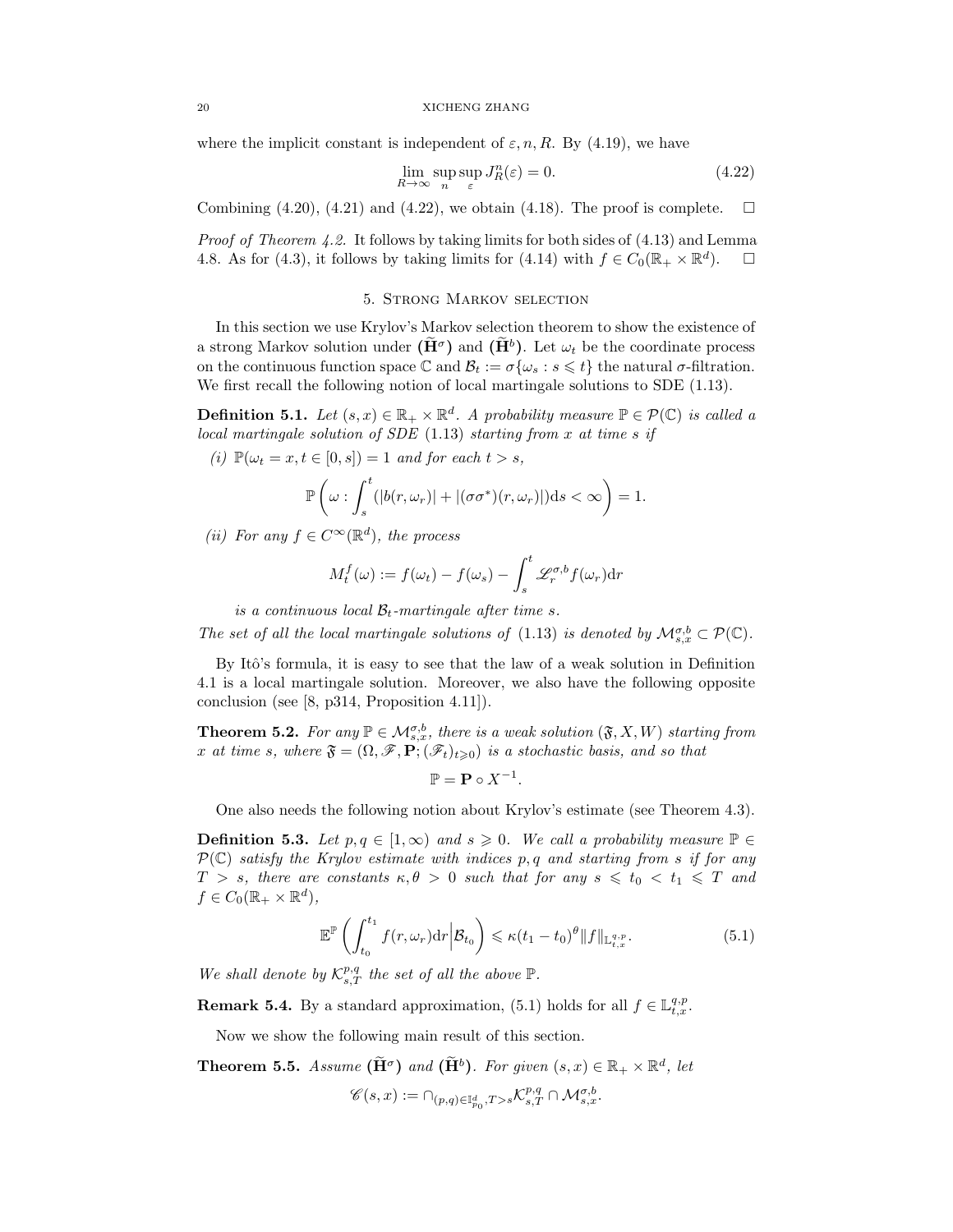where the implicit constant is independent of $\varepsilon, n, R$. By (4.19), we have

$$\lim_{R\to\infty}\sup_n\sup_\varepsilon J^n_R(\varepsilon)=0. \tag{4.22}$$

Combining (4.20), (4.21) and (4.22), we obtain (4.18). The proof is complete. $\square$

*Proof of Theorem 4.2.* It follows by taking limits for both sides of (4.13) and Lemma 4.8. As for (4.3), it follows by taking limits for (4.14) with $f\in C_0(\mathbb{R}_+\times\mathbb{R}^d)$. $\square$

## 5. Strong Markov selection

In this section we use Krylov's Markov selection theorem to show the existence of a strong Markov solution under $(\widetilde{\mathbf{H}}^\sigma)$ and $(\widetilde{\mathbf{H}}^b)$. Let $\omega_t$ be the coordinate process on the continuous function space $\mathbb{C}$ and $\mathcal{B}_t:=\sigma\{\omega_s: s\leqslant t\}$ the natural $\sigma$-filtration. We first recall the following notion of local martingale solutions to SDE (1.13).

**Definition 5.1.** *Let $(s,x)\in\mathbb{R}_+\times\mathbb{R}^d$. A probability measure $\mathbb{P}\in\mathcal{P}(\mathbb{C})$ is called a local martingale solution of SDE (1.13) starting from $x$ at time $s$ if*

*(i) $\mathbb{P}(\omega_t=x, t\in[0,s])=1$ and for each $t>s$,*

$$\mathbb{P}\left(\omega:\int_s^t(|b(r,\omega_r)|+|(\sigma\sigma^*)(r,\omega_r)|)\mathrm{d}s<\infty\right)=1.$$

*(ii) For any $f\in C^\infty(\mathbb{R}^d)$, the process*

$$M^f_t(\omega):=f(\omega_t)-f(\omega_s)-\int_s^t\mathscr{L}^{\sigma,b}_rf(\omega_r)\mathrm{d}r$$

*is a continuous local $\mathcal{B}_t$-martingale after time $s$.*

*The set of all the local martingale solutions of (1.13) is denoted by $\mathcal{M}^{\sigma,b}_{s,x}\subset\mathcal{P}(\mathbb{C})$.*

By Itô's formula, it is easy to see that the law of a weak solution in Definition 4.1 is a local martingale solution. Moreover, we also have the following opposite conclusion (see [8, p314, Proposition 4.11]).

**Theorem 5.2.** *For any $\mathbb{P}\in\mathcal{M}^{\sigma,b}_{s,x}$, there is a weak solution $(\mathfrak{F},X,W)$ starting from $x$ at time $s$, where $\mathfrak{F}=(\Omega,\mathscr{F},\mathbf{P};(\mathscr{F}_t)_{t\geqslant0})$ is a stochastic basis, and so that*

$$\mathbb{P}=\mathbf{P}\circ X^{-1}.$$

One also needs the following notion about Krylov's estimate (see Theorem 4.3).

**Definition 5.3.** *Let $p,q\in[1,\infty)$ and $s\geqslant0$. We call a probability measure $\mathbb{P}\in\mathcal{P}(\mathbb{C})$ satisfy the Krylov estimate with indices $p,q$ and starting from $s$ if for any $T>s$, there are constants $\kappa,\theta>0$ such that for any $s\leqslant t_0<t_1\leqslant T$ and $f\in C_0(\mathbb{R}_+\times\mathbb{R}^d)$,*

$$\mathbb{E}^{\mathbb{P}}\left(\int_{t_0}^{t_1}f(r,\omega_r)\mathrm{d}r\Big|\mathcal{B}_{t_0}\right)\leqslant\kappa(t_1-t_0)^\theta\|f\|_{\mathbb{L}^{q,p}_{t,x}}. \tag{5.1}$$

*We shall denote by $\mathcal{K}^{p,q}_{s,T}$ the set of all the above $\mathbb{P}$.*

**Remark 5.4.** By a standard approximation, (5.1) holds for all $f\in\mathbb{L}^{q,p}_{t,x}$.

Now we show the following main result of this section.

**Theorem 5.5.** *Assume $(\widetilde{\mathbf{H}}^\sigma)$ and $(\widetilde{\mathbf{H}}^b)$. For given $(s,x)\in\mathbb{R}_+\times\mathbb{R}^d$, let*

$$\mathscr{C}(s,x):=\cap_{(p,q)\in\mathbb{I}^d_{p_0},T>s}\mathcal{K}^{p,q}_{s,T}\cap\mathcal{M}^{\sigma,b}_{s,x}.$$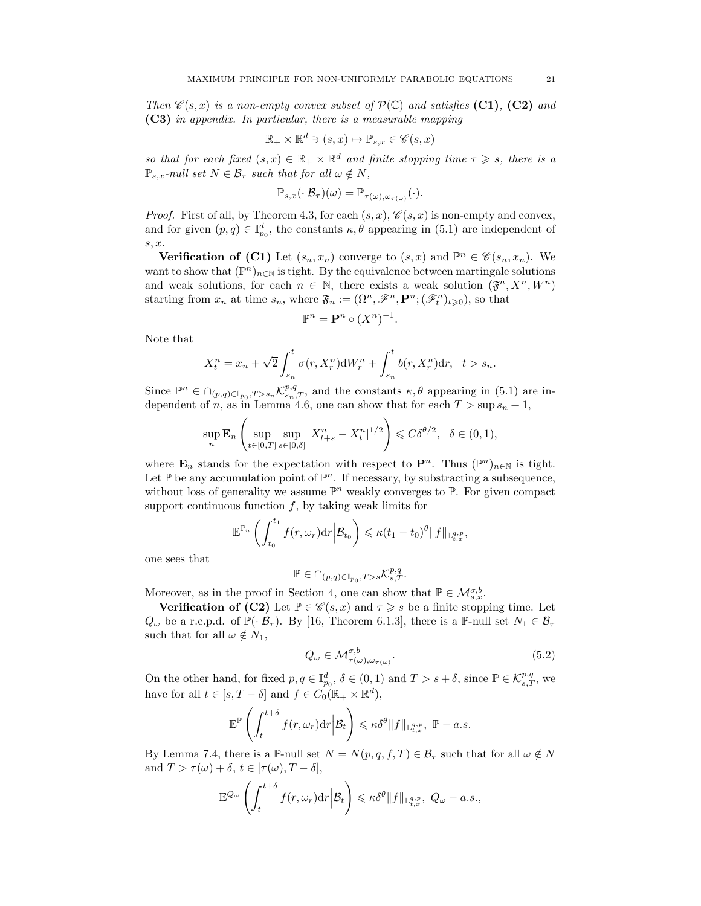*Then $\mathscr{C}(s,x)$ is a non-empty convex subset of $\mathcal{P}(\mathbb{C})$ and satisfies* **(C1)***,* **(C2)** *and* **(C3)** *in appendix. In particular, there is a measurable mapping*

$$\mathbb{R}_+ \times \mathbb{R}^d \ni (s,x) \mapsto \mathbb{P}_{s,x} \in \mathscr{C}(s,x)$$

*so that for each fixed $(s,x) \in \mathbb{R}_+ \times \mathbb{R}^d$ and finite stopping time $\tau \geqslant s$, there is a $\mathbb{P}_{s,x}$-null set $N \in \mathcal{B}_\tau$ such that for all $\omega \notin N$,*

$$\mathbb{P}_{s,x}(\cdot|\mathcal{B}_\tau)(\omega) = \mathbb{P}_{\tau(\omega),\omega_{\tau(\omega)}}(\cdot).$$

*Proof.* First of all, by Theorem 4.3, for each $(s,x)$, $\mathscr{C}(s,x)$ is non-empty and convex, and for given $(p,q) \in \mathbb{I}^d_{p_0}$, the constants $\kappa, \theta$ appearing in (5.1) are independent of $s, x$.

**Verification of (C1)** Let $(s_n, x_n)$ converge to $(s,x)$ and $\mathbb{P}^n \in \mathscr{C}(s_n, x_n)$. We want to show that $(\mathbb{P}^n)_{n\in\mathbb{N}}$ is tight. By the equivalence between martingale solutions and weak solutions, for each $n \in \mathbb{N}$, there exists a weak solution $(\mathfrak{F}^n, X^n, W^n)$ starting from $x_n$ at time $s_n$, where $\mathfrak{F}_n := (\Omega^n, \mathscr{F}^n, \mathbf{P}^n; (\mathscr{F}^n_t)_{t\geqslant 0})$, so that

$$\mathbb{P}^n = \mathbf{P}^n \circ (X^n)^{-1}.$$

Note that

$$X^n_t = x_n + \sqrt{2}\int_{s_n}^t \sigma(r, X^n_r)\mathrm{d}W^n_r + \int_{s_n}^t b(r, X^n_r)\mathrm{d}r, \quad t > s_n.$$

Since $\mathbb{P}^n \in \cap_{(p,q)\in\mathbb{I}_{p_0}, T>s_n}\mathcal{K}^{p,q}_{s_n,T}$, and the constants $\kappa, \theta$ appearing in (5.1) are independent of $n$, as in Lemma 4.6, one can show that for each $T > \sup s_n + 1$,

$$\sup_n \mathbf{E}_n\left(\sup_{t\in[0,T]}\sup_{s\in[0,\delta]}|X^n_{t+s} - X^n_t|^{1/2}\right) \leqslant C\delta^{\theta/2}, \quad \delta \in (0,1),$$

where $\mathbf{E}_n$ stands for the expectation with respect to $\mathbf{P}^n$. Thus $(\mathbb{P}^n)_{n\in\mathbb{N}}$ is tight. Let $\mathbb{P}$ be any accumulation point of $\mathbb{P}^n$. If necessary, by substracting a subsequence, without loss of generality we assume $\mathbb{P}^n$ weakly converges to $\mathbb{P}$. For given compact support continuous function $f$, by taking weak limits for

$$\mathbb{E}^{\mathbb{P}_n}\left(\int_{t_0}^{t_1} f(r, \omega_r)\mathrm{d}r\Big|\mathcal{B}_{t_0}\right) \leqslant \kappa(t_1 - t_0)^\theta \|f\|_{\mathbb{L}^{q,p}_{t,x}},$$

one sees that

$$\mathbb{P} \in \cap_{(p,q)\in\mathbb{I}_{p_0}, T>s}\mathcal{K}^{p,q}_{s,T}.$$

Moreover, as in the proof in Section 4, one can show that $\mathbb{P} \in \mathcal{M}^{\sigma,b}_{s,x}$.

**Verification of (C2)** Let $\mathbb{P} \in \mathscr{C}(s,x)$ and $\tau \geqslant s$ be a finite stopping time. Let $Q_\omega$ be a r.c.p.d. of $\mathbb{P}(\cdot|\mathcal{B}_\tau)$. By [16, Theorem 6.1.3], there is a $\mathbb{P}$-null set $N_1 \in \mathcal{B}_\tau$ such that for all $\omega \notin N_1$,

$$Q_\omega \in \mathcal{M}^{\sigma,b}_{\tau(\omega),\omega_{\tau(\omega)}}. \tag{5.2}$$

On the other hand, for fixed $p, q \in \mathbb{I}^d_{p_0}$, $\delta \in (0,1)$ and $T > s + \delta$, since $\mathbb{P} \in \mathcal{K}^{p,q}_{s,T}$, we have for all $t \in [s, T-\delta]$ and $f \in C_0(\mathbb{R}_+ \times \mathbb{R}^d)$,

$$\mathbb{E}^{\mathbb{P}}\left(\int_t^{t+\delta} f(r, \omega_r)\mathrm{d}r\Big|\mathcal{B}_t\right) \leqslant \kappa\delta^\theta\|f\|_{\mathbb{L}^{q,p}_{t,x}}, \ \mathbb{P} - a.s.$$

By Lemma 7.4, there is a $\mathbb{P}$-null set $N = N(p,q,f,T) \in \mathcal{B}_\tau$ such that for all $\omega \notin N$ and $T > \tau(\omega) + \delta$, $t \in [\tau(\omega), T-\delta]$,

$$\mathbb{E}^{Q_\omega}\left(\int_t^{t+\delta} f(r, \omega_r)\mathrm{d}r\Big|\mathcal{B}_t\right) \leqslant \kappa\delta^\theta\|f\|_{\mathbb{L}^{q,p}_{t,x}}, \ Q_\omega - a.s.,$$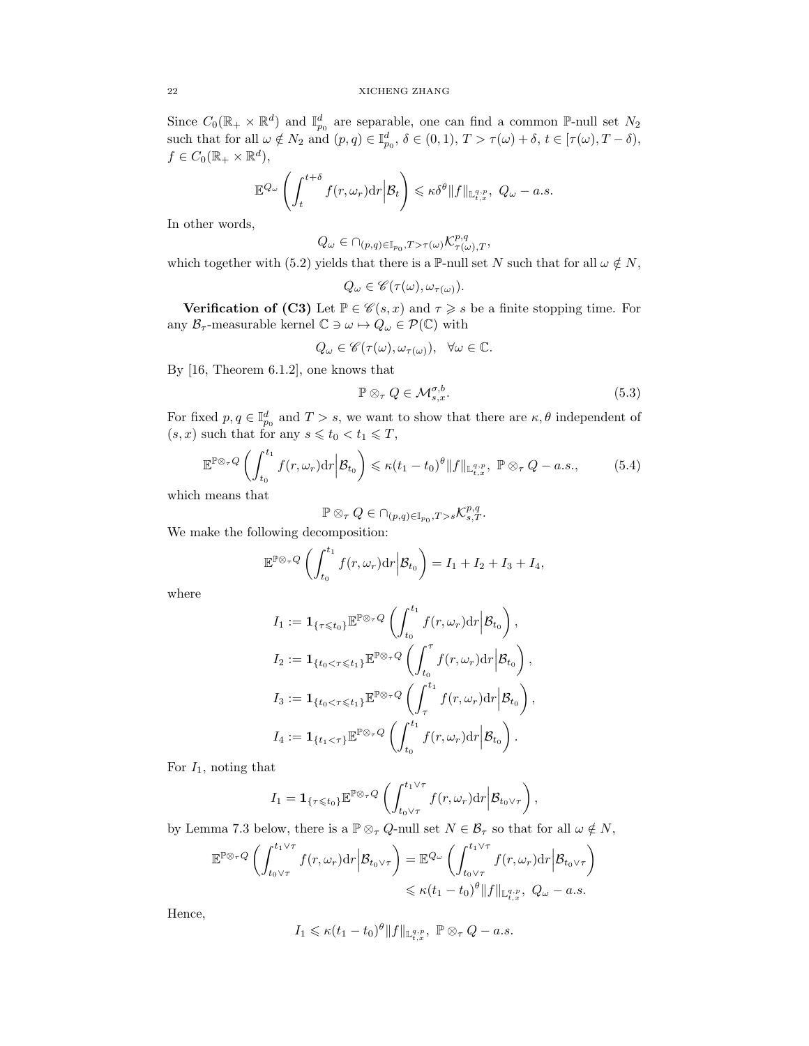Since $C_0(\mathbb{R}_+ \times \mathbb{R}^d)$ and $\mathbb{I}^d_{p_0}$ are separable, one can find a common $\mathbb{P}$-null set $N_2$ such that for all $\omega \notin N_2$ and $(p,q) \in \mathbb{I}^d_{p_0}$, $\delta \in (0,1)$, $T > \tau(\omega) + \delta$, $t \in [\tau(\omega), T - \delta)$, $f \in C_0(\mathbb{R}_+ \times \mathbb{R}^d)$,

$$\mathbb{E}^{Q_\omega}\left(\int_t^{t+\delta} f(r,\omega_r)\mathrm{d}r\Big|\mathcal{B}_t\right) \leqslant \kappa\delta^\theta \|f\|_{\mathbb{L}^{q,p}_{t,x}},\ Q_\omega - a.s.$$

In other words,

$$Q_\omega \in \cap_{(p,q)\in\mathbb{I}_{p_0}, T>\tau(\omega)} \mathcal{K}^{p,q}_{\tau(\omega),T},$$

which together with (5.2) yields that there is a $\mathbb{P}$-null set $N$ such that for all $\omega \notin N$,

$$Q_\omega \in \mathscr{C}(\tau(\omega), \omega_{\tau(\omega)}).$$

**Verification of (C3)** Let $\mathbb{P} \in \mathscr{C}(s,x)$ and $\tau \geqslant s$ be a finite stopping time. For any $\mathcal{B}_\tau$-measurable kernel $\mathbb{C} \ni \omega \mapsto Q_\omega \in \mathcal{P}(\mathbb{C})$ with

$$Q_\omega \in \mathscr{C}(\tau(\omega), \omega_{\tau(\omega)}), \quad \forall \omega \in \mathbb{C}.$$

By [16, Theorem 6.1.2], one knows that

$$\mathbb{P} \otimes_\tau Q \in \mathcal{M}^{\sigma,b}_{s,x}. \tag{5.3}$$

For fixed $p, q \in \mathbb{I}^d_{p_0}$ and $T > s$, we want to show that there are $\kappa, \theta$ independent of $(s,x)$ such that for any $s \leqslant t_0 < t_1 \leqslant T$,

$$\mathbb{E}^{\mathbb{P}\otimes_\tau Q}\left(\int_{t_0}^{t_1} f(r,\omega_r)\mathrm{d}r\Big|\mathcal{B}_{t_0}\right) \leqslant \kappa(t_1 - t_0)^\theta \|f\|_{\mathbb{L}^{q,p}_{t,x}},\ \mathbb{P}\otimes_\tau Q - a.s., \tag{5.4}$$

which means that

$$\mathbb{P} \otimes_\tau Q \in \cap_{(p,q)\in\mathbb{I}_{p_0}, T>s} \mathcal{K}^{p,q}_{s,T}.$$

We make the following decomposition:

$$\mathbb{E}^{\mathbb{P}\otimes_\tau Q}\left(\int_{t_0}^{t_1} f(r,\omega_r)\mathrm{d}r\Big|\mathcal{B}_{t_0}\right) = I_1 + I_2 + I_3 + I_4,$$

where

$$I_1 := \mathbf{1}_{\{\tau\leqslant t_0\}}\mathbb{E}^{\mathbb{P}\otimes_\tau Q}\left(\int_{t_0}^{t_1} f(r,\omega_r)\mathrm{d}r\Big|\mathcal{B}_{t_0}\right),$$

$$I_2 := \mathbf{1}_{\{t_0<\tau\leqslant t_1\}}\mathbb{E}^{\mathbb{P}\otimes_\tau Q}\left(\int_{t_0}^{\tau} f(r,\omega_r)\mathrm{d}r\Big|\mathcal{B}_{t_0}\right),$$

$$I_3 := \mathbf{1}_{\{t_0<\tau\leqslant t_1\}}\mathbb{E}^{\mathbb{P}\otimes_\tau Q}\left(\int_{\tau}^{t_1} f(r,\omega_r)\mathrm{d}r\Big|\mathcal{B}_{t_0}\right),$$

$$I_4 := \mathbf{1}_{\{t_1<\tau\}}\mathbb{E}^{\mathbb{P}\otimes_\tau Q}\left(\int_{t_0}^{t_1} f(r,\omega_r)\mathrm{d}r\Big|\mathcal{B}_{t_0}\right).$$

For $I_1$, noting that

$$I_1 = \mathbf{1}_{\{\tau\leqslant t_0\}}\mathbb{E}^{\mathbb{P}\otimes_\tau Q}\left(\int_{t_0\vee\tau}^{t_1\vee\tau} f(r,\omega_r)\mathrm{d}r\Big|\mathcal{B}_{t_0\vee\tau}\right),$$

by Lemma 7.3 below, there is a $\mathbb{P}\otimes_\tau Q$-null set $N \in \mathcal{B}_\tau$ so that for all $\omega \notin N$,

$$\begin{aligned}\mathbb{E}^{\mathbb{P}\otimes_\tau Q}\left(\int_{t_0\vee\tau}^{t_1\vee\tau} f(r,\omega_r)\mathrm{d}r\Big|\mathcal{B}_{t_0\vee\tau}\right) &= \mathbb{E}^{Q_\omega}\left(\int_{t_0\vee\tau}^{t_1\vee\tau} f(r,\omega_r)\mathrm{d}r\Big|\mathcal{B}_{t_0\vee\tau}\right)\\ &\leqslant \kappa(t_1-t_0)^\theta\|f\|_{\mathbb{L}^{q,p}_{t,x}},\ Q_\omega - a.s.\end{aligned}$$

Hence,

$$I_1 \leqslant \kappa(t_1-t_0)^\theta\|f\|_{\mathbb{L}^{q,p}_{t,x}},\ \mathbb{P}\otimes_\tau Q - a.s.$$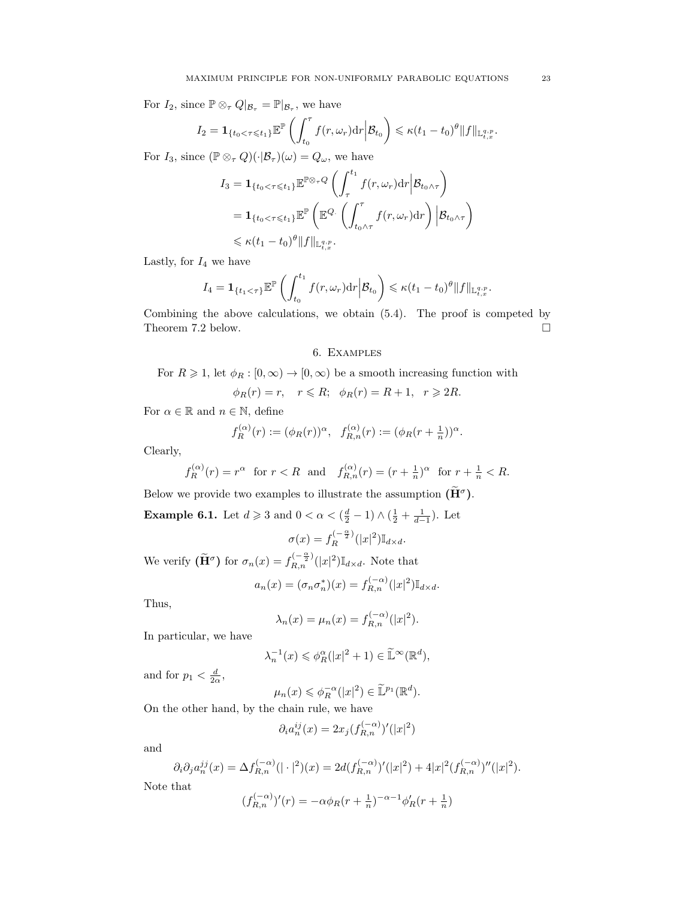For $I_2$, since $\mathbb{P} \otimes_\tau Q|_{\mathcal{B}_\tau} = \mathbb{P}|_{\mathcal{B}_\tau}$, we have

$$
I_2 = \mathbf{1}_{\{t_0<\tau\leqslant t_1\}}\mathbb{E}^{\mathbb{P}}\left(\int_{t_0}^{\tau} f(r,\omega_r)\mathrm{d}r\Big|\mathcal{B}_{t_0}\right) \leqslant \kappa(t_1-t_0)^\theta \|f\|_{\mathbb{L}^{q,p}_{t,x}}.
$$

For $I_3$, since $(\mathbb{P}\otimes_\tau Q)(\cdot|\mathcal{B}_\tau)(\omega) = Q_\omega$, we have

$$
\begin{aligned}
I_3 &= \mathbf{1}_{\{t_0<\tau\leqslant t_1\}}\mathbb{E}^{\mathbb{P}\otimes_\tau Q}\left(\int_{\tau}^{t_1} f(r,\omega_r)\mathrm{d}r\Big|\mathcal{B}_{t_0\wedge\tau}\right)\\
&= \mathbf{1}_{\{t_0<\tau\leqslant t_1\}}\mathbb{E}^{\mathbb{P}}\left(\mathbb{E}^{Q_\cdot}\left(\int_{t_0\wedge\tau}^{\tau} f(r,\omega_r)\mathrm{d}r\right)\Big|\mathcal{B}_{t_0\wedge\tau}\right)\\
&\leqslant \kappa(t_1-t_0)^\theta \|f\|_{\mathbb{L}^{q,p}_{t,x}}.
\end{aligned}
$$

Lastly, for $I_4$ we have

$$
I_4 = \mathbf{1}_{\{t_1<\tau\}}\mathbb{E}^{\mathbb{P}}\left(\int_{t_0}^{t_1} f(r,\omega_r)\mathrm{d}r\Big|\mathcal{B}_{t_0}\right) \leqslant \kappa(t_1-t_0)^\theta \|f\|_{\mathbb{L}^{q,p}_{t,x}}.
$$

Combining the above calculations, we obtain (5.4). The proof is competed by Theorem 7.2 below. $\square$

## 6. Examples

For $R\geqslant 1$, let $\phi_R:[0,\infty)\to[0,\infty)$ be a smooth increasing function with

$$
\phi_R(r) = r, \quad r\leqslant R; \quad \phi_R(r) = R+1, \quad r\geqslant 2R.
$$

For $\alpha\in\mathbb{R}$ and $n\in\mathbb{N}$, define

$$
f_R^{(\alpha)}(r) := (\phi_R(r))^\alpha, \quad f_{R,n}^{(\alpha)}(r) := (\phi_R(r+\tfrac{1}{n}))^\alpha.
$$

Clearly,

$$
f_R^{(\alpha)}(r) = r^\alpha \ \text{ for } r<R \ \text{ and } \ f_{R,n}^{(\alpha)}(r) = (r+\tfrac{1}{n})^\alpha \ \text{ for } r+\tfrac{1}{n}<R.
$$

Below we provide two examples to illustrate the assumption $(\widetilde{\mathbf{H}}^\sigma)$.

**Example 6.1.** Let $d\geqslant 3$ and $0<\alpha<(\frac{d}{2}-1)\wedge(\frac12+\frac{1}{d-1})$. Let

$$
\sigma(x) = f_R^{(-\frac{\alpha}{2})}(|x|^2)\mathbb{I}_{d\times d}.
$$

We verify $(\widetilde{\mathbf{H}}^\sigma)$ for $\sigma_n(x) = f_{R,n}^{(-\frac{\alpha}{2})}(|x|^2)\mathbb{I}_{d\times d}$. Note that

$$
a_n(x) = (\sigma_n\sigma_n^*)(x) = f_{R,n}^{(-\alpha)}(|x|^2)\mathbb{I}_{d\times d}.
$$

Thus,

$$
\lambda_n(x) = \mu_n(x) = f_{R,n}^{(-\alpha)}(|x|^2).
$$

In particular, we have

$$
\lambda_n^{-1}(x) \leqslant \phi_R^\alpha(|x|^2+1) \in \widetilde{\mathbb{L}}^\infty(\mathbb{R}^d),
$$

and for $p_1<\frac{d}{2\alpha}$,

$$
\mu_n(x) \leqslant \phi_R^{-\alpha}(|x|^2) \in \widetilde{\mathbb{L}}^{p_1}(\mathbb{R}^d).
$$

On the other hand, by the chain rule, we have

$$
\partial_i a_n^{ij}(x) = 2x_j (f_{R,n}^{(-\alpha)})'(|x|^2)
$$

and

$$
\partial_i\partial_j a_n^{jj}(x) = \Delta f_{R,n}^{(-\alpha)}(|\cdot|^2)(x) = 2d(f_{R,n}^{(-\alpha)})'(|x|^2) + 4|x|^2 (f_{R,n}^{(-\alpha)})''(|x|^2).
$$

Note that

$$
(f_{R,n}^{(-\alpha)})'(r) = -\alpha\phi_R(r+\tfrac{1}{n})^{-\alpha-1}\phi_R'(r+\tfrac{1}{n})
$$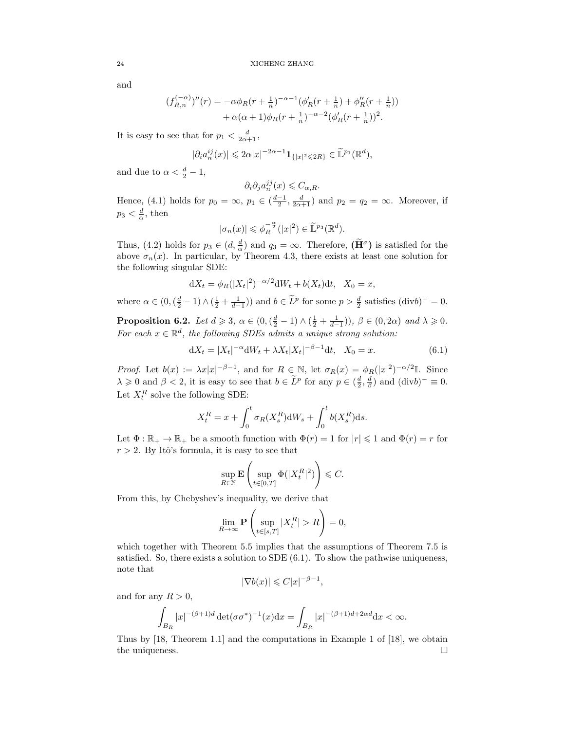and

$$
\begin{aligned}
(f^{(-\alpha)}_{R,n})''(r) = &-\alpha\phi_R(r+\tfrac{1}{n})^{-\alpha-1}(\phi_R'(r+\tfrac{1}{n})+\phi_R''(r+\tfrac{1}{n}))\\
&+\alpha(\alpha+1)\phi_R(r+\tfrac{1}{n})^{-\alpha-2}(\phi_R'(r+\tfrac{1}{n}))^2.
\end{aligned}
$$

It is easy to see that for $p_1 < \frac{d}{2\alpha+1}$,

$$
|\partial_i a^{ij}_n(x)| \leqslant 2\alpha|x|^{-2\alpha-1}\mathbf{1}_{\{|x|^2\leqslant 2R\}} \in \widetilde{\mathbb{L}}^{p_1}(\mathbb{R}^d),
$$

and due to $\alpha < \frac{d}{2}-1$,

$$
\partial_i\partial_j a^{jj}_n(x) \leqslant C_{\alpha,R}.
$$

Hence, (4.1) holds for $p_0=\infty$, $p_1\in(\frac{d-1}{2},\frac{d}{2\alpha+1})$ and $p_2=q_2=\infty$. Moreover, if $p_3<\frac{d}{\alpha}$, then

$$
|\sigma_n(x)| \leqslant \phi_R^{-\frac{\alpha}{2}}(|x|^2) \in \widetilde{\mathbb{L}}^{p_3}(\mathbb{R}^d).
$$

Thus, (4.2) holds for $p_3\in(d,\frac{d}{\alpha})$ and $q_3=\infty$. Therefore, $(\widetilde{\mathbf{H}}^\sigma)$ is satisfied for the above $\sigma_n(x)$. In particular, by Theorem 4.3, there exists at least one solution for the following singular SDE:

$$
\mathrm{d}X_t = \phi_R(|X_t|^2)^{-\alpha/2}\mathrm{d}W_t + b(X_t)\mathrm{d}t, \quad X_0 = x,
$$

where $\alpha\in(0,(\frac{d}{2}-1)\wedge(\frac{1}{2}+\frac{1}{d-1}))$ and $b\in\widetilde{L}^p$ for some $p>\frac{d}{2}$ satisfies $(\mathrm{div} b)^- = 0$.

**Proposition 6.2.** *Let $d\geqslant 3$, $\alpha\in(0,(\frac{d}{2}-1)\wedge(\frac{1}{2}+\frac{1}{d-1}))$, $\beta\in(0,2\alpha)$ and $\lambda\geqslant 0$. For each $x\in\mathbb{R}^d$, the following SDEs admits a unique strong solution:*

$$
\mathrm{d}X_t = |X_t|^{-\alpha}\mathrm{d}W_t + \lambda X_t|X_t|^{-\beta-1}\mathrm{d}t, \quad X_0 = x. \tag{6.1}
$$

*Proof.* Let $b(x):=\lambda x|x|^{-\beta-1}$, and for $R\in\mathbb{N}$, let $\sigma_R(x)=\phi_R(|x|^2)^{-\alpha/2}\mathbb{I}$. Since $\lambda\geqslant 0$ and $\beta<2$, it is easy to see that $b\in\widetilde{L}^p$ for any $p\in(\frac{d}{2},\frac{d}{\beta})$ and $(\mathrm{div} b)^-\equiv 0$. Let $X^R_t$ solve the following SDE:

$$
X^R_t = x + \int_0^t \sigma_R(X^R_s)\mathrm{d}W_s + \int_0^t b(X^R_s)\mathrm{d}s.
$$

Let $\Phi:\mathbb{R}_+\to\mathbb{R}_+$ be a smooth function with $\Phi(r)=1$ for $|r|\leqslant 1$ and $\Phi(r)=r$ for $r>2$. By Itô's formula, it is easy to see that

$$
\sup_{R\in\mathbb{N}} \mathbf{E}\left(\sup_{t\in[0,T]}\Phi(|X^R_t|^2)\right) \leqslant C.
$$

From this, by Chebyshev's inequality, we derive that

$$
\lim_{R\to\infty}\mathbf{P}\left(\sup_{t\in[s,T]}|X^R_t|>R\right)=0,
$$

which together with Theorem 5.5 implies that the assumptions of Theorem 7.5 is satisfied. So, there exists a solution to SDE (6.1). To show the pathwise uniqueness, note that

$$
|\nabla b(x)| \leqslant C|x|^{-\beta-1},
$$

and for any $R>0$,

$$
\int_{B_R}|x|^{-(\beta+1)d}\det(\sigma\sigma^*)^{-1}(x)\mathrm{d}x = \int_{B_R}|x|^{-(\beta+1)d+2\alpha d}\mathrm{d}x < \infty.
$$

Thus by [18, Theorem 1.1] and the computations in Example 1 of [18], we obtain the uniqueness. $\square$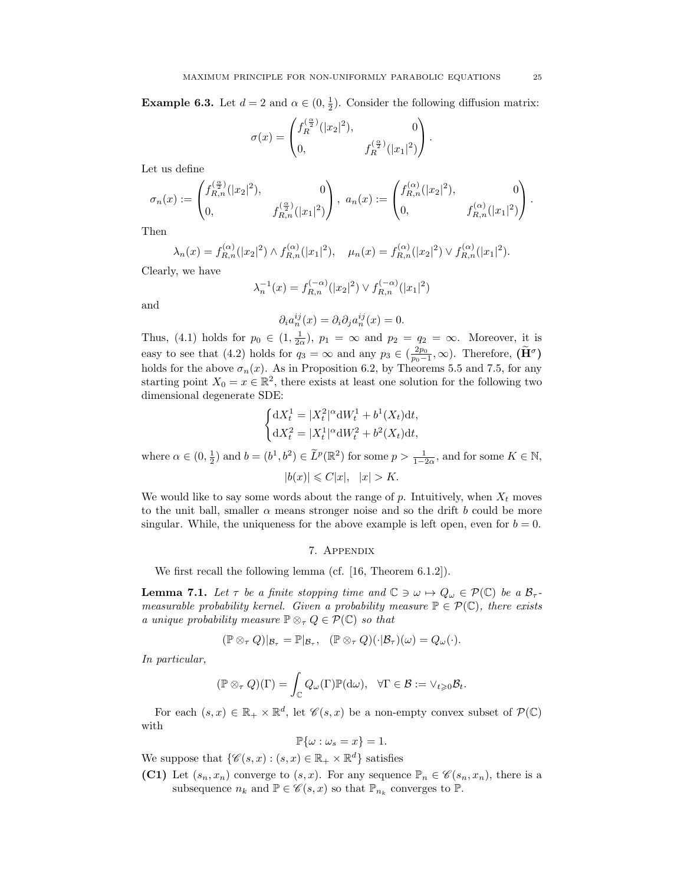**Example 6.3.** Let $d = 2$ and $\alpha \in (0, \frac{1}{2})$. Consider the following diffusion matrix:

$$\sigma(x) = \begin{pmatrix} f_R^{(\frac{\alpha}{2})}(|x_2|^2), & 0 \\ 0, & f_R^{(\frac{\alpha}{2})}(|x_1|^2) \end{pmatrix}.$$

Let us define

$$\sigma_n(x) := \begin{pmatrix} f_{R,n}^{(\frac{\alpha}{2})}(|x_2|^2), & 0 \\ 0, & f_{R,n}^{(\frac{\alpha}{2})}(|x_1|^2) \end{pmatrix}, \ a_n(x) := \begin{pmatrix} f_{R,n}^{(\alpha)}(|x_2|^2), & 0 \\ 0, & f_{R,n}^{(\alpha)}(|x_1|^2) \end{pmatrix}.$$

Then

$$\lambda_n(x) = f_{R,n}^{(\alpha)}(|x_2|^2) \wedge f_{R,n}^{(\alpha)}(|x_1|^2), \quad \mu_n(x) = f_{R,n}^{(\alpha)}(|x_2|^2) \vee f_{R,n}^{(\alpha)}(|x_1|^2).$$

Clearly, we have

$$\lambda_n^{-1}(x) = f_{R,n}^{(-\alpha)}(|x_2|^2) \vee f_{R,n}^{(-\alpha)}(|x_1|^2)$$

and

$$\partial_i a_n^{ij}(x) = \partial_i \partial_j a_n^{ij}(x) = 0.$$

Thus, (4.1) holds for $p_0 \in (1, \frac{1}{2\alpha})$, $p_1 = \infty$ and $p_2 = q_2 = \infty$. Moreover, it is easy to see that (4.2) holds for $q_3 = \infty$ and any $p_3 \in (\frac{2p_0}{p_0 - 1}, \infty)$. Therefore, $(\widetilde{\mathbf{H}}^\sigma)$ holds for the above $\sigma_n(x)$. As in Proposition 6.2, by Theorems 5.5 and 7.5, for any starting point $X_0 = x \in \mathbb{R}^2$, there exists at least one solution for the following two dimensional degenerate SDE:

$$\begin{cases} \mathrm{d}X_t^1 = |X_t^2|^\alpha \mathrm{d}W_t^1 + b^1(X_t)\mathrm{d}t, \\ \mathrm{d}X_t^2 = |X_t^1|^\alpha \mathrm{d}W_t^2 + b^2(X_t)\mathrm{d}t, \end{cases}$$

where $\alpha \in (0, \frac{1}{2})$ and $b = (b^1, b^2) \in \widetilde{L}^p(\mathbb{R}^2)$ for some $p > \frac{1}{1-2\alpha}$, and for some $K \in \mathbb{N}$,

$$|b(x)| \leqslant C|x|, \quad |x| > K.$$

We would like to say some words about the range of $p$. Intuitively, when $X_t$ moves to the unit ball, smaller $\alpha$ means stronger noise and so the drift $b$ could be more singular. While, the uniqueness for the above example is left open, even for $b = 0$.

## 7. Appendix

We first recall the following lemma (cf. [16, Theorem 6.1.2]).

**Lemma 7.1.** *Let $\tau$ be a finite stopping time and $\mathbb{C} \ni \omega \mapsto Q_\omega \in \mathcal{P}(\mathbb{C})$ be a $\mathcal{B}_\tau$-measurable probability kernel. Given a probability measure $\mathbb{P} \in \mathcal{P}(\mathbb{C})$, there exists a unique probability measure $\mathbb{P} \otimes_\tau Q \in \mathcal{P}(\mathbb{C})$ so that*

$$(\mathbb{P} \otimes_\tau Q)|_{\mathcal{B}_\tau} = \mathbb{P}|_{\mathcal{B}_\tau}, \quad (\mathbb{P} \otimes_\tau Q)(\cdot|\mathcal{B}_\tau)(\omega) = Q_\omega(\cdot).$$

*In particular,*

$$(\mathbb{P} \otimes_\tau Q)(\Gamma) = \int_{\mathbb{C}} Q_\omega(\Gamma)\mathbb{P}(\mathrm{d}\omega), \quad \forall \Gamma \in \mathcal{B} := \vee_{t \geqslant 0} \mathcal{B}_t.$$

For each $(s, x) \in \mathbb{R}_+ \times \mathbb{R}^d$, let $\mathscr{C}(s, x)$ be a non-empty convex subset of $\mathcal{P}(\mathbb{C})$ with

$$\mathbb{P}\{\omega : \omega_s = x\} = 1.$$

We suppose that $\{\mathscr{C}(s, x) : (s, x) \in \mathbb{R}_+ \times \mathbb{R}^d\}$ satisfies

**(C1)** Let $(s_n, x_n)$ converge to $(s, x)$. For any sequence $\mathbb{P}_n \in \mathscr{C}(s_n, x_n)$, there is a subsequence $n_k$ and $\mathbb{P} \in \mathscr{C}(s, x)$ so that $\mathbb{P}_{n_k}$ converges to $\mathbb{P}$.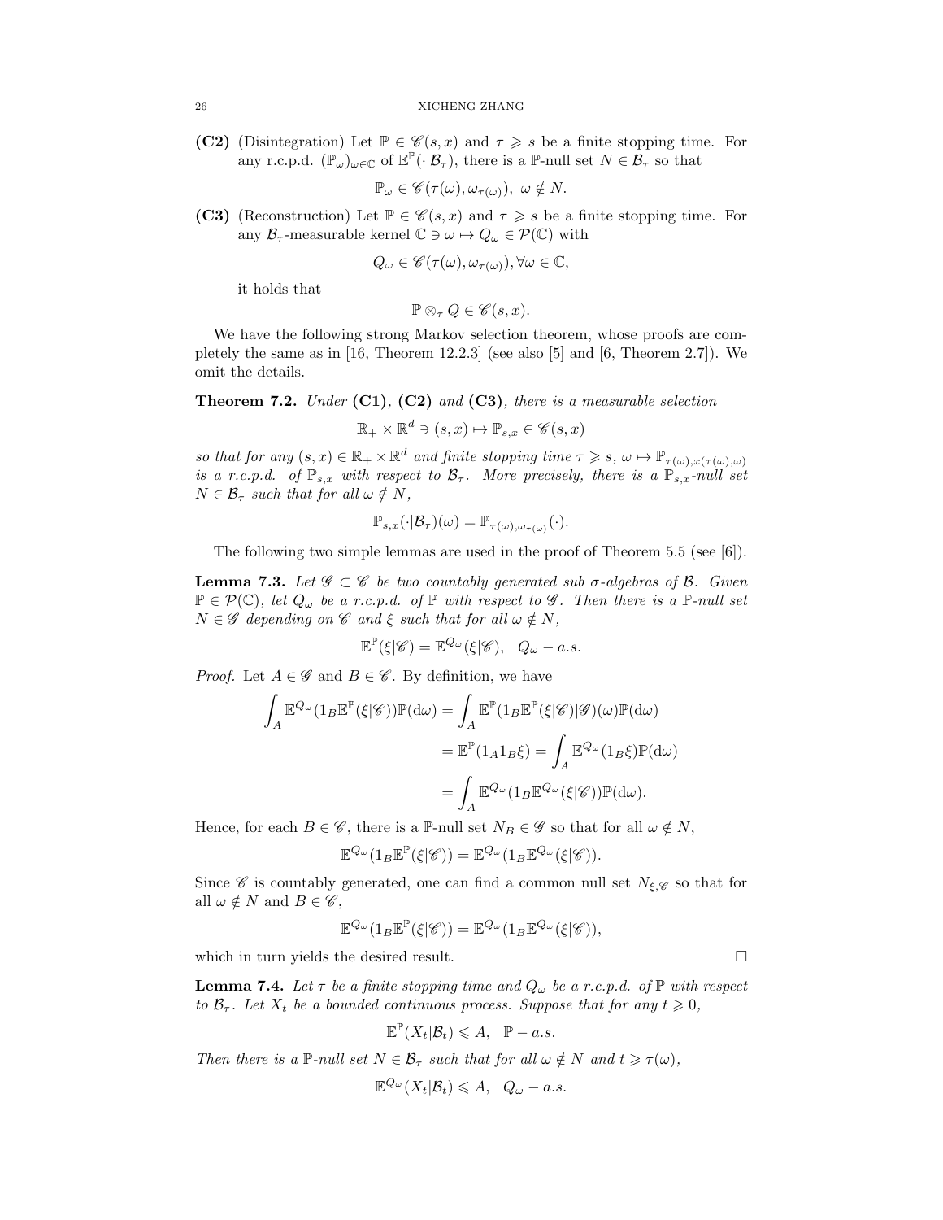**(C2)** (Disintegration) Let $\mathbb{P} \in \mathscr{C}(s, x)$ and $\tau \geqslant s$ be a finite stopping time. For any r.c.p.d. $(\mathbb{P}_\omega)_{\omega \in \mathbb{C}}$ of $\mathbb{E}^{\mathbb{P}}(\cdot|\mathcal{B}_\tau)$, there is a $\mathbb{P}$-null set $N \in \mathcal{B}_\tau$ so that

$$\mathbb{P}_\omega \in \mathscr{C}(\tau(\omega), \omega_{\tau(\omega)}), \ \omega \notin N.$$

**(C3)** (Reconstruction) Let $\mathbb{P} \in \mathscr{C}(s, x)$ and $\tau \geqslant s$ be a finite stopping time. For any $\mathcal{B}_\tau$-measurable kernel $\mathbb{C} \ni \omega \mapsto Q_\omega \in \mathcal{P}(\mathbb{C})$ with

$$Q_\omega \in \mathscr{C}(\tau(\omega), \omega_{\tau(\omega)}), \forall \omega \in \mathbb{C},$$

it holds that

$$\mathbb{P} \otimes_\tau Q \in \mathscr{C}(s, x).$$

We have the following strong Markov selection theorem, whose proofs are completely the same as in [16, Theorem 12.2.3] (see also [5] and [6, Theorem 2.7]). We omit the details.

**Theorem 7.2.** *Under* **(C1)**, **(C2)** *and* **(C3)**, *there is a measurable selection*

$$\mathbb{R}_+ \times \mathbb{R}^d \ni (s, x) \mapsto \mathbb{P}_{s,x} \in \mathscr{C}(s, x)$$

*so that for any $(s, x) \in \mathbb{R}_+ \times \mathbb{R}^d$ and finite stopping time $\tau \geqslant s$, $\omega \mapsto \mathbb{P}_{\tau(\omega), x(\tau(\omega), \omega)}$ is a r.c.p.d. of $\mathbb{P}_{s,x}$ with respect to $\mathcal{B}_\tau$. More precisely, there is a $\mathbb{P}_{s,x}$-null set $N \in \mathcal{B}_\tau$ such that for all $\omega \notin N$,*

$$\mathbb{P}_{s,x}(\cdot|\mathcal{B}_\tau)(\omega) = \mathbb{P}_{\tau(\omega), \omega_{\tau(\omega)}}(\cdot).$$

The following two simple lemmas are used in the proof of Theorem 5.5 (see [6]).

**Lemma 7.3.** *Let $\mathscr{G} \subset \mathscr{C}$ be two countably generated sub $\sigma$-algebras of $\mathcal{B}$. Given $\mathbb{P} \in \mathcal{P}(\mathbb{C})$, let $Q_\omega$ be a r.c.p.d. of $\mathbb{P}$ with respect to $\mathscr{G}$. Then there is a $\mathbb{P}$-null set $N \in \mathscr{G}$ depending on $\mathscr{C}$ and $\xi$ such that for all $\omega \notin N$,*

$$\mathbb{E}^{\mathbb{P}}(\xi|\mathscr{C}) = \mathbb{E}^{Q_\omega}(\xi|\mathscr{C}), \quad Q_\omega - a.s.$$

*Proof.* Let $A \in \mathscr{G}$ and $B \in \mathscr{C}$. By definition, we have

$$\begin{aligned}
\int_A \mathbb{E}^{Q_\omega}(1_B \mathbb{E}^{\mathbb{P}}(\xi|\mathscr{C}))\mathbb{P}(\mathrm{d}\omega) &= \int_A \mathbb{E}^{\mathbb{P}}(1_B \mathbb{E}^{\mathbb{P}}(\xi|\mathscr{C})|\mathscr{G})(\omega)\mathbb{P}(\mathrm{d}\omega) \\
&= \mathbb{E}^{\mathbb{P}}(1_A 1_B \xi) = \int_A \mathbb{E}^{Q_\omega}(1_B \xi)\mathbb{P}(\mathrm{d}\omega) \\
&= \int_A \mathbb{E}^{Q_\omega}(1_B \mathbb{E}^{Q_\omega}(\xi|\mathscr{C}))\mathbb{P}(\mathrm{d}\omega).
\end{aligned}$$

Hence, for each $B \in \mathscr{C}$, there is a $\mathbb{P}$-null set $N_B \in \mathscr{G}$ so that for all $\omega \notin N$,

$$\mathbb{E}^{Q_\omega}(1_B \mathbb{E}^{\mathbb{P}}(\xi|\mathscr{C})) = \mathbb{E}^{Q_\omega}(1_B \mathbb{E}^{Q_\omega}(\xi|\mathscr{C})).$$

Since $\mathscr{C}$ is countably generated, one can find a common null set $N_{\xi,\mathscr{C}}$ so that for all $\omega \notin N$ and $B \in \mathscr{C}$,

$$\mathbb{E}^{Q_\omega}(1_B \mathbb{E}^{\mathbb{P}}(\xi|\mathscr{C})) = \mathbb{E}^{Q_\omega}(1_B \mathbb{E}^{Q_\omega}(\xi|\mathscr{C})),$$

which in turn yields the desired result. $\square$

**Lemma 7.4.** *Let $\tau$ be a finite stopping time and $Q_\omega$ be a r.c.p.d. of $\mathbb{P}$ with respect to $\mathcal{B}_\tau$. Let $X_t$ be a bounded continuous process. Suppose that for any $t \geqslant 0$,*

$$\mathbb{E}^{\mathbb{P}}(X_t|\mathcal{B}_t) \leqslant A, \quad \mathbb{P} - a.s.$$

*Then there is a $\mathbb{P}$-null set $N \in \mathcal{B}_\tau$ such that for all $\omega \notin N$ and $t \geqslant \tau(\omega)$,*

$$\mathbb{E}^{Q_\omega}(X_t|\mathcal{B}_t) \leqslant A, \quad Q_\omega - a.s.$$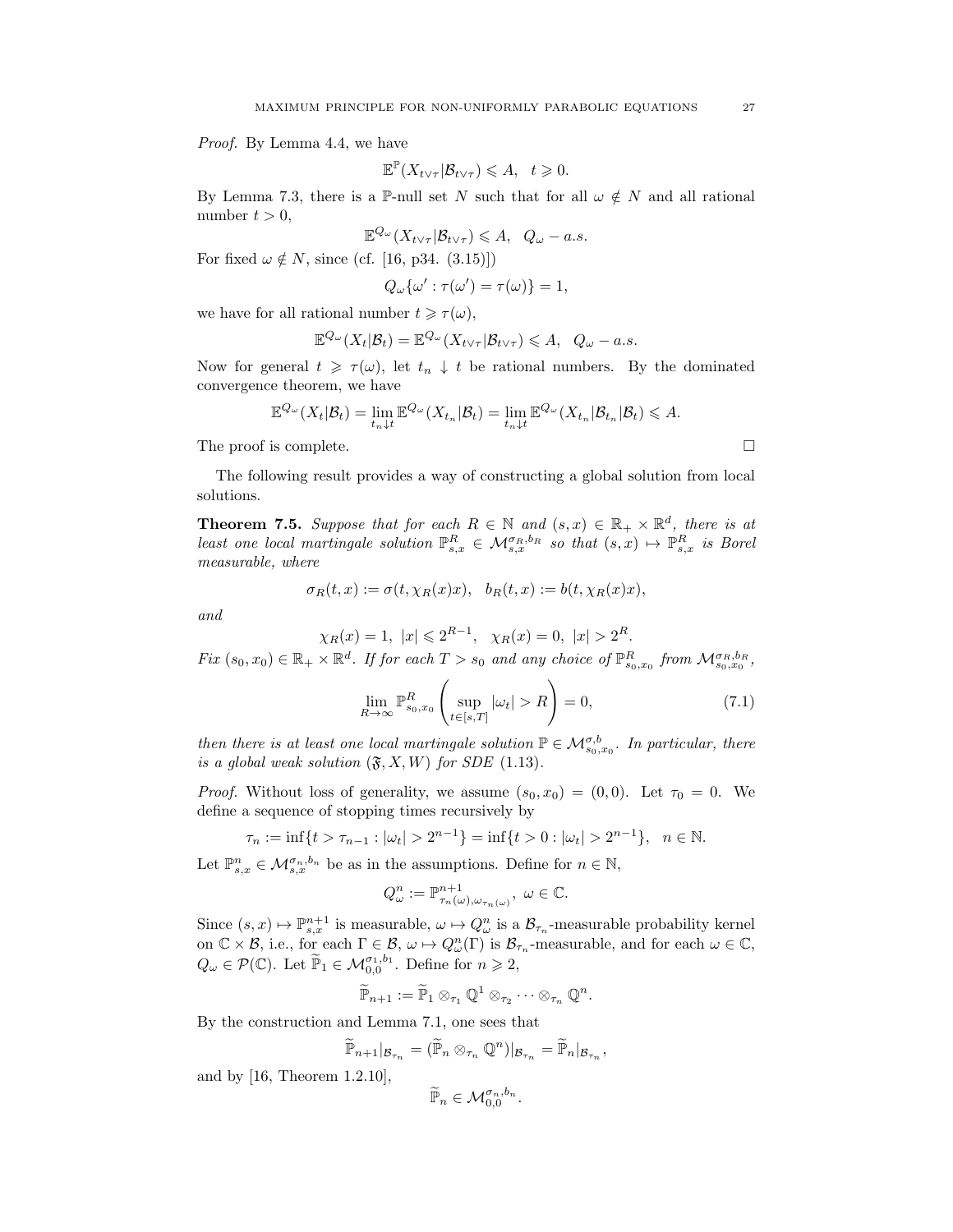*Proof.* By Lemma 4.4, we have

$$\mathbb{E}^{\mathbb{P}}(X_{t\vee\tau}|\mathcal{B}_{t\vee\tau}) \leqslant A, \quad t \geqslant 0.$$

By Lemma 7.3, there is a $\mathbb{P}$-null set $N$ such that for all $\omega \notin N$ and all rational number $t > 0$,

$$\mathbb{E}^{Q_\omega}(X_{t\vee\tau}|\mathcal{B}_{t\vee\tau}) \leqslant A, \quad Q_\omega - a.s.$$

For fixed $\omega \notin N$, since (cf. [16, p34. (3.15)])

$$Q_\omega\{\omega' : \tau(\omega') = \tau(\omega)\} = 1,$$

we have for all rational number $t \geqslant \tau(\omega)$,

$$\mathbb{E}^{Q_\omega}(X_t|\mathcal{B}_t) = \mathbb{E}^{Q_\omega}(X_{t\vee\tau}|\mathcal{B}_{t\vee\tau}) \leqslant A, \quad Q_\omega - a.s.$$

Now for general $t \geqslant \tau(\omega)$, let $t_n \downarrow t$ be rational numbers. By the dominated convergence theorem, we have

$$\mathbb{E}^{Q_\omega}(X_t|\mathcal{B}_t) = \lim_{t_n\downarrow t} \mathbb{E}^{Q_\omega}(X_{t_n}|\mathcal{B}_t) = \lim_{t_n\downarrow t} \mathbb{E}^{Q_\omega}(X_{t_n}|\mathcal{B}_{t_n}|\mathcal{B}_t) \leqslant A.$$

The proof is complete. □

The following result provides a way of constructing a global solution from local solutions.

**Theorem 7.5.** *Suppose that for each $R \in \mathbb{N}$ and $(s,x) \in \mathbb{R}_+ \times \mathbb{R}^d$, there is at least one local martingale solution $\mathbb{P}^R_{s,x} \in \mathcal{M}^{\sigma_R,b_R}_{s,x}$ so that $(s,x) \mapsto \mathbb{P}^R_{s,x}$ is Borel measurable, where*

$$\sigma_R(t,x) := \sigma(t, \chi_R(x)x), \quad b_R(t,x) := b(t, \chi_R(x)x),$$

*and*

$$\chi_R(x) = 1, \; |x| \leqslant 2^{R-1}, \quad \chi_R(x) = 0, \; |x| > 2^R.$$

*Fix $(s_0,x_0) \in \mathbb{R}_+ \times \mathbb{R}^d$. If for each $T > s_0$ and any choice of $\mathbb{P}^R_{s_0,x_0}$ from $\mathcal{M}^{\sigma_R,b_R}_{s_0,x_0}$,*

$$\lim_{R\to\infty} \mathbb{P}^R_{s_0,x_0}\left(\sup_{t\in[s,T]} |\omega_t| > R\right) = 0, \tag{7.1}$$

*then there is at least one local martingale solution $\mathbb{P} \in \mathcal{M}^{\sigma,b}_{s_0,x_0}$. In particular, there is a global weak solution $(\mathfrak{F}, X, W)$ for SDE (1.13).*

*Proof.* Without loss of generality, we assume $(s_0,x_0) = (0,0)$. Let $\tau_0 = 0$. We define a sequence of stopping times recursively by

$$\tau_n := \inf\{t > \tau_{n-1} : |\omega_t| > 2^{n-1}\} = \inf\{t > 0 : |\omega_t| > 2^{n-1}\}, \quad n \in \mathbb{N}.$$

Let $\mathbb{P}^n_{s,x} \in \mathcal{M}^{\sigma_n,b_n}_{s,x}$ be as in the assumptions. Define for $n \in \mathbb{N}$,

$$Q^n_\omega := \mathbb{P}^{n+1}_{\tau_n(\omega),\omega_{\tau_n(\omega)}}, \; \omega \in \mathbb{C}.$$

Since $(s,x) \mapsto \mathbb{P}^{n+1}_{s,x}$ is measurable, $\omega \mapsto Q^n_\omega$ is a $\mathcal{B}_{\tau_n}$-measurable probability kernel on $\mathbb{C} \times \mathcal{B}$, i.e., for each $\Gamma \in \mathcal{B}$, $\omega \mapsto Q^n_\omega(\Gamma)$ is $\mathcal{B}_{\tau_n}$-measurable, and for each $\omega \in \mathbb{C}$, $Q_\omega \in \mathcal{P}(\mathbb{C})$. Let $\widetilde{\mathbb{P}}_1 \in \mathcal{M}^{\sigma_1,b_1}_{0,0}$. Define for $n \geqslant 2$,

$$\widetilde{\mathbb{P}}_{n+1} := \widetilde{\mathbb{P}}_1 \otimes_{\tau_1} \mathbb{Q}^1 \otimes_{\tau_2} \cdots \otimes_{\tau_n} \mathbb{Q}^n.$$

By the construction and Lemma 7.1, one sees that

$$\widetilde{\mathbb{P}}_{n+1}|_{\mathcal{B}_{\tau_n}} = (\widetilde{\mathbb{P}}_n \otimes_{\tau_n} \mathbb{Q}^n)|_{\mathcal{B}_{\tau_n}} = \widetilde{\mathbb{P}}_n|_{\mathcal{B}_{\tau_n}},$$

and by [16, Theorem 1.2.10],

$$\widetilde{\mathbb{P}}_n \in \mathcal{M}^{\sigma_n,b_n}_{0,0}.$$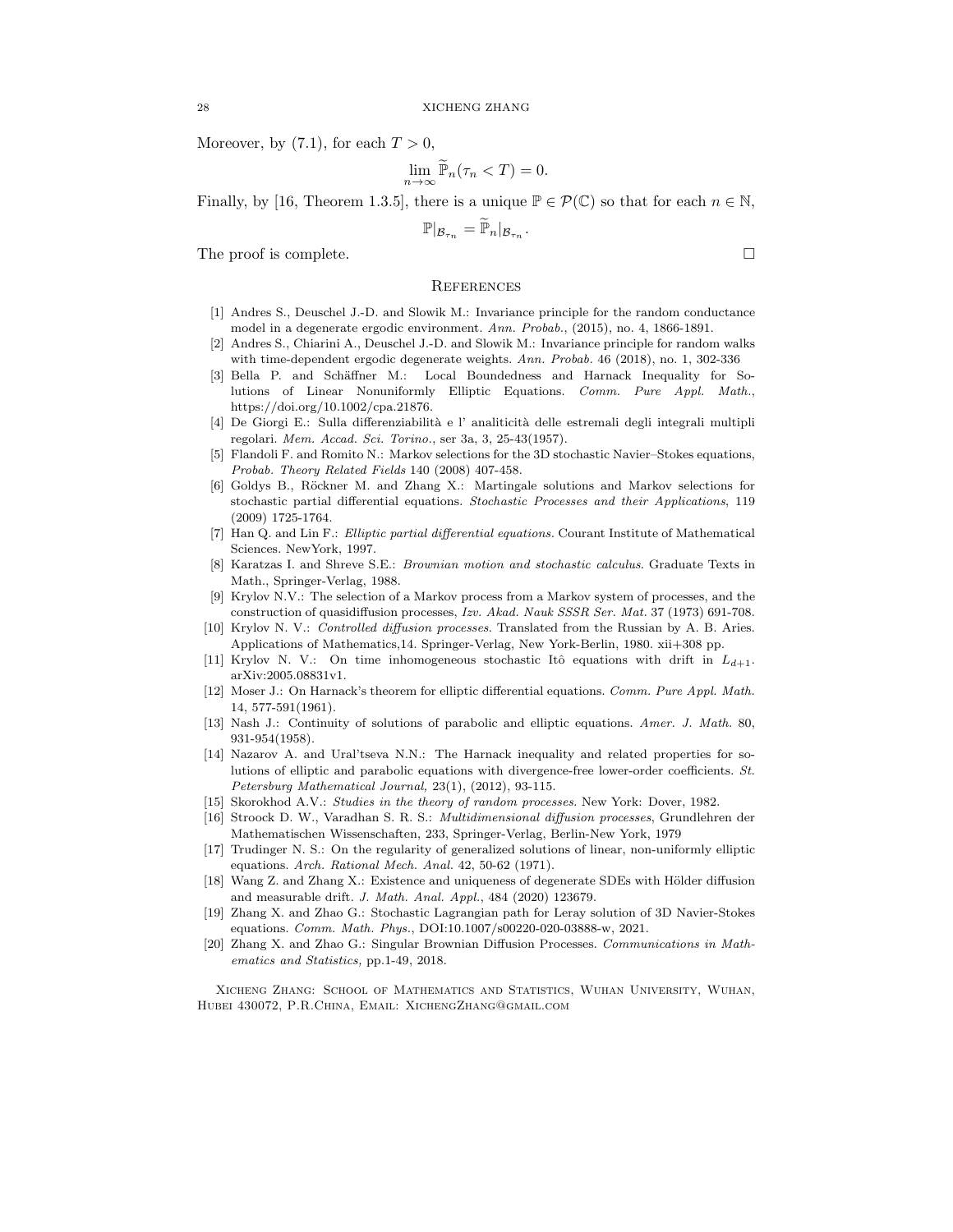Moreover, by (7.1), for each $T > 0$,

$$\lim_{n\to\infty} \widetilde{\mathbb{P}}_n(\tau_n < T) = 0.$$

Finally, by [16, Theorem 1.3.5], there is a unique $\mathbb{P} \in \mathcal{P}(\mathbb{C})$ so that for each $n \in \mathbb{N}$,

$$\mathbb{P}|_{\mathcal{B}_{\tau_n}} = \widetilde{\mathbb{P}}_n|_{\mathcal{B}_{\tau_n}}.$$

The proof is complete. □

## References

[1] Andres S., Deuschel J.-D. and Slowik M.: Invariance principle for the random conductance model in a degenerate ergodic environment. *Ann. Probab.*, (2015), no. 4, 1866-1891.

[2] Andres S., Chiarini A., Deuschel J.-D. and Slowik M.: Invariance principle for random walks with time-dependent ergodic degenerate weights. *Ann. Probab.* 46 (2018), no. 1, 302-336

[3] Bella P. and Schäffner M.: Local Boundedness and Harnack Inequality for Solutions of Linear Nonuniformly Elliptic Equations. *Comm. Pure Appl. Math.*, https://doi.org/10.1002/cpa.21876.

[4] De Giorgi E.: Sulla differenziabilità e l' analiticità delle estremali degli integrali multipli regolari. *Mem. Accad. Sci. Torino.*, ser 3a, 3, 25-43(1957).

[5] Flandoli F. and Romito N.: Markov selections for the 3D stochastic Navier–Stokes equations, *Probab. Theory Related Fields* 140 (2008) 407-458.

[6] Goldys B., Röckner M. and Zhang X.: Martingale solutions and Markov selections for stochastic partial differential equations. *Stochastic Processes and their Applications*, 119 (2009) 1725-1764.

[7] Han Q. and Lin F.: *Elliptic partial differential equations.* Courant Institute of Mathematical Sciences. NewYork, 1997.

[8] Karatzas I. and Shreve S.E.: *Brownian motion and stochastic calculus*. Graduate Texts in Math., Springer-Verlag, 1988.

[9] Krylov N.V.: The selection of a Markov process from a Markov system of processes, and the construction of quasidiffusion processes, *Izv. Akad. Nauk SSSR Ser. Mat.* 37 (1973) 691-708.

[10] Krylov N. V.: *Controlled diffusion processes.* Translated from the Russian by A. B. Aries. Applications of Mathematics,14. Springer-Verlag, New York-Berlin, 1980. xii+308 pp.

[11] Krylov N. V.: On time inhomogeneous stochastic Itô equations with drift in $L_{d+1}$. arXiv:2005.08831v1.

[12] Moser J.: On Harnack's theorem for elliptic differential equations. *Comm. Pure Appl. Math.* 14, 577-591(1961).

[13] Nash J.: Continuity of solutions of parabolic and elliptic equations. *Amer. J. Math.* 80, 931-954(1958).

[14] Nazarov A. and Ural'tseva N.N.: The Harnack inequality and related properties for solutions of elliptic and parabolic equations with divergence-free lower-order coefficients. *St. Petersburg Mathematical Journal*, 23(1), (2012), 93-115.

[15] Skorokhod A.V.: *Studies in the theory of random processes.* New York: Dover, 1982.

[16] Stroock D. W., Varadhan S. R. S.: *Multidimensional diffusion processes*, Grundlehren der Mathematischen Wissenschaften, 233, Springer-Verlag, Berlin-New York, 1979

[17] Trudinger N. S.: On the regularity of generalized solutions of linear, non-uniformly elliptic equations. *Arch. Rational Mech. Anal.* 42, 50-62 (1971).

[18] Wang Z. and Zhang X.: Existence and uniqueness of degenerate SDEs with Hölder diffusion and measurable drift. *J. Math. Anal. Appl.*, 484 (2020) 123679.

[19] Zhang X. and Zhao G.: Stochastic Lagrangian path for Leray solution of 3D Navier-Stokes equations. *Comm. Math. Phys.*, DOI:10.1007/s00220-020-03888-w, 2021.

[20] Zhang X. and Zhao G.: Singular Brownian Diffusion Processes. *Communications in Mathematics and Statistics,* pp.1-49, 2018.

Xicheng Zhang: School of Mathematics and Statistics, Wuhan University, Wuhan, Hubei 430072, P.R.China, Email: XichengZhang@gmail.com